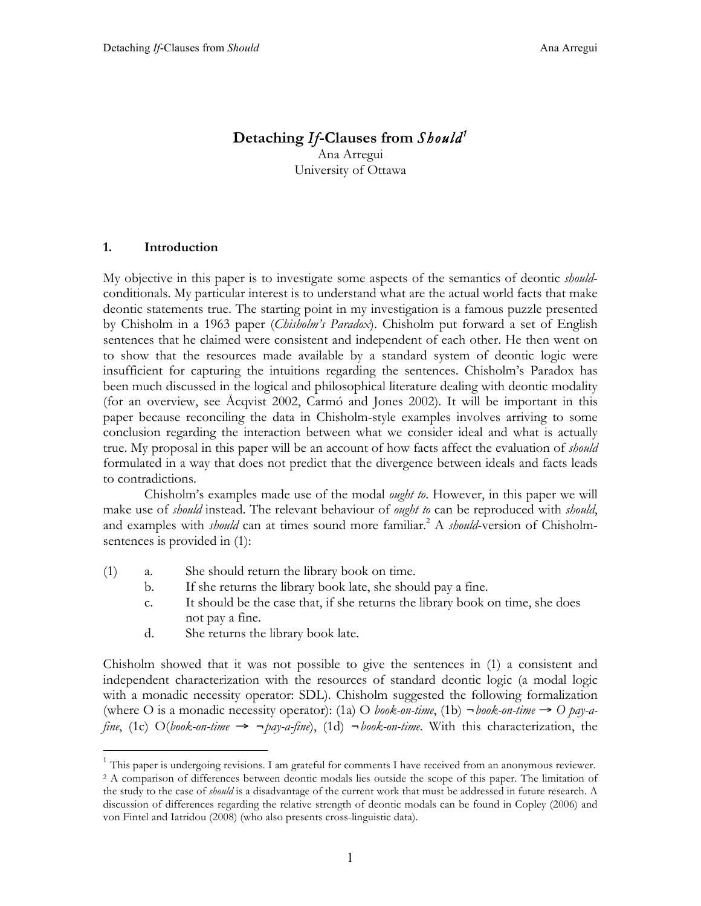# Detaching *If*-Clauses from *Should*[1]

Ana Arregui
University of Ottawa

## 1. Introduction

My objective in this paper is to investigate some aspects of the semantics of deontic *should*-conditionals. My particular interest is to understand what are the actual world facts that make deontic statements true. The starting point in my investigation is a famous puzzle presented by Chisholm in a 1963 paper (*Chisholm's Paradox*). Chisholm put forward a set of English sentences that he claimed were consistent and independent of each other. He then went on to show that the resources made available by a standard system of deontic logic were insufficient for capturing the intuitions regarding the sentences. Chisholm's Paradox has been much discussed in the logical and philosophical literature dealing with deontic modality (for an overview, see Åcqvist 2002, Carmó and Jones 2002). It will be important in this paper because reconciling the data in Chisholm-style examples involves arriving to some conclusion regarding the interaction between what we consider ideal and what is actually true. My proposal in this paper will be an account of how facts affect the evaluation of *should* formulated in a way that does not predict that the divergence between ideals and facts leads to contradictions.

Chisholm's examples made use of the modal *ought to*. However, in this paper we will make use of *should* instead. The relevant behaviour of *ought to* can be reproduced with *should*, and examples with *should* can at times sound more familiar.[2] A *should*-version of Chisholm-sentences is provided in (1):

(1)
a. She should return the library book on time.
b. If she returns the library book late, she should pay a fine.
c. It should be the case that, if she returns the library book on time, she does not pay a fine.
d. She returns the library book late.

Chisholm showed that it was not possible to give the sentences in (1) a consistent and independent characterization with the resources of standard deontic logic (a modal logic with a monadic necessity operator: SDL). Chisholm suggested the following formalization (where O is a monadic necessity operator): (1a) O *book-on-time*, (1b) ¬*book-on-time* → *O pay-a-fine*, (1c) O(*book-on-time* → ¬*pay-a-fine*), (1d) ¬*book-on-time*. With this characterization, the

---

[1] This paper is undergoing revisions. I am grateful for comments I have received from an anonymous reviewer.

[2] A comparison of differences between deontic modals lies outside the scope of this paper. The limitation of the study to the case of *should* is a disadvantage of the current work that must be addressed in future research. A discussion of differences regarding the relative strength of deontic modals can be found in Copley (2006) and von Fintel and Iatridou (2008) (who also presents cross-linguistic data).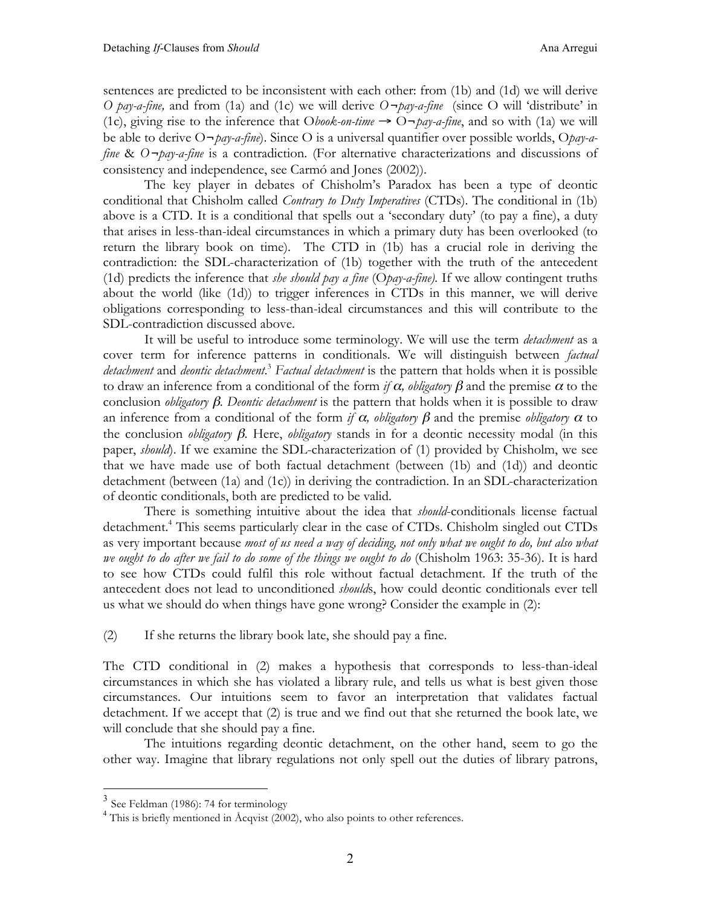sentences are predicted to be inconsistent with each other: from (1b) and (1d) we will derive *O pay-a-fine,* and from (1a) and (1c) we will derive *O¬pay-a-fine* (since O will 'distribute' in (1c), giving rise to the inference that O*book-on-time* → O¬*pay-a-fine*, and so with (1a) we will be able to derive O¬*pay-a-fine*). Since O is a universal quantifier over possible worlds, O*pay-a-fine* & *O¬pay-a-fine* is a contradiction. (For alternative characterizations and discussions of consistency and independence, see Carmó and Jones (2002)).

The key player in debates of Chisholm's Paradox has been a type of deontic conditional that Chisholm called *Contrary to Duty Imperatives* (CTDs). The conditional in (1b) above is a CTD. It is a conditional that spells out a 'secondary duty' (to pay a fine), a duty that arises in less-than-ideal circumstances in which a primary duty has been overlooked (to return the library book on time). The CTD in (1b) has a crucial role in deriving the contradiction: the SDL-characterization of (1b) together with the truth of the antecedent (1d) predicts the inference that *she should pay a fine* (O*pay-a-fine)*. If we allow contingent truths about the world (like (1d)) to trigger inferences in CTDs in this manner, we will derive obligations corresponding to less-than-ideal circumstances and this will contribute to the SDL-contradiction discussed above.

It will be useful to introduce some terminology. We will use the term *detachment* as a cover term for inference patterns in conditionals. We will distinguish between *factual detachment* and *deontic detachment*.[3] *Factual detachment* is the pattern that holds when it is possible to draw an inference from a conditional of the form *if* $\alpha$*, obligatory* $\beta$ and the premise $\alpha$ to the conclusion *obligatory* $\beta$*. Deontic detachment* is the pattern that holds when it is possible to draw an inference from a conditional of the form *if* $\alpha$*, obligatory* $\beta$ and the premise *obligatory* $\alpha$ to the conclusion *obligatory* $\beta$*.* Here, *obligatory* stands in for a deontic necessity modal (in this paper, *should*). If we examine the SDL-characterization of (1) provided by Chisholm, we see that we have made use of both factual detachment (between (1b) and (1d)) and deontic detachment (between (1a) and (1c)) in deriving the contradiction. In an SDL-characterization of deontic conditionals, both are predicted to be valid.

There is something intuitive about the idea that *should*-conditionals license factual detachment.[4] This seems particularly clear in the case of CTDs. Chisholm singled out CTDs as very important because *most of us need a way of deciding, not only what we ought to do, but also what we ought to do after we fail to do some of the things we ought to do* (Chisholm 1963: 35-36). It is hard to see how CTDs could fulfil this role without factual detachment. If the truth of the antecedent does not lead to unconditioned *should*s, how could deontic conditionals ever tell us what we should do when things have gone wrong? Consider the example in (2):

(2) If she returns the library book late, she should pay a fine.

The CTD conditional in (2) makes a hypothesis that corresponds to less-than-ideal circumstances in which she has violated a library rule, and tells us what is best given those circumstances. Our intuitions seem to favor an interpretation that validates factual detachment. If we accept that (2) is true and we find out that she returned the book late, we will conclude that she should pay a fine.

The intuitions regarding deontic detachment, on the other hand, seem to go the other way. Imagine that library regulations not only spell out the duties of library patrons,

---

[3] See Feldman (1986): 74 for terminology

[4] This is briefly mentioned in Åcqvist (2002), who also points to other references.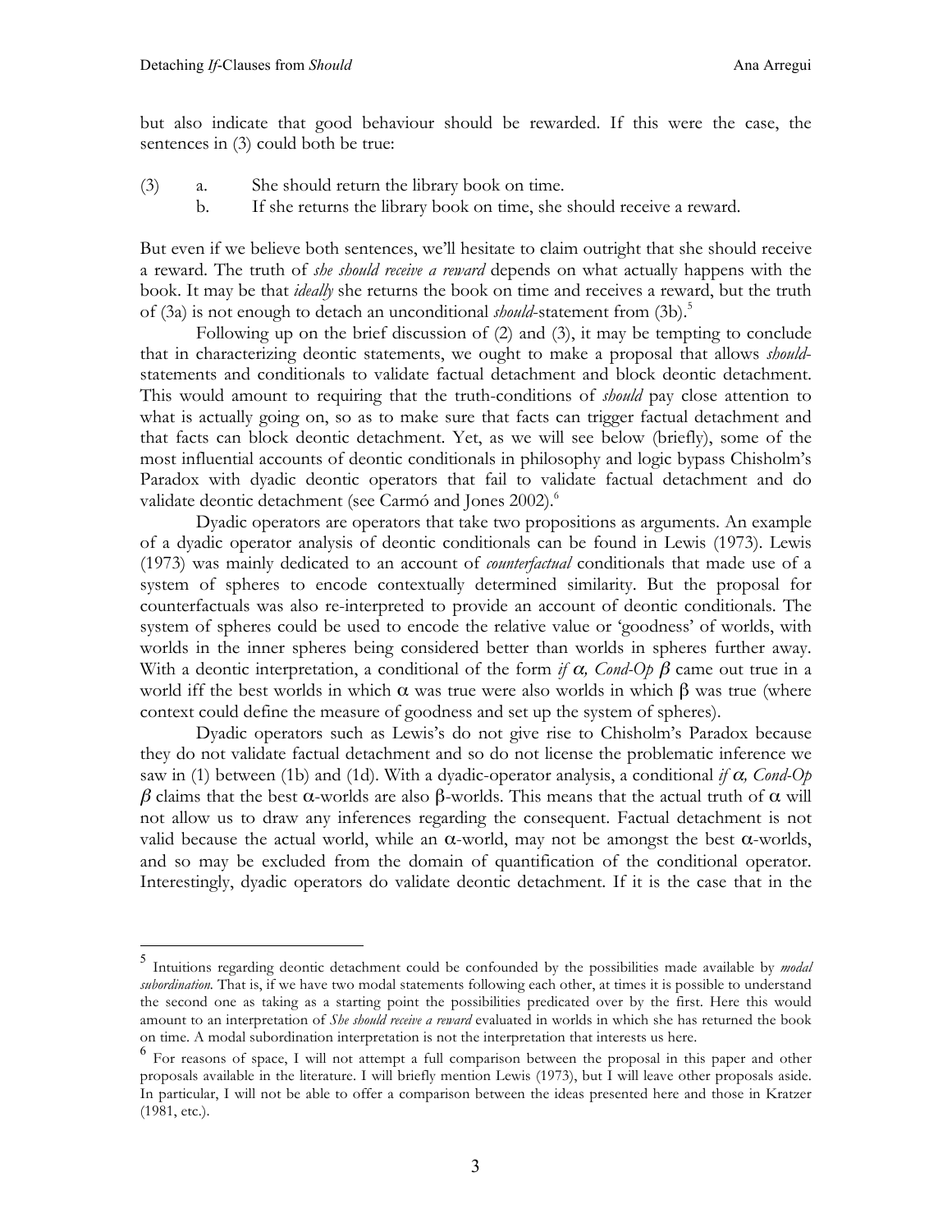but also indicate that good behaviour should be rewarded. If this were the case, the sentences in (3) could both be true:

(3) a. She should return the library book on time.
    b. If she returns the library book on time, she should receive a reward.

But even if we believe both sentences, we'll hesitate to claim outright that she should receive a reward. The truth of *she should receive a reward* depends on what actually happens with the book. It may be that *ideally* she returns the book on time and receives a reward, but the truth of (3a) is not enough to detach an unconditional *should*-statement from (3b).[5]

Following up on the brief discussion of (2) and (3), it may be tempting to conclude that in characterizing deontic statements, we ought to make a proposal that allows *should*-statements and conditionals to validate factual detachment and block deontic detachment. This would amount to requiring that the truth-conditions of *should* pay close attention to what is actually going on, so as to make sure that facts can trigger factual detachment and that facts can block deontic detachment. Yet, as we will see below (briefly), some of the most influential accounts of deontic conditionals in philosophy and logic bypass Chisholm's Paradox with dyadic deontic operators that fail to validate factual detachment and do validate deontic detachment (see Carmó and Jones 2002).[6]

Dyadic operators are operators that take two propositions as arguments. An example of a dyadic operator analysis of deontic conditionals can be found in Lewis (1973). Lewis (1973) was mainly dedicated to an account of *counterfactual* conditionals that made use of a system of spheres to encode contextually determined similarity. But the proposal for counterfactuals was also re-interpreted to provide an account of deontic conditionals. The system of spheres could be used to encode the relative value or 'goodness' of worlds, with worlds in the inner spheres being considered better than worlds in spheres further away. With a deontic interpretation, a conditional of the form *if* $\alpha$*, Cond-Op* $\beta$ came out true in a world iff the best worlds in which $\alpha$ was true were also worlds in which $\beta$ was true (where context could define the measure of goodness and set up the system of spheres).

Dyadic operators such as Lewis's do not give rise to Chisholm's Paradox because they do not validate factual detachment and so do not license the problematic inference we saw in (1) between (1b) and (1d). With a dyadic-operator analysis, a conditional *if* $\alpha$*, Cond-Op* $\beta$ claims that the best $\alpha$-worlds are also $\beta$-worlds. This means that the actual truth of $\alpha$ will not allow us to draw any inferences regarding the consequent. Factual detachment is not valid because the actual world, while an $\alpha$-world, may not be amongst the best $\alpha$-worlds, and so may be excluded from the domain of quantification of the conditional operator. Interestingly, dyadic operators do validate deontic detachment. If it is the case that in the

---

[5] Intuitions regarding deontic detachment could be confounded by the possibilities made available by *modal subordination*. That is, if we have two modal statements following each other, at times it is possible to understand the second one as taking as a starting point the possibilities predicated over by the first. Here this would amount to an interpretation of *She should receive a reward* evaluated in worlds in which she has returned the book on time. A modal subordination interpretation is not the interpretation that interests us here.

[6] For reasons of space, I will not attempt a full comparison between the proposal in this paper and other proposals available in the literature. I will briefly mention Lewis (1973), but I will leave other proposals aside. In particular, I will not be able to offer a comparison between the ideas presented here and those in Kratzer (1981, etc.).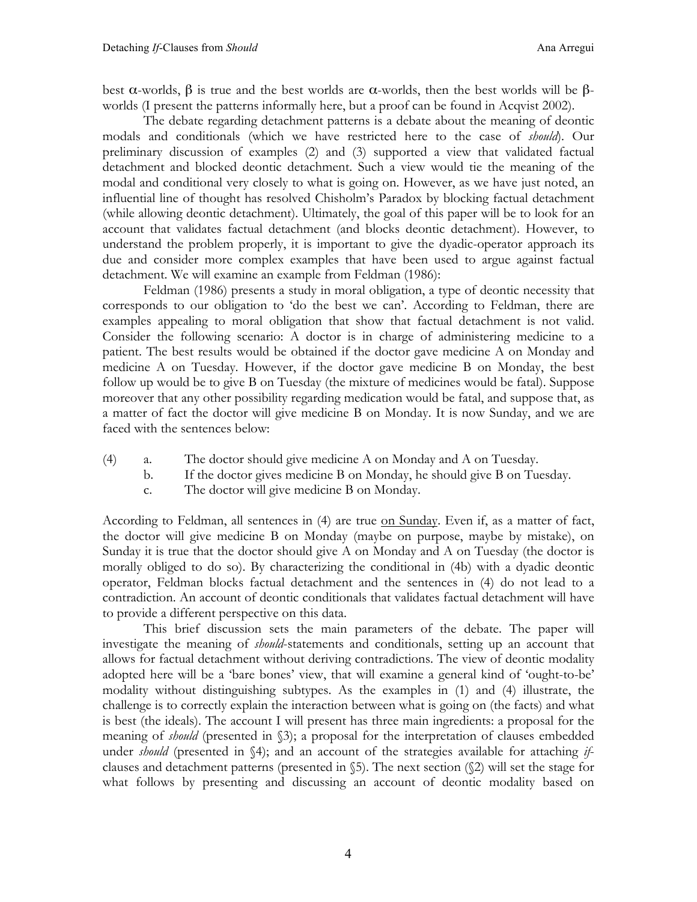best $\alpha$-worlds, $\beta$ is true and the best worlds are $\alpha$-worlds, then the best worlds will be $\beta$-worlds (I present the patterns informally here, but a proof can be found in Acqvist 2002).

The debate regarding detachment patterns is a debate about the meaning of deontic modals and conditionals (which we have restricted here to the case of *should*). Our preliminary discussion of examples (2) and (3) supported a view that validated factual detachment and blocked deontic detachment. Such a view would tie the meaning of the modal and conditional very closely to what is going on. However, as we have just noted, an influential line of thought has resolved Chisholm's Paradox by blocking factual detachment (while allowing deontic detachment). Ultimately, the goal of this paper will be to look for an account that validates factual detachment (and blocks deontic detachment). However, to understand the problem properly, it is important to give the dyadic-operator approach its due and consider more complex examples that have been used to argue against factual detachment. We will examine an example from Feldman (1986):

Feldman (1986) presents a study in moral obligation, a type of deontic necessity that corresponds to our obligation to 'do the best we can'. According to Feldman, there are examples appealing to moral obligation that show that factual detachment is not valid. Consider the following scenario: A doctor is in charge of administering medicine to a patient. The best results would be obtained if the doctor gave medicine A on Monday and medicine A on Tuesday. However, if the doctor gave medicine B on Monday, the best follow up would be to give B on Tuesday (the mixture of medicines would be fatal). Suppose moreover that any other possibility regarding medication would be fatal, and suppose that, as a matter of fact the doctor will give medicine B on Monday. It is now Sunday, and we are faced with the sentences below:

(4) a. The doctor should give medicine A on Monday and A on Tuesday.
 b. If the doctor gives medicine B on Monday, he should give B on Tuesday.
 c. The doctor will give medicine B on Monday.

According to Feldman, all sentences in (4) are true <u>on Sunday</u>. Even if, as a matter of fact, the doctor will give medicine B on Monday (maybe on purpose, maybe by mistake), on Sunday it is true that the doctor should give A on Monday and A on Tuesday (the doctor is morally obliged to do so). By characterizing the conditional in (4b) with a dyadic deontic operator, Feldman blocks factual detachment and the sentences in (4) do not lead to a contradiction. An account of deontic conditionals that validates factual detachment will have to provide a different perspective on this data.

This brief discussion sets the main parameters of the debate. The paper will investigate the meaning of *should*-statements and conditionals, setting up an account that allows for factual detachment without deriving contradictions. The view of deontic modality adopted here will be a 'bare bones' view, that will examine a general kind of 'ought-to-be' modality without distinguishing subtypes. As the examples in (1) and (4) illustrate, the challenge is to correctly explain the interaction between what is going on (the facts) and what is best (the ideals). The account I will present has three main ingredients: a proposal for the meaning of *should* (presented in §3); a proposal for the interpretation of clauses embedded under *should* (presented in §4); and an account of the strategies available for attaching *if*-clauses and detachment patterns (presented in §5). The next section (§2) will set the stage for what follows by presenting and discussing an account of deontic modality based on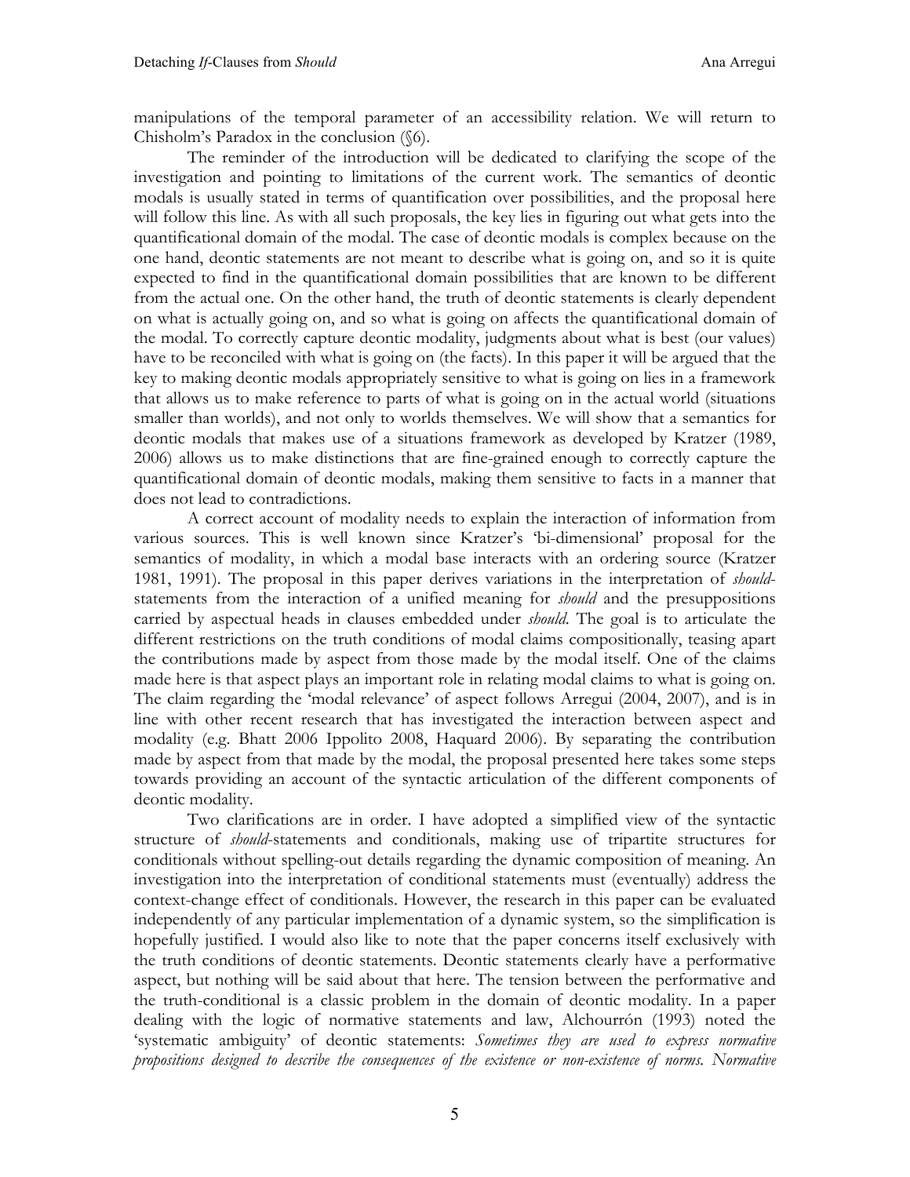manipulations of the temporal parameter of an accessibility relation. We will return to Chisholm's Paradox in the conclusion (§6).

The reminder of the introduction will be dedicated to clarifying the scope of the investigation and pointing to limitations of the current work. The semantics of deontic modals is usually stated in terms of quantification over possibilities, and the proposal here will follow this line. As with all such proposals, the key lies in figuring out what gets into the quantificational domain of the modal. The case of deontic modals is complex because on the one hand, deontic statements are not meant to describe what is going on, and so it is quite expected to find in the quantificational domain possibilities that are known to be different from the actual one. On the other hand, the truth of deontic statements is clearly dependent on what is actually going on, and so what is going on affects the quantificational domain of the modal. To correctly capture deontic modality, judgments about what is best (our values) have to be reconciled with what is going on (the facts). In this paper it will be argued that the key to making deontic modals appropriately sensitive to what is going on lies in a framework that allows us to make reference to parts of what is going on in the actual world (situations smaller than worlds), and not only to worlds themselves. We will show that a semantics for deontic modals that makes use of a situations framework as developed by Kratzer (1989, 2006) allows us to make distinctions that are fine-grained enough to correctly capture the quantificational domain of deontic modals, making them sensitive to facts in a manner that does not lead to contradictions.

A correct account of modality needs to explain the interaction of information from various sources. This is well known since Kratzer's 'bi-dimensional' proposal for the semantics of modality, in which a modal base interacts with an ordering source (Kratzer 1981, 1991). The proposal in this paper derives variations in the interpretation of *should*-statements from the interaction of a unified meaning for *should* and the presuppositions carried by aspectual heads in clauses embedded under *should*. The goal is to articulate the different restrictions on the truth conditions of modal claims compositionally, teasing apart the contributions made by aspect from those made by the modal itself. One of the claims made here is that aspect plays an important role in relating modal claims to what is going on. The claim regarding the 'modal relevance' of aspect follows Arregui (2004, 2007), and is in line with other recent research that has investigated the interaction between aspect and modality (e.g. Bhatt 2006 Ippolito 2008, Haquard 2006). By separating the contribution made by aspect from that made by the modal, the proposal presented here takes some steps towards providing an account of the syntactic articulation of the different components of deontic modality.

Two clarifications are in order. I have adopted a simplified view of the syntactic structure of *should*-statements and conditionals, making use of tripartite structures for conditionals without spelling-out details regarding the dynamic composition of meaning. An investigation into the interpretation of conditional statements must (eventually) address the context-change effect of conditionals. However, the research in this paper can be evaluated independently of any particular implementation of a dynamic system, so the simplification is hopefully justified. I would also like to note that the paper concerns itself exclusively with the truth conditions of deontic statements. Deontic statements clearly have a performative aspect, but nothing will be said about that here. The tension between the performative and the truth-conditional is a classic problem in the domain of deontic modality. In a paper dealing with the logic of normative statements and law, Alchourrón (1993) noted the 'systematic ambiguity' of deontic statements: *Sometimes they are used to express normative propositions designed to describe the consequences of the existence or non-existence of norms. Normative*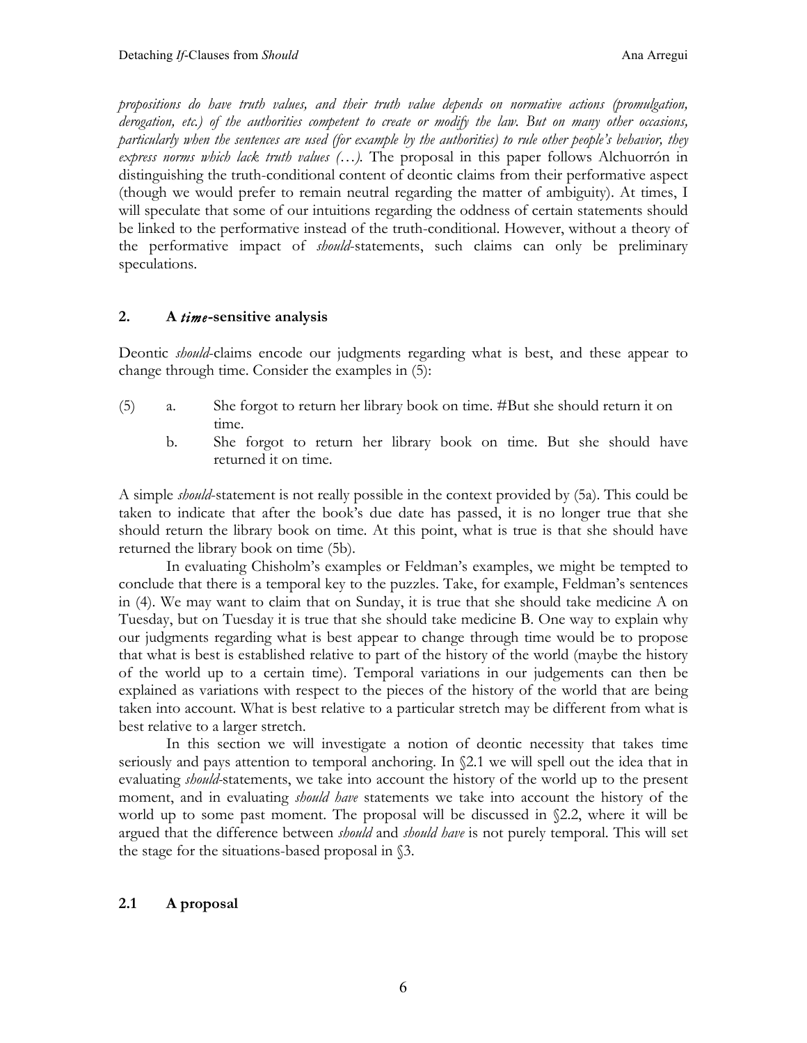*propositions do have truth values, and their truth value depends on normative actions (promulgation, derogation, etc.) of the authorities competent to create or modify the law. But on many other occasions, particularly when the sentences are used (for example by the authorities) to rule other people's behavior, they express norms which lack truth values (…).* The proposal in this paper follows Alchuorrón in distinguishing the truth-conditional content of deontic claims from their performative aspect (though we would prefer to remain neutral regarding the matter of ambiguity). At times, I will speculate that some of our intuitions regarding the oddness of certain statements should be linked to the performative instead of the truth-conditional. However, without a theory of the performative impact of *should*-statements, such claims can only be preliminary speculations.

## 2. A *time*-sensitive analysis

Deontic *should*-claims encode our judgments regarding what is best, and these appear to change through time. Consider the examples in (5):

(5) a. She forgot to return her library book on time. #But she should return it on time.

b. She forgot to return her library book on time. But she should have returned it on time.

A simple *should*-statement is not really possible in the context provided by (5a). This could be taken to indicate that after the book's due date has passed, it is no longer true that she should return the library book on time. At this point, what is true is that she should have returned the library book on time (5b).

In evaluating Chisholm's examples or Feldman's examples, we might be tempted to conclude that there is a temporal key to the puzzles. Take, for example, Feldman's sentences in (4). We may want to claim that on Sunday, it is true that she should take medicine A on Tuesday, but on Tuesday it is true that she should take medicine B. One way to explain why our judgments regarding what is best appear to change through time would be to propose that what is best is established relative to part of the history of the world (maybe the history of the world up to a certain time). Temporal variations in our judgements can then be explained as variations with respect to the pieces of the history of the world that are being taken into account. What is best relative to a particular stretch may be different from what is best relative to a larger stretch.

In this section we will investigate a notion of deontic necessity that takes time seriously and pays attention to temporal anchoring. In §2.1 we will spell out the idea that in evaluating *should*-statements, we take into account the history of the world up to the present moment, and in evaluating *should have* statements we take into account the history of the world up to some past moment. The proposal will be discussed in §2.2, where it will be argued that the difference between *should* and *should have* is not purely temporal. This will set the stage for the situations-based proposal in §3.

### 2.1 A proposal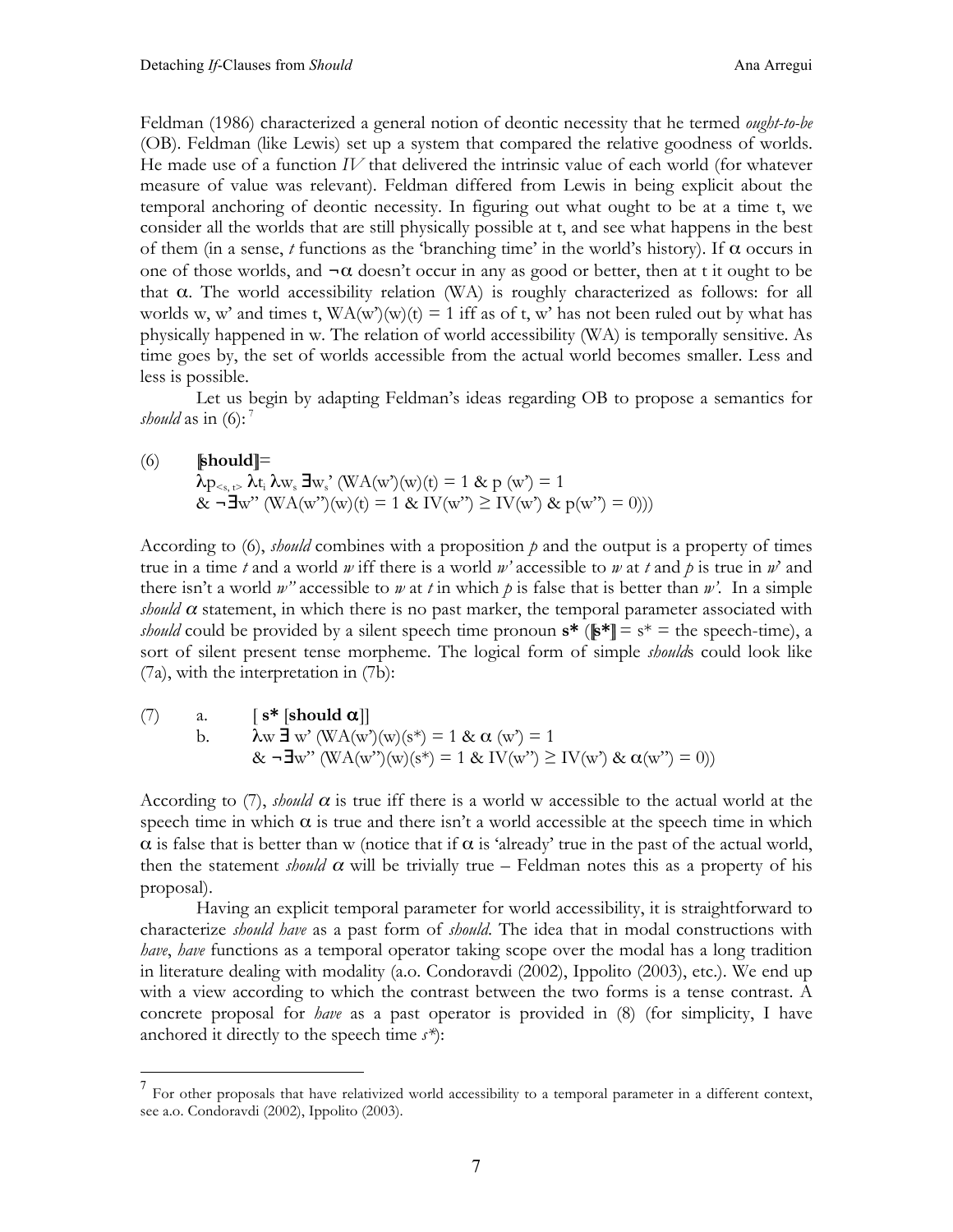Feldman (1986) characterized a general notion of deontic necessity that he termed *ought-to-be* (OB). Feldman (like Lewis) set up a system that compared the relative goodness of worlds. He made use of a function *IV* that delivered the intrinsic value of each world (for whatever measure of value was relevant). Feldman differed from Lewis in being explicit about the temporal anchoring of deontic necessity. In figuring out what ought to be at a time t, we consider all the worlds that are still physically possible at t, and see what happens in the best of them (in a sense, *t* functions as the 'branching time' in the world's history). If $\alpha$ occurs in one of those worlds, and $\neg\alpha$ doesn't occur in any as good or better, then at t it ought to be that $\alpha$. The world accessibility relation (WA) is roughly characterized as follows: for all worlds w, w' and times t, WA(w')(w)(t) = 1 iff as of t, w' has not been ruled out by what has physically happened in w. The relation of world accessibility (WA) is temporally sensitive. As time goes by, the set of worlds accessible from the actual world becomes smaller. Less and less is possible.

Let us begin by adapting Feldman's ideas regarding OB to propose a semantics for *should* as in (6):[7]

(6) $[\![\textbf{should}]\!]$=
$\lambda p_{<s,t>}\, \lambda t_i\, \lambda w_s\, \exists w_s'\, (WA(w')(w)(t) = 1\ \&\ p\,(w') = 1$
$\&\ \neg\exists w''\, (WA(w'')(w)(t) = 1\ \&\ IV(w'') \geq IV(w')\ \&\ p(w'') = 0)))$

According to (6), *should* combines with a proposition *p* and the output is a property of times true in a time *t* and a world *w* iff there is a world *w'* accessible to *w* at *t* and *p* is true in *w'* and there isn't a world *w''* accessible to *w* at *t* in which *p* is false that is better than *w'*. In a simple *should* $\alpha$ statement, in which there is no past marker, the temporal parameter associated with *should* could be provided by a silent speech time pronoun **s\*** ($[\![\textbf{s*}]\!]$ = s\* = the speech-time), a sort of silent present tense morpheme. The logical form of simple *should*s could look like (7a), with the interpretation in (7b):

(7) a. [ **s\*** [**should** $\boldsymbol{\alpha}$]]
b. $\lambda w\, \exists\, w'\, (WA(w')(w)(s^*) = 1\ \&\ \alpha\,(w') = 1$
$\&\ \neg\exists w''\, (WA(w'')(w)(s^*) = 1\ \&\ IV(w'') \geq IV(w')\ \&\ \alpha(w'') = 0))$

According to (7), *should* $\alpha$ is true iff there is a world w accessible to the actual world at the speech time in which $\alpha$ is true and there isn't a world accessible at the speech time in which $\alpha$ is false that is better than w (notice that if $\alpha$ is 'already' true in the past of the actual world, then the statement *should* $\alpha$ will be trivially true – Feldman notes this as a property of his proposal).

Having an explicit temporal parameter for world accessibility, it is straightforward to characterize *should have* as a past form of *should*. The idea that in modal constructions with *have*, *have* functions as a temporal operator taking scope over the modal has a long tradition in literature dealing with modality (a.o. Condoravdi (2002), Ippolito (2003), etc.). We end up with a view according to which the contrast between the two forms is a tense contrast. A concrete proposal for *have* as a past operator is provided in (8) (for simplicity, I have anchored it directly to the speech time *s\**):

---

[7] For other proposals that have relativized world accessibility to a temporal parameter in a different context, see a.o. Condoravdi (2002), Ippolito (2003).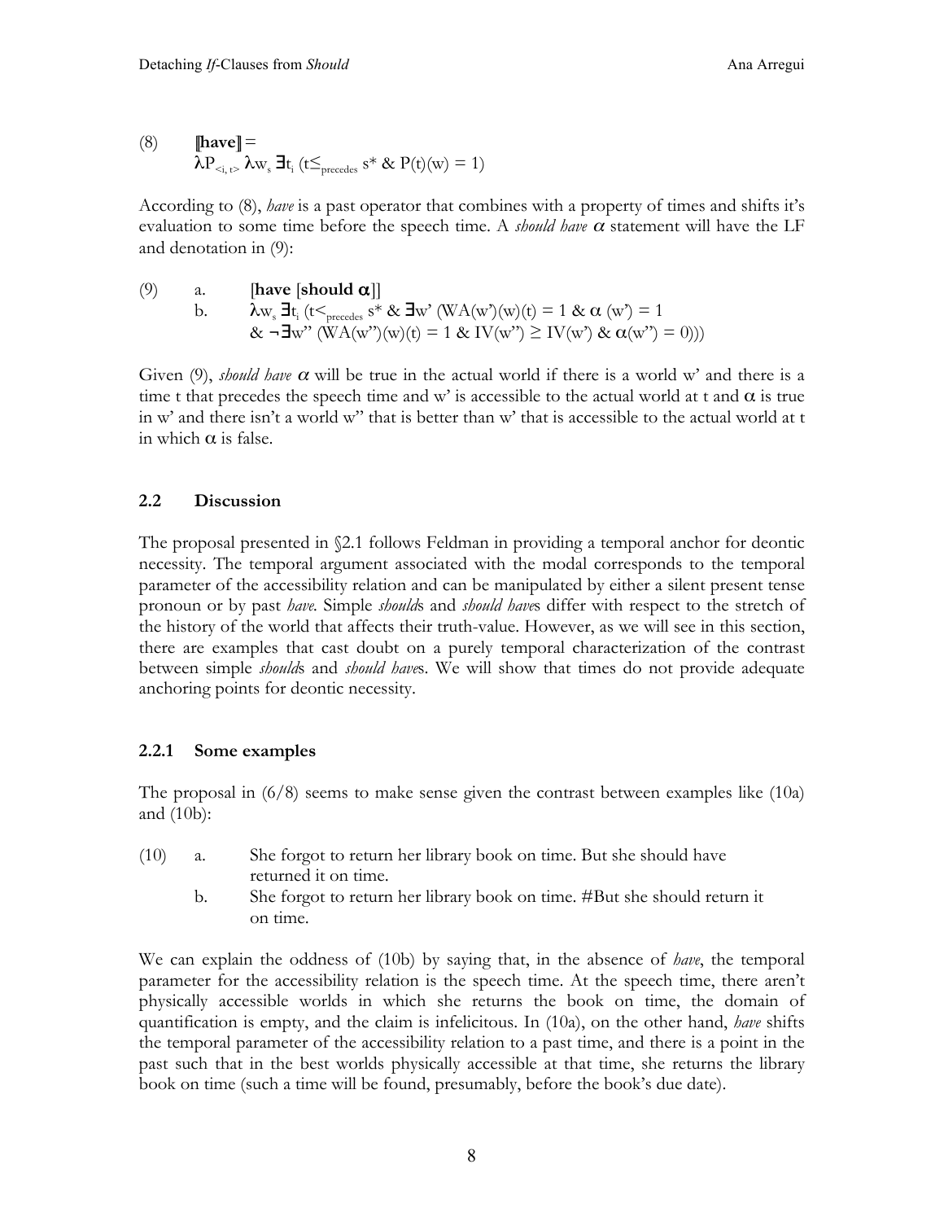(8) $[\![\textbf{have}]\!] =$
$\lambda P_{<i,t>}\ \lambda w_s\ \exists t_i\ (t \leq_{\text{precedes}} s^* \ \&\ P(t)(w) = 1)$

According to (8), *have* is a past operator that combines with a property of times and shifts it's evaluation to some time before the speech time. A *should have* $\alpha$ statement will have the LF and denotation in (9):

(9) a. [**have** [**should** $\boldsymbol{\alpha}$]]

b. $\lambda w_s\ \exists t_i\ (t <_{\text{precedes}} s^* \ \&\ \exists w'\ (\text{WA}(w')(w)(t) = 1 \ \&\ \alpha\ (w') = 1$
$\&\ \neg\exists w''\ (\text{WA}(w'')(w)(t) = 1 \ \&\ \text{IV}(w'') \geq \text{IV}(w') \ \&\ \alpha(w'') = 0)))$

Given (9), *should have* $\alpha$ will be true in the actual world if there is a world w' and there is a time t that precedes the speech time and w' is accessible to the actual world at t and $\alpha$ is true in w' and there isn't a world w'' that is better than w' that is accessible to the actual world at t in which $\alpha$ is false.

## 2.2 Discussion

The proposal presented in §2.1 follows Feldman in providing a temporal anchor for deontic necessity. The temporal argument associated with the modal corresponds to the temporal parameter of the accessibility relation and can be manipulated by either a silent present tense pronoun or by past *have*. Simple *should*s and *should have*s differ with respect to the stretch of the history of the world that affects their truth-value. However, as we will see in this section, there are examples that cast doubt on a purely temporal characterization of the contrast between simple *should*s and *should have*s. We will show that times do not provide adequate anchoring points for deontic necessity.

### 2.2.1 Some examples

The proposal in (6/8) seems to make sense given the contrast between examples like (10a) and (10b):

(10) a. She forgot to return her library book on time. But she should have returned it on time.

b. She forgot to return her library book on time. #But she should return it on time.

We can explain the oddness of (10b) by saying that, in the absence of *have*, the temporal parameter for the accessibility relation is the speech time. At the speech time, there aren't physically accessible worlds in which she returns the book on time, the domain of quantification is empty, and the claim is infelicitous. In (10a), on the other hand, *have* shifts the temporal parameter of the accessibility relation to a past time, and there is a point in the past such that in the best worlds physically accessible at that time, she returns the library book on time (such a time will be found, presumably, before the book's due date).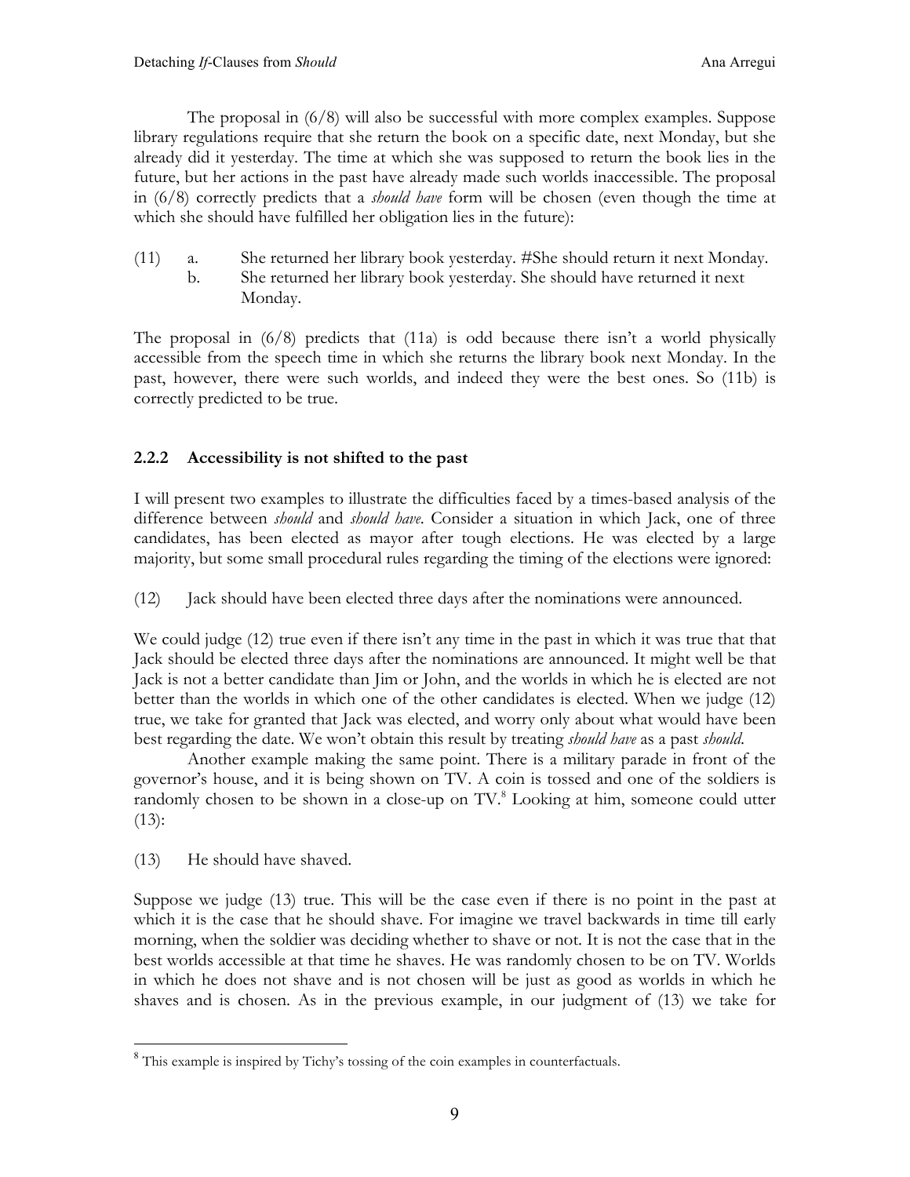The proposal in (6/8) will also be successful with more complex examples. Suppose library regulations require that she return the book on a specific date, next Monday, but she already did it yesterday. The time at which she was supposed to return the book lies in the future, but her actions in the past have already made such worlds inaccessible. The proposal in (6/8) correctly predicts that a *should have* form will be chosen (even though the time at which she should have fulfilled her obligation lies in the future):

(11) a. She returned her library book yesterday. #She should return it next Monday.
b. She returned her library book yesterday. She should have returned it next Monday.

The proposal in (6/8) predicts that (11a) is odd because there isn't a world physically accessible from the speech time in which she returns the library book next Monday. In the past, however, there were such worlds, and indeed they were the best ones. So (11b) is correctly predicted to be true.

### 2.2.2 Accessibility is not shifted to the past

I will present two examples to illustrate the difficulties faced by a times-based analysis of the difference between *should* and *should have*. Consider a situation in which Jack, one of three candidates, has been elected as mayor after tough elections. He was elected by a large majority, but some small procedural rules regarding the timing of the elections were ignored:

(12) Jack should have been elected three days after the nominations were announced.

We could judge (12) true even if there isn't any time in the past in which it was true that that Jack should be elected three days after the nominations are announced. It might well be that Jack is not a better candidate than Jim or John, and the worlds in which he is elected are not better than the worlds in which one of the other candidates is elected. When we judge (12) true, we take for granted that Jack was elected, and worry only about what would have been best regarding the date. We won't obtain this result by treating *should have* as a past *should*.

Another example making the same point. There is a military parade in front of the governor's house, and it is being shown on TV. A coin is tossed and one of the soldiers is randomly chosen to be shown in a close-up on TV.[8] Looking at him, someone could utter (13):

(13) He should have shaved.

Suppose we judge (13) true. This will be the case even if there is no point in the past at which it is the case that he should shave. For imagine we travel backwards in time till early morning, when the soldier was deciding whether to shave or not. It is not the case that in the best worlds accessible at that time he shaves. He was randomly chosen to be on TV. Worlds in which he does not shave and is not chosen will be just as good as worlds in which he shaves and is chosen. As in the previous example, in our judgment of (13) we take for

[8] This example is inspired by Tichy's tossing of the coin examples in counterfactuals.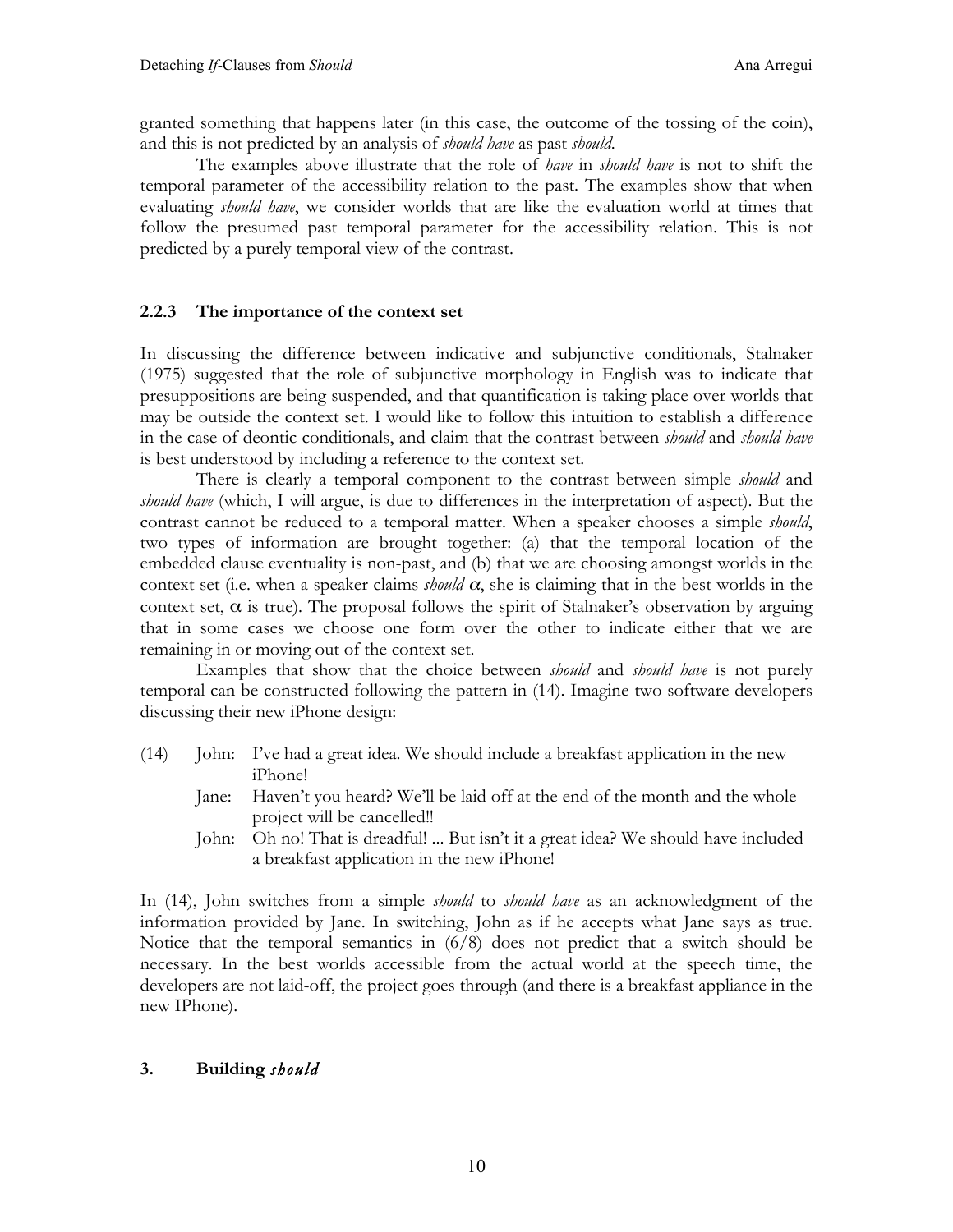granted something that happens later (in this case, the outcome of the tossing of the coin), and this is not predicted by an analysis of *should have* as past *should*.

The examples above illustrate that the role of *have* in *should have* is not to shift the temporal parameter of the accessibility relation to the past. The examples show that when evaluating *should have*, we consider worlds that are like the evaluation world at times that follow the presumed past temporal parameter for the accessibility relation. This is not predicted by a purely temporal view of the contrast.

### 2.2.3 The importance of the context set

In discussing the difference between indicative and subjunctive conditionals, Stalnaker (1975) suggested that the role of subjunctive morphology in English was to indicate that presuppositions are being suspended, and that quantification is taking place over worlds that may be outside the context set. I would like to follow this intuition to establish a difference in the case of deontic conditionals, and claim that the contrast between *should* and *should have* is best understood by including a reference to the context set.

There is clearly a temporal component to the contrast between simple *should* and *should have* (which, I will argue, is due to differences in the interpretation of aspect). But the contrast cannot be reduced to a temporal matter. When a speaker chooses a simple *should*, two types of information are brought together: (a) that the temporal location of the embedded clause eventuality is non-past, and (b) that we are choosing amongst worlds in the context set (i.e. when a speaker claims *should* $\alpha$, she is claiming that in the best worlds in the context set, $\alpha$ is true). The proposal follows the spirit of Stalnaker's observation by arguing that in some cases we choose one form over the other to indicate either that we are remaining in or moving out of the context set.

Examples that show that the choice between *should* and *should have* is not purely temporal can be constructed following the pattern in (14). Imagine two software developers discussing their new iPhone design:

(14) John: I've had a great idea. We should include a breakfast application in the new iPhone!
Jane: Haven't you heard? We'll be laid off at the end of the month and the whole project will be cancelled!!
John: Oh no! That is dreadful! ... But isn't it a great idea? We should have included a breakfast application in the new iPhone!

In (14), John switches from a simple *should* to *should have* as an acknowledgment of the information provided by Jane. In switching, John as if he accepts what Jane says as true. Notice that the temporal semantics in (6/8) does not predict that a switch should be necessary. In the best worlds accessible from the actual world at the speech time, the developers are not laid-off, the project goes through (and there is a breakfast appliance in the new IPhone).

## 3. Building *should*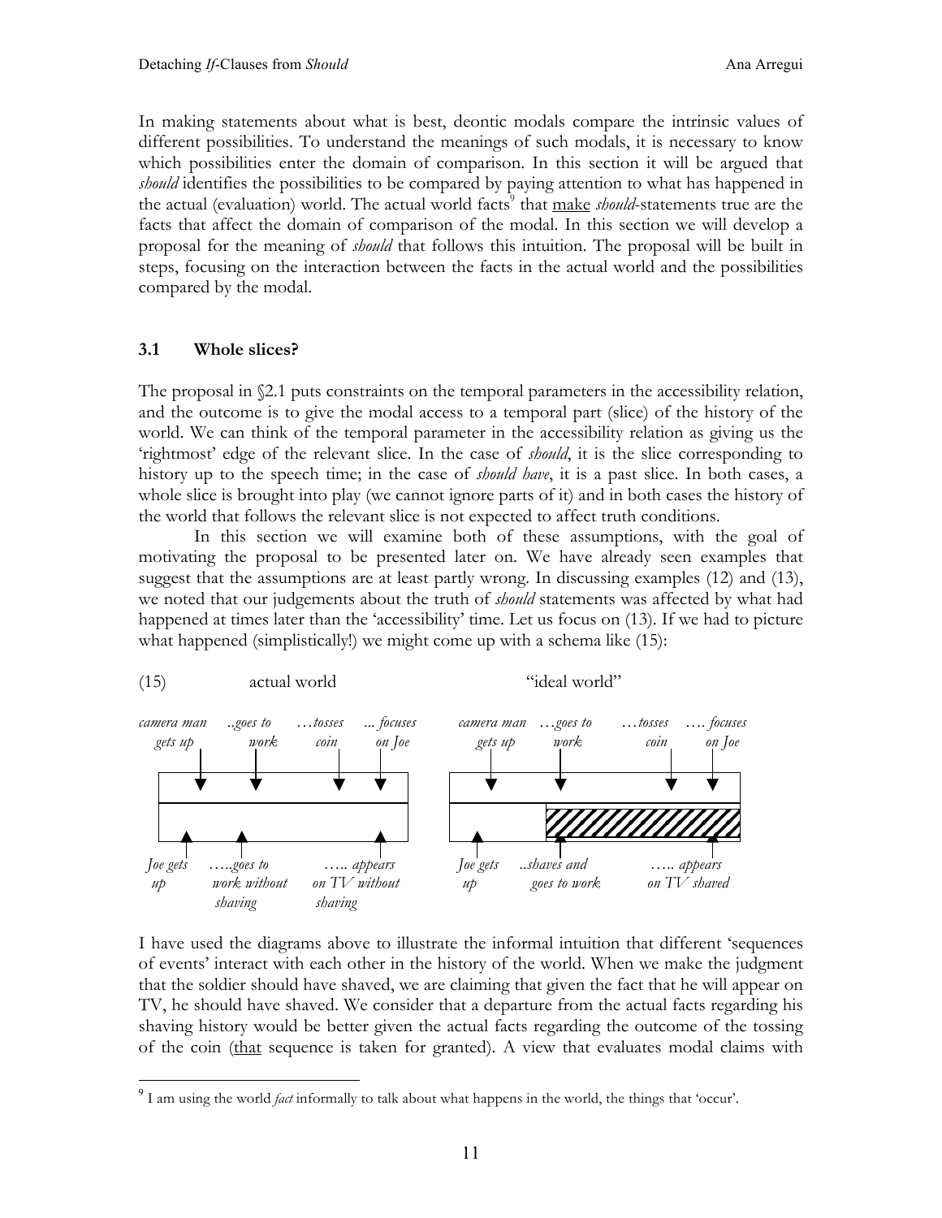In making statements about what is best, deontic modals compare the intrinsic values of different possibilities. To understand the meanings of such modals, it is necessary to know which possibilities enter the domain of comparison. In this section it will be argued that *should* identifies the possibilities to be compared by paying attention to what has happened in the actual (evaluation) world. The actual world facts[9] that make *should*-statements true are the facts that affect the domain of comparison of the modal. In this section we will develop a proposal for the meaning of *should* that follows this intuition. The proposal will be built in steps, focusing on the interaction between the facts in the actual world and the possibilities compared by the modal.

### 3.1 Whole slices?

The proposal in §2.1 puts constraints on the temporal parameters in the accessibility relation, and the outcome is to give the modal access to a temporal part (slice) of the history of the world. We can think of the temporal parameter in the accessibility relation as giving us the 'rightmost' edge of the relevant slice. In the case of *should*, it is the slice corresponding to history up to the speech time; in the case of *should have*, it is a past slice. In both cases, a whole slice is brought into play (we cannot ignore parts of it) and in both cases the history of the world that follows the relevant slice is not expected to affect truth conditions.

In this section we will examine both of these assumptions, with the goal of motivating the proposal to be presented later on. We have already seen examples that suggest that the assumptions are at least partly wrong. In discussing examples (12) and (13), we noted that our judgements about the truth of *should* statements was affected by what had happened at times later than the 'accessibility' time. Let us focus on (13). If we had to picture what happened (simplistically!) we might come up with a schema like (15):

(15) actual world — "ideal world"

actual world:
- top: *camera man gets up* … *..goes to work* … *…tosses coin* … *... focuses on Joe*
- bottom: *Joe gets up* … *…..goes to work without shaving* … *….. appears on TV without shaving*

"ideal world":
- top: *camera man gets up* … *…goes to work* … *…tosses coin* … *…. focuses on Joe*
- bottom: *Joe gets up* … *..shaves and goes to work* … *….. appears on TV shaved*

I have used the diagrams above to illustrate the informal intuition that different 'sequences of events' interact with each other in the history of the world. When we make the judgment that the soldier should have shaved, we are claiming that given the fact that he will appear on TV, he should have shaved. We consider that a departure from the actual facts regarding his shaving history would be better given the actual facts regarding the outcome of the tossing of the coin (that sequence is taken for granted). A view that evaluates modal claims with

[9] I am using the world *fact* informally to talk about what happens in the world, the things that 'occur'.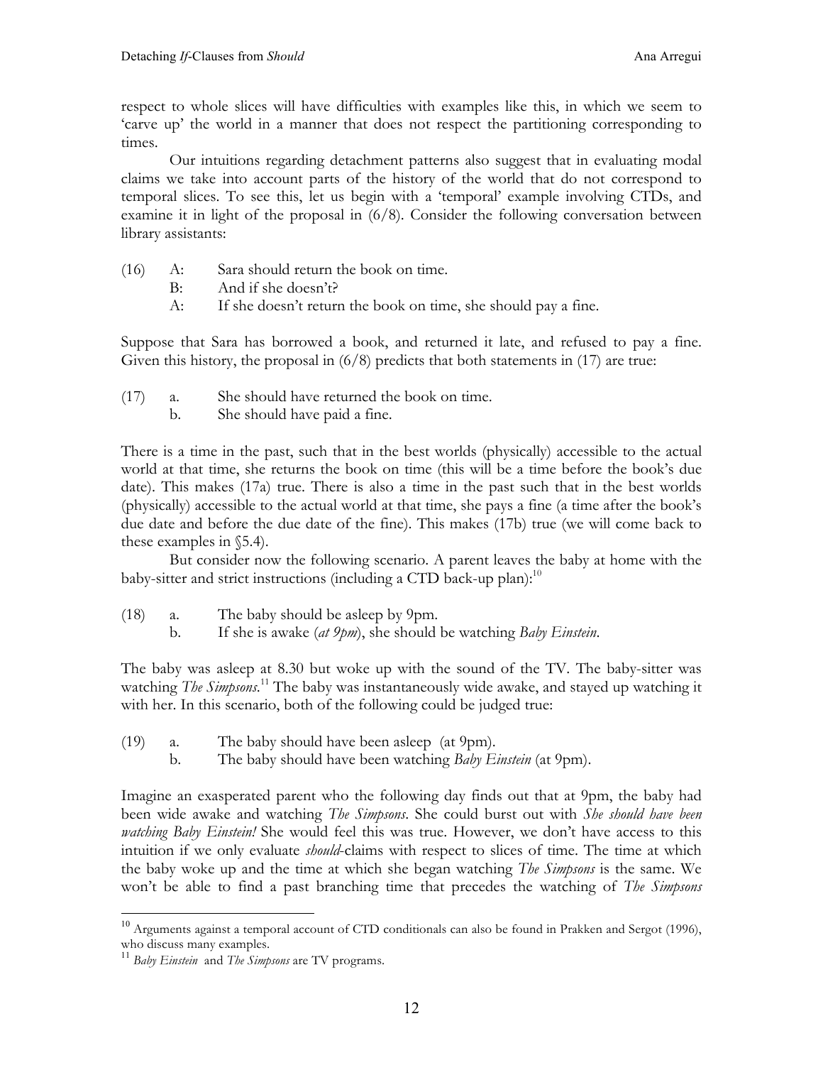respect to whole slices will have difficulties with examples like this, in which we seem to 'carve up' the world in a manner that does not respect the partitioning corresponding to times.

Our intuitions regarding detachment patterns also suggest that in evaluating modal claims we take into account parts of the history of the world that do not correspond to temporal slices. To see this, let us begin with a 'temporal' example involving CTDs, and examine it in light of the proposal in (6/8). Consider the following conversation between library assistants:

(16) A: Sara should return the book on time.
 B: And if she doesn't?
 A: If she doesn't return the book on time, she should pay a fine.

Suppose that Sara has borrowed a book, and returned it late, and refused to pay a fine. Given this history, the proposal in (6/8) predicts that both statements in (17) are true:

(17) a. She should have returned the book on time.
 b. She should have paid a fine.

There is a time in the past, such that in the best worlds (physically) accessible to the actual world at that time, she returns the book on time (this will be a time before the book's due date). This makes (17a) true. There is also a time in the past such that in the best worlds (physically) accessible to the actual world at that time, she pays a fine (a time after the book's due date and before the due date of the fine). This makes (17b) true (we will come back to these examples in §5.4).

But consider now the following scenario. A parent leaves the baby at home with the baby-sitter and strict instructions (including a CTD back-up plan):[10]

(18) a. The baby should be asleep by 9pm.
 b. If she is awake (*at 9pm*), she should be watching *Baby Einstein*.

The baby was asleep at 8.30 but woke up with the sound of the TV. The baby-sitter was watching *The Simpsons*.[11] The baby was instantaneously wide awake, and stayed up watching it with her. In this scenario, both of the following could be judged true:

(19) a. The baby should have been asleep (at 9pm).
 b. The baby should have been watching *Baby Einstein* (at 9pm).

Imagine an exasperated parent who the following day finds out that at 9pm, the baby had been wide awake and watching *The Simpsons*. She could burst out with *She should have been watching Baby Einstein!* She would feel this was true. However, we don't have access to this intuition if we only evaluate *should*-claims with respect to slices of time. The time at which the baby woke up and the time at which she began watching *The Simpsons* is the same. We won't be able to find a past branching time that precedes the watching of *The Simpsons*

---

[10] Arguments against a temporal account of CTD conditionals can also be found in Prakken and Sergot (1996), who discuss many examples.

[11] *Baby Einstein* and *The Simpsons* are TV programs.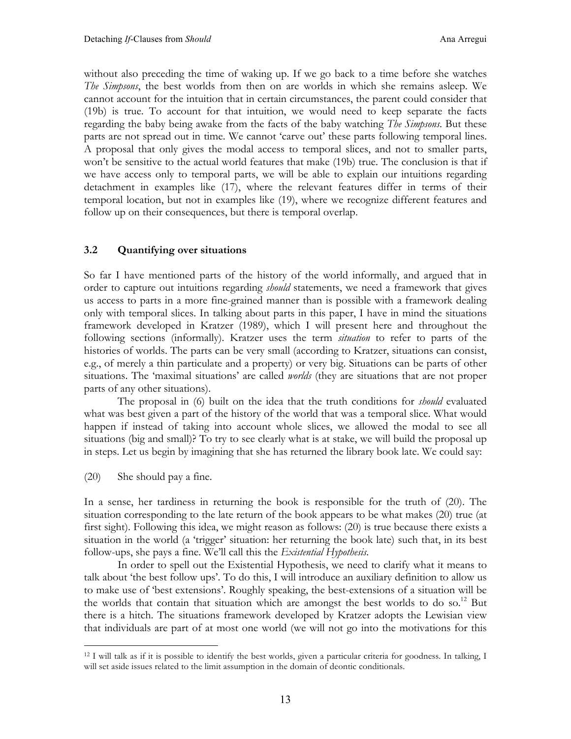without also preceding the time of waking up. If we go back to a time before she watches *The Simpsons*, the best worlds from then on are worlds in which she remains asleep. We cannot account for the intuition that in certain circumstances, the parent could consider that (19b) is true. To account for that intuition, we would need to keep separate the facts regarding the baby being awake from the facts of the baby watching *The Simpsons*. But these parts are not spread out in time. We cannot 'carve out' these parts following temporal lines. A proposal that only gives the modal access to temporal slices, and not to smaller parts, won't be sensitive to the actual world features that make (19b) true. The conclusion is that if we have access only to temporal parts, we will be able to explain our intuitions regarding detachment in examples like (17), where the relevant features differ in terms of their temporal location, but not in examples like (19), where we recognize different features and follow up on their consequences, but there is temporal overlap.

## 3.2 Quantifying over situations

So far I have mentioned parts of the history of the world informally, and argued that in order to capture out intuitions regarding *should* statements, we need a framework that gives us access to parts in a more fine-grained manner than is possible with a framework dealing only with temporal slices. In talking about parts in this paper, I have in mind the situations framework developed in Kratzer (1989), which I will present here and throughout the following sections (informally). Kratzer uses the term *situation* to refer to parts of the histories of worlds. The parts can be very small (according to Kratzer, situations can consist, e.g., of merely a thin particulate and a property) or very big. Situations can be parts of other situations. The 'maximal situations' are called *worlds* (they are situations that are not proper parts of any other situations).

The proposal in (6) built on the idea that the truth conditions for *should* evaluated what was best given a part of the history of the world that was a temporal slice. What would happen if instead of taking into account whole slices, we allowed the modal to see all situations (big and small)? To try to see clearly what is at stake, we will build the proposal up in steps. Let us begin by imagining that she has returned the library book late. We could say:

(20) She should pay a fine.

In a sense, her tardiness in returning the book is responsible for the truth of (20). The situation corresponding to the late return of the book appears to be what makes (20) true (at first sight). Following this idea, we might reason as follows: (20) is true because there exists a situation in the world (a 'trigger' situation: her returning the book late) such that, in its best follow-ups, she pays a fine. We'll call this the *Existential Hypothesis*.

In order to spell out the Existential Hypothesis, we need to clarify what it means to talk about 'the best follow ups'. To do this, I will introduce an auxiliary definition to allow us to make use of 'best extensions'. Roughly speaking, the best-extensions of a situation will be the worlds that contain that situation which are amongst the best worlds to do so.[12] But there is a hitch. The situations framework developed by Kratzer adopts the Lewisian view that individuals are part of at most one world (we will not go into the motivations for this

[12] I will talk as if it is possible to identify the best worlds, given a particular criteria for goodness. In talking, I will set aside issues related to the limit assumption in the domain of deontic conditionals.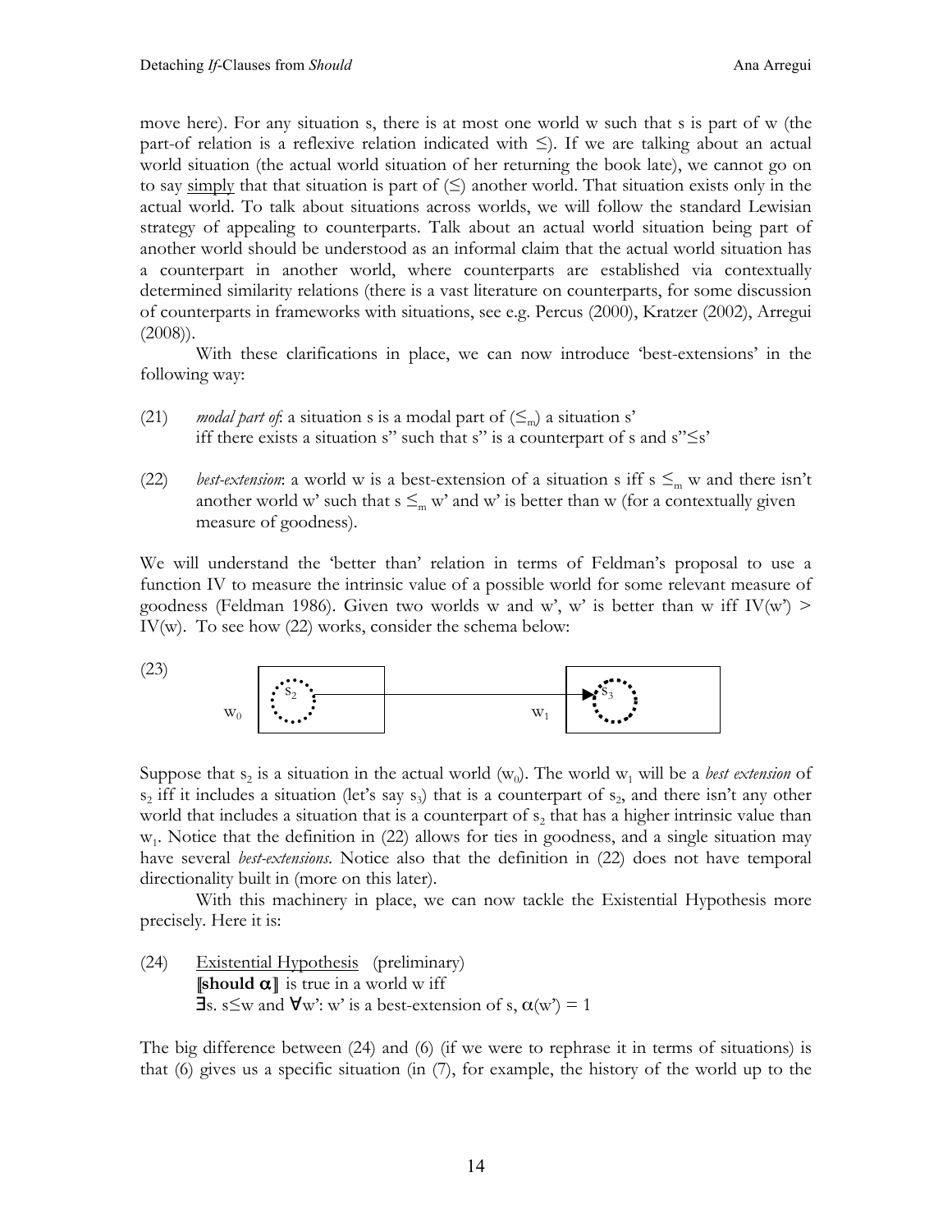move here). For any situation s, there is at most one world w such that s is part of w (the part-of relation is a reflexive relation indicated with $\leq$). If we are talking about an actual world situation (the actual world situation of her returning the book late), we cannot go on to say <u>simply</u> that that situation is part of ($\leq$) another world. That situation exists only in the actual world. To talk about situations across worlds, we will follow the standard Lewisian strategy of appealing to counterparts. Talk about an actual world situation being part of another world should be understood as an informal claim that the actual world situation has a counterpart in another world, where counterparts are established via contextually determined similarity relations (there is a vast literature on counterparts, for some discussion of counterparts in frameworks with situations, see e.g. Percus (2000), Kratzer (2002), Arregui (2008)).

With these clarifications in place, we can now introduce 'best-extensions' in the following way:

(21) *modal part of*: a situation s is a modal part of ($\leq_m$) a situation s' iff there exists a situation s'' such that s'' is a counterpart of s and s''$\leq$s'

(22) *best-extension*: a world w is a best-extension of a situation s iff s $\leq_m$ w and there isn't another world w' such that s $\leq_m$ w' and w' is better than w (for a contextually given measure of goodness).

We will understand the 'better than' relation in terms of Feldman's proposal to use a function IV to measure the intrinsic value of a possible world for some relevant measure of goodness (Feldman 1986). Given two worlds w and w', w' is better than w iff IV(w') > IV(w). To see how (22) works, consider the schema below:

(23) [Schema: world $w_0$ containing situation $s_2$, with an arrow to situation $s_3$ in world $w_1$]

Suppose that $s_2$ is a situation in the actual world ($w_0$). The world $w_1$ will be a *best extension* of $s_2$ iff it includes a situation (let's say $s_3$) that is a counterpart of $s_2$, and there isn't any other world that includes a situation that is a counterpart of $s_2$ that has a higher intrinsic value than $w_1$. Notice that the definition in (22) allows for ties in goodness, and a single situation may have several *best-extensions*. Notice also that the definition in (22) does not have temporal directionality built in (more on this later).

With this machinery in place, we can now tackle the Existential Hypothesis more precisely. Here it is:

(24) <u>Existential Hypothesis</u> (preliminary)
$[\![$**should** $\alpha]\!]$ is true in a world w iff
$\exists$s. s$\leq$w and $\forall$w': w' is a best-extension of s, $\alpha$(w') = 1

The big difference between (24) and (6) (if we were to rephrase it in terms of situations) is that (6) gives us a specific situation (in (7), for example, the history of the world up to the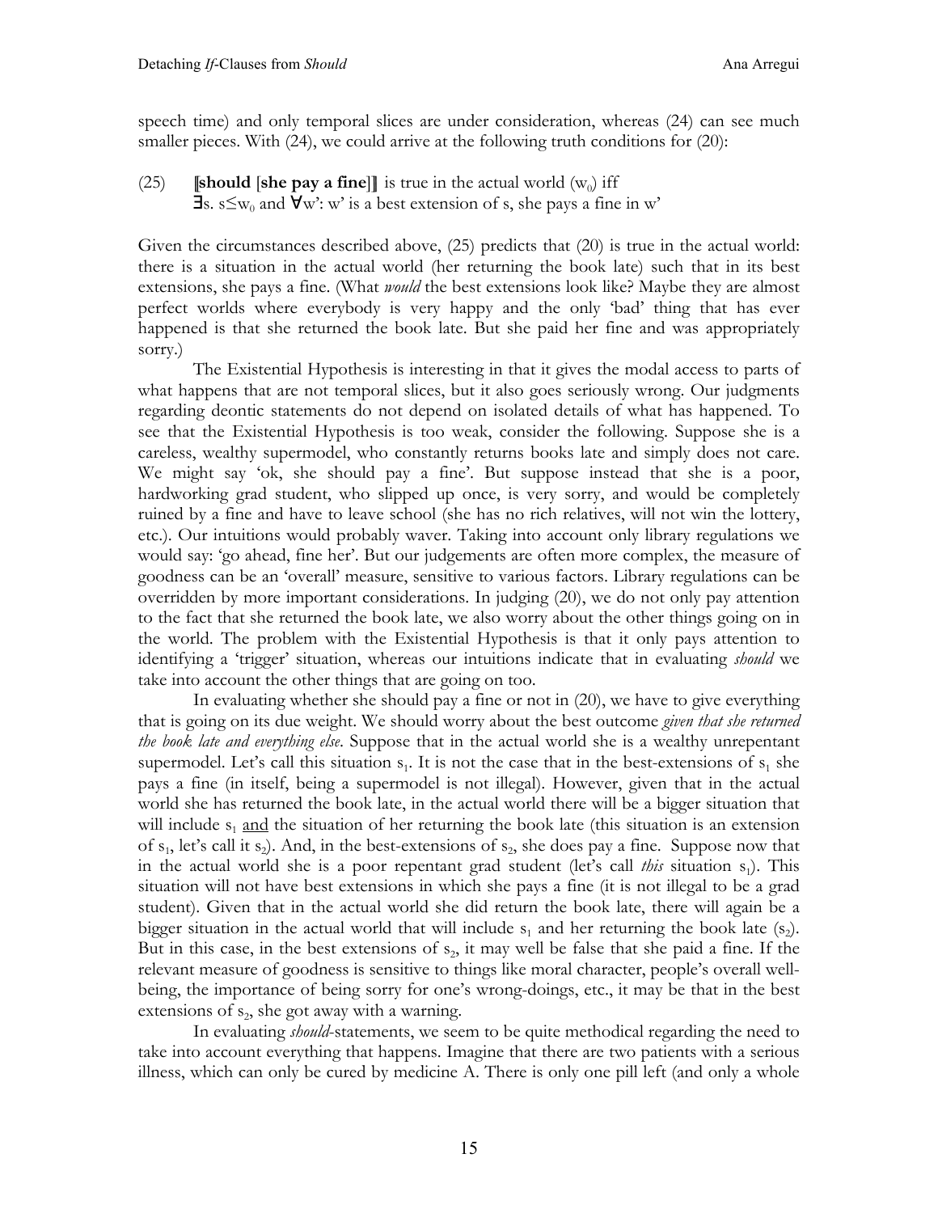speech time) and only temporal slices are under consideration, whereas (24) can see much smaller pieces. With (24), we could arrive at the following truth conditions for (20):

(25) ⟦**should** [**she pay a fine**]⟧ is true in the actual world ($w_0$) iff
$\exists$s. s$\leq w_0$ and $\forall$w': w' is a best extension of s, she pays a fine in w'

Given the circumstances described above, (25) predicts that (20) is true in the actual world: there is a situation in the actual world (her returning the book late) such that in its best extensions, she pays a fine. (What *would* the best extensions look like? Maybe they are almost perfect worlds where everybody is very happy and the only 'bad' thing that has ever happened is that she returned the book late. But she paid her fine and was appropriately sorry.)

The Existential Hypothesis is interesting in that it gives the modal access to parts of what happens that are not temporal slices, but it also goes seriously wrong. Our judgments regarding deontic statements do not depend on isolated details of what has happened. To see that the Existential Hypothesis is too weak, consider the following. Suppose she is a careless, wealthy supermodel, who constantly returns books late and simply does not care. We might say 'ok, she should pay a fine'. But suppose instead that she is a poor, hardworking grad student, who slipped up once, is very sorry, and would be completely ruined by a fine and have to leave school (she has no rich relatives, will not win the lottery, etc.). Our intuitions would probably waver. Taking into account only library regulations we would say: 'go ahead, fine her'. But our judgements are often more complex, the measure of goodness can be an 'overall' measure, sensitive to various factors. Library regulations can be overridden by more important considerations. In judging (20), we do not only pay attention to the fact that she returned the book late, we also worry about the other things going on in the world. The problem with the Existential Hypothesis is that it only pays attention to identifying a 'trigger' situation, whereas our intuitions indicate that in evaluating *should* we take into account the other things that are going on too.

In evaluating whether she should pay a fine or not in (20), we have to give everything that is going on its due weight. We should worry about the best outcome *given that she returned the book late and everything else*. Suppose that in the actual world she is a wealthy unrepentant supermodel. Let's call this situation $s_1$. It is not the case that in the best-extensions of $s_1$ she pays a fine (in itself, being a supermodel is not illegal). However, given that in the actual world she has returned the book late, in the actual world there will be a bigger situation that will include $s_1$ <u>and</u> the situation of her returning the book late (this situation is an extension of $s_1$, let's call it $s_2$). And, in the best-extensions of $s_2$, she does pay a fine. Suppose now that in the actual world she is a poor repentant grad student (let's call *this* situation $s_1$). This situation will not have best extensions in which she pays a fine (it is not illegal to be a grad student). Given that in the actual world she did return the book late, there will again be a bigger situation in the actual world that will include $s_1$ and her returning the book late ($s_2$). But in this case, in the best extensions of $s_2$, it may well be false that she paid a fine. If the relevant measure of goodness is sensitive to things like moral character, people's overall well-being, the importance of being sorry for one's wrong-doings, etc., it may be that in the best extensions of $s_2$, she got away with a warning.

In evaluating *should*-statements, we seem to be quite methodical regarding the need to take into account everything that happens. Imagine that there are two patients with a serious illness, which can only be cured by medicine A. There is only one pill left (and only a whole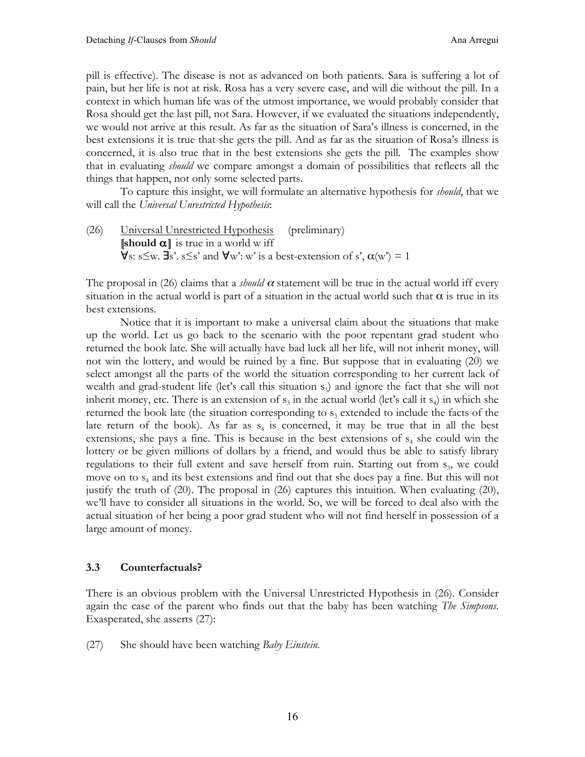pill is effective). The disease is not as advanced on both patients. Sara is suffering a lot of pain, but her life is not at risk. Rosa has a very severe case, and will die without the pill. In a context in which human life was of the utmost importance, we would probably consider that Rosa should get the last pill, not Sara. However, if we evaluated the situations independently, we would not arrive at this result. As far as the situation of Sara's illness is concerned, in the best extensions it is true that she gets the pill. And as far as the situation of Rosa's illness is concerned, it is also true that in the best extensions she gets the pill. The examples show that in evaluating *should* we compare amongst a domain of possibilities that reflects all the things that happen, not only some selected parts.

To capture this insight, we will formulate an alternative hypothesis for *should*, that we will call the *Universal Unrestricted Hypothesis*:

(26) Universal Unrestricted Hypothesis (preliminary)
$[\![\textbf{should}\ \alpha]\!]$ is true in a world w iff
$\forall s$: $s \leq w$. $\exists s'$. $s \leq s'$ and $\forall w'$: w' is a best-extension of s', $\alpha(w') = 1$

The proposal in (26) claims that a *should* $\alpha$ statement will be true in the actual world iff every situation in the actual world is part of a situation in the actual world such that $\alpha$ is true in its best extensions.

Notice that it is important to make a universal claim about the situations that make up the world. Let us go back to the scenario with the poor repentant grad student who returned the book late. She will actually have bad luck all her life, will not inherit money, will not win the lottery, and would be ruined by a fine. But suppose that in evaluating (20) we select amongst all the parts of the world the situation corresponding to her current lack of wealth and grad-student life (let's call this situation $s_3$) and ignore the fact that she will not inherit money, etc. There is an extension of $s_3$ in the actual world (let's call it $s_4$) in which she returned the book late (the situation corresponding to $s_3$ extended to include the facts of the late return of the book). As far as $s_4$ is concerned, it may be true that in all the best extensions, she pays a fine. This is because in the best extensions of $s_4$ she could win the lottery or be given millions of dollars by a friend, and would thus be able to satisfy library regulations to their full extent and save herself from ruin. Starting out from $s_3$, we could move on to $s_4$ and its best extensions and find out that she does pay a fine. But this will not justify the truth of (20). The proposal in (26) captures this intuition. When evaluating (20), we'll have to consider all situations in the world. So, we will be forced to deal also with the actual situation of her being a poor grad student who will not find herself in possession of a large amount of money.

### 3.3 Counterfactuals?

There is an obvious problem with the Universal Unrestricted Hypothesis in (26). Consider again the case of the parent who finds out that the baby has been watching *The Simpsons*. Exasperated, she asserts (27):

(27) She should have been watching *Baby Einstein*.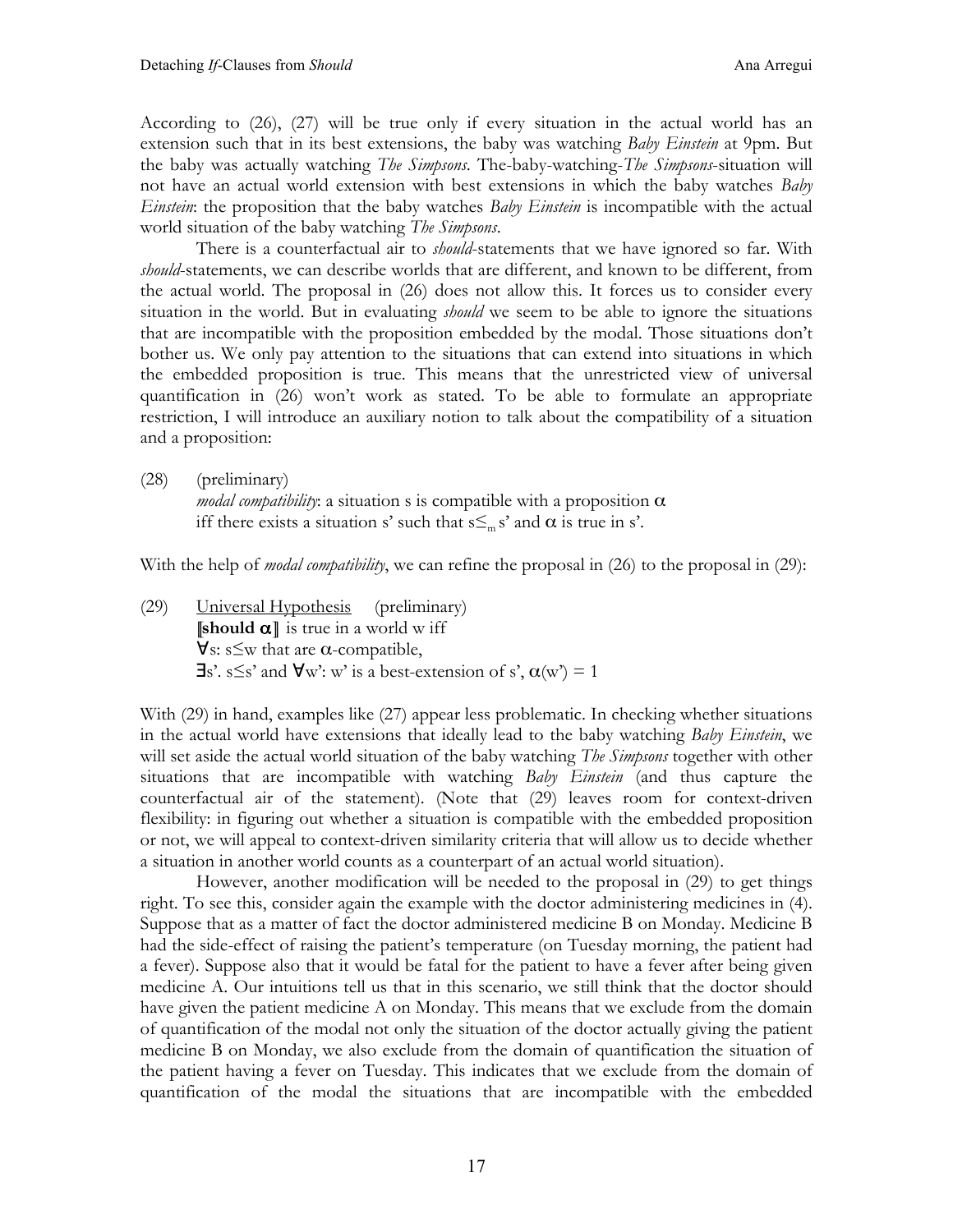According to (26), (27) will be true only if every situation in the actual world has an extension such that in its best extensions, the baby was watching *Baby Einstein* at 9pm. But the baby was actually watching *The Simpsons*. The-baby-watching-*The Simpsons*-situation will not have an actual world extension with best extensions in which the baby watches *Baby Einstein*: the proposition that the baby watches *Baby Einstein* is incompatible with the actual world situation of the baby watching *The Simpsons*.

There is a counterfactual air to *should*-statements that we have ignored so far. With *should*-statements, we can describe worlds that are different, and known to be different, from the actual world. The proposal in (26) does not allow this. It forces us to consider every situation in the world. But in evaluating *should* we seem to be able to ignore the situations that are incompatible with the proposition embedded by the modal. Those situations don't bother us. We only pay attention to the situations that can extend into situations in which the embedded proposition is true. This means that the unrestricted view of universal quantification in (26) won't work as stated. To be able to formulate an appropriate restriction, I will introduce an auxiliary notion to talk about the compatibility of a situation and a proposition:

(28) (preliminary)
*modal compatibility*: a situation s is compatible with a proposition $\alpha$
iff there exists a situation s' such that $s \leq_m s'$ and $\alpha$ is true in s'.

With the help of *modal compatibility*, we can refine the proposal in (26) to the proposal in (29):

(29) Universal Hypothesis (preliminary)
$[\![$**should** $\boldsymbol{\alpha}]\!]$ is true in a world w iff
$\forall$s: $s \leq w$ that are $\alpha$-compatible,
$\exists$s'. $s \leq s'$ and $\forall$w': w' is a best-extension of s', $\alpha(w') = 1$

With (29) in hand, examples like (27) appear less problematic. In checking whether situations in the actual world have extensions that ideally lead to the baby watching *Baby Einstein*, we will set aside the actual world situation of the baby watching *The Simpsons* together with other situations that are incompatible with watching *Baby Einstein* (and thus capture the counterfactual air of the statement). (Note that (29) leaves room for context-driven flexibility: in figuring out whether a situation is compatible with the embedded proposition or not, we will appeal to context-driven similarity criteria that will allow us to decide whether a situation in another world counts as a counterpart of an actual world situation).

However, another modification will be needed to the proposal in (29) to get things right. To see this, consider again the example with the doctor administering medicines in (4). Suppose that as a matter of fact the doctor administered medicine B on Monday. Medicine B had the side-effect of raising the patient's temperature (on Tuesday morning, the patient had a fever). Suppose also that it would be fatal for the patient to have a fever after being given medicine A. Our intuitions tell us that in this scenario, we still think that the doctor should have given the patient medicine A on Monday. This means that we exclude from the domain of quantification of the modal not only the situation of the doctor actually giving the patient medicine B on Monday, we also exclude from the domain of quantification the situation of the patient having a fever on Tuesday. This indicates that we exclude from the domain of quantification of the modal the situations that are incompatible with the embedded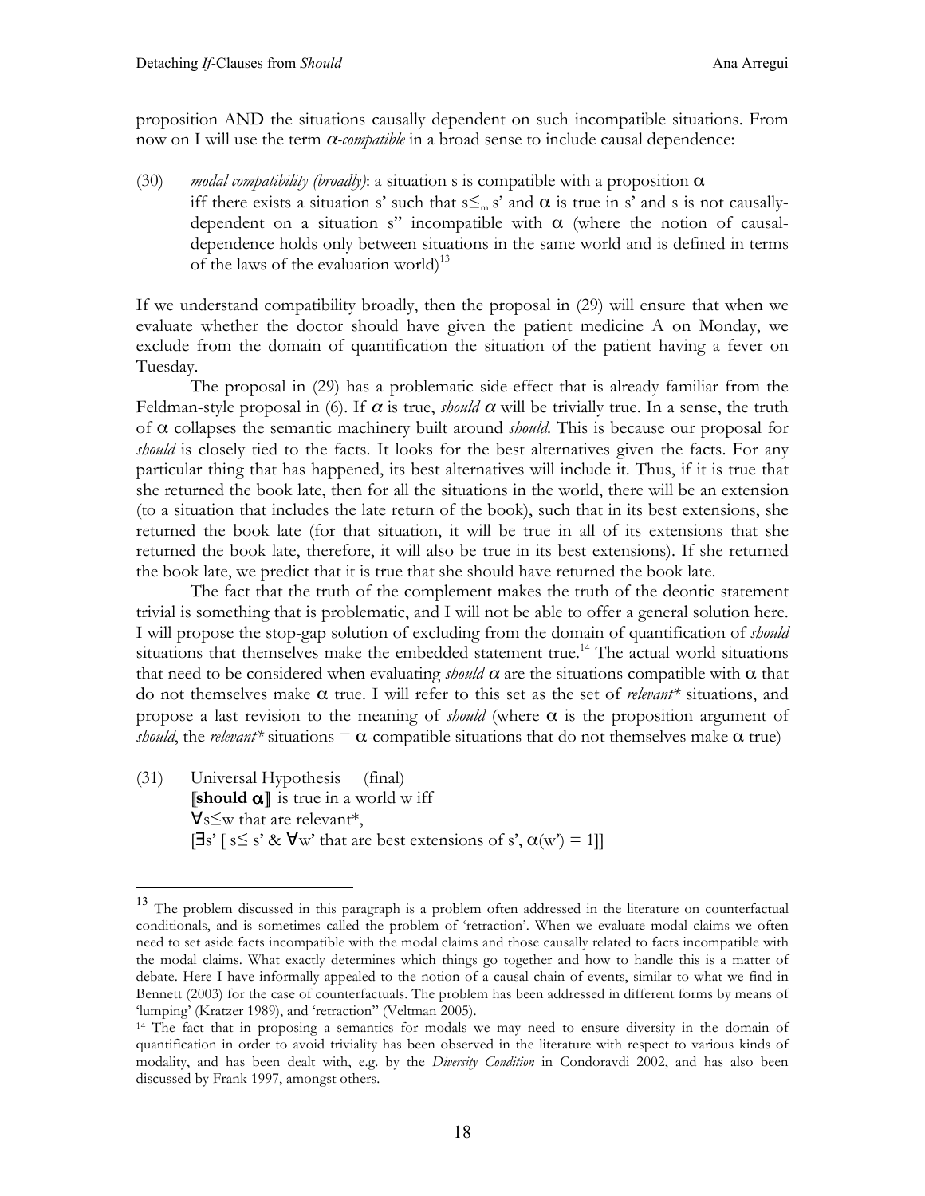proposition AND the situations causally dependent on such incompatible situations. From now on I will use the term *$\alpha$-compatible* in a broad sense to include causal dependence:

(30) *modal compatibility (broadly)*: a situation s is compatible with a proposition $\alpha$ iff there exists a situation s' such that $s \leq_m s'$ and $\alpha$ is true in s' and s is not causally-dependent on a situation s'' incompatible with $\alpha$ (where the notion of causal-dependence holds only between situations in the same world and is defined in terms of the laws of the evaluation world)[13]

If we understand compatibility broadly, then the proposal in (29) will ensure that when we evaluate whether the doctor should have given the patient medicine A on Monday, we exclude from the domain of quantification the situation of the patient having a fever on Tuesday.

The proposal in (29) has a problematic side-effect that is already familiar from the Feldman-style proposal in (6). If $\alpha$ is true, *should* $\alpha$ will be trivially true. In a sense, the truth of $\alpha$ collapses the semantic machinery built around *should*. This is because our proposal for *should* is closely tied to the facts. It looks for the best alternatives given the facts. For any particular thing that has happened, its best alternatives will include it. Thus, if it is true that she returned the book late, then for all the situations in the world, there will be an extension (to a situation that includes the late return of the book), such that in its best extensions, she returned the book late (for that situation, it will be true in all of its extensions that she returned the book late, therefore, it will also be true in its best extensions). If she returned the book late, we predict that it is true that she should have returned the book late.

The fact that the truth of the complement makes the truth of the deontic statement trivial is something that is problematic, and I will not be able to offer a general solution here. I will propose the stop-gap solution of excluding from the domain of quantification of *should* situations that themselves make the embedded statement true.[14] The actual world situations that need to be considered when evaluating *should* $\alpha$ are the situations compatible with $\alpha$ that do not themselves make $\alpha$ true. I will refer to this set as the set of *relevant\** situations, and propose a last revision to the meaning of *should* (where $\alpha$ is the proposition argument of *should*, the *relevant\** situations = $\alpha$-compatible situations that do not themselves make $\alpha$ true)

(31) <u>Universal Hypothesis</u> (final)
$[\![$**should $\alpha$**$]\!]$ is true in a world w iff
$\forall s \leq w$ that are relevant\*,
$[\exists s' [\, s \leq s' \;\&\; \forall w'$ that are best extensions of $s'$, $\alpha(w') = 1]]$

---

[13] The problem discussed in this paragraph is a problem often addressed in the literature on counterfactual conditionals, and is sometimes called the problem of 'retraction'. When we evaluate modal claims we often need to set aside facts incompatible with the modal claims and those causally related to facts incompatible with the modal claims. What exactly determines which things go together and how to handle this is a matter of debate. Here I have informally appealed to the notion of a causal chain of events, similar to what we find in Bennett (2003) for the case of counterfactuals. The problem has been addressed in different forms by means of 'lumping' (Kratzer 1989), and 'retraction" (Veltman 2005).

[14] The fact that in proposing a semantics for modals we may need to ensure diversity in the domain of quantification in order to avoid triviality has been observed in the literature with respect to various kinds of modality, and has been dealt with, e.g. by the *Diversity Condition* in Condoravdi 2002, and has also been discussed by Frank 1997, amongst others.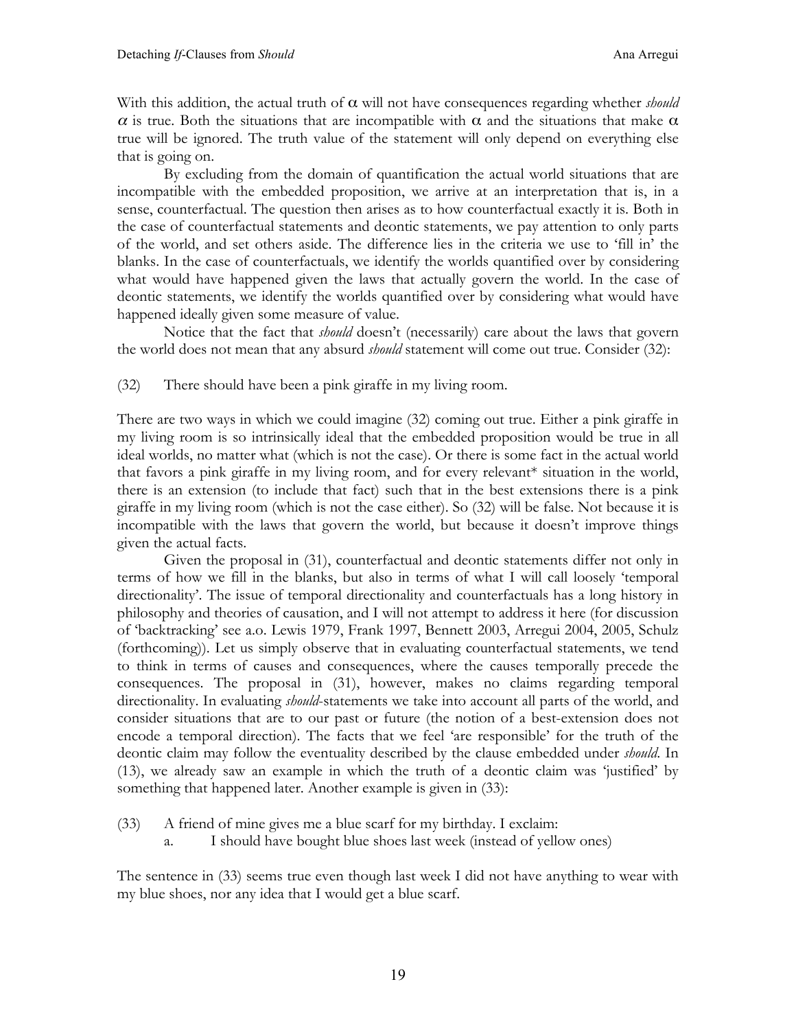With this addition, the actual truth of $\alpha$ will not have consequences regarding whether *should* $\alpha$ is true. Both the situations that are incompatible with $\alpha$ and the situations that make $\alpha$ true will be ignored. The truth value of the statement will only depend on everything else that is going on.

By excluding from the domain of quantification the actual world situations that are incompatible with the embedded proposition, we arrive at an interpretation that is, in a sense, counterfactual. The question then arises as to how counterfactual exactly it is. Both in the case of counterfactual statements and deontic statements, we pay attention to only parts of the world, and set others aside. The difference lies in the criteria we use to 'fill in' the blanks. In the case of counterfactuals, we identify the worlds quantified over by considering what would have happened given the laws that actually govern the world. In the case of deontic statements, we identify the worlds quantified over by considering what would have happened ideally given some measure of value.

Notice that the fact that *should* doesn't (necessarily) care about the laws that govern the world does not mean that any absurd *should* statement will come out true. Consider (32):

(32) There should have been a pink giraffe in my living room.

There are two ways in which we could imagine (32) coming out true. Either a pink giraffe in my living room is so intrinsically ideal that the embedded proposition would be true in all ideal worlds, no matter what (which is not the case). Or there is some fact in the actual world that favors a pink giraffe in my living room, and for every relevant* situation in the world, there is an extension (to include that fact) such that in the best extensions there is a pink giraffe in my living room (which is not the case either). So (32) will be false. Not because it is incompatible with the laws that govern the world, but because it doesn't improve things given the actual facts.

Given the proposal in (31), counterfactual and deontic statements differ not only in terms of how we fill in the blanks, but also in terms of what I will call loosely 'temporal directionality'. The issue of temporal directionality and counterfactuals has a long history in philosophy and theories of causation, and I will not attempt to address it here (for discussion of 'backtracking' see a.o. Lewis 1979, Frank 1997, Bennett 2003, Arregui 2004, 2005, Schulz (forthcoming)). Let us simply observe that in evaluating counterfactual statements, we tend to think in terms of causes and consequences, where the causes temporally precede the consequences. The proposal in (31), however, makes no claims regarding temporal directionality. In evaluating *should*-statements we take into account all parts of the world, and consider situations that are to our past or future (the notion of a best-extension does not encode a temporal direction). The facts that we feel 'are responsible' for the truth of the deontic claim may follow the eventuality described by the clause embedded under *should*. In (13), we already saw an example in which the truth of a deontic claim was 'justified' by something that happened later. Another example is given in (33):

(33) A friend of mine gives me a blue scarf for my birthday. I exclaim:
  a. I should have bought blue shoes last week (instead of yellow ones)

The sentence in (33) seems true even though last week I did not have anything to wear with my blue shoes, nor any idea that I would get a blue scarf.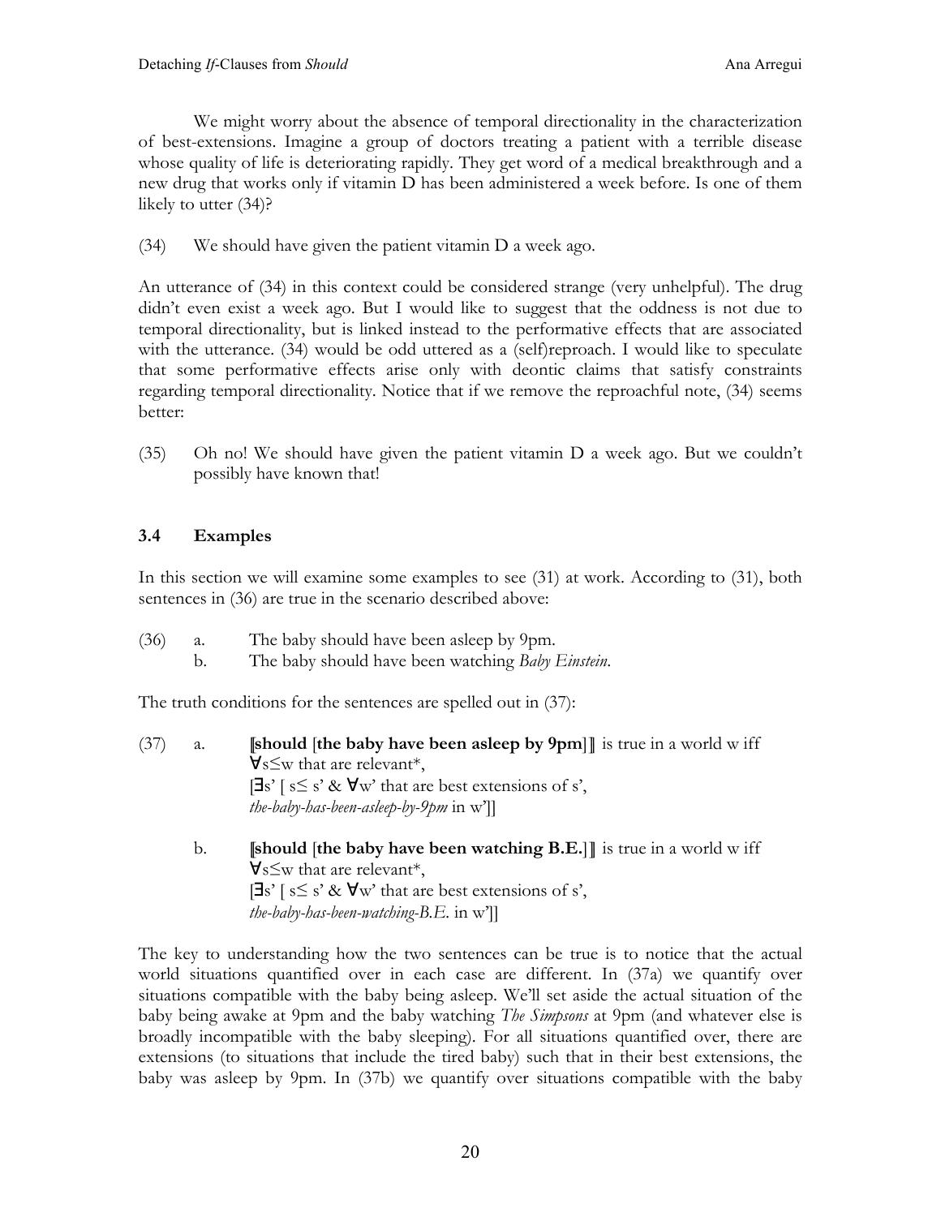We might worry about the absence of temporal directionality in the characterization of best-extensions. Imagine a group of doctors treating a patient with a terrible disease whose quality of life is deteriorating rapidly. They get word of a medical breakthrough and a new drug that works only if vitamin D has been administered a week before. Is one of them likely to utter (34)?

(34) We should have given the patient vitamin D a week ago.

An utterance of (34) in this context could be considered strange (very unhelpful). The drug didn't even exist a week ago. But I would like to suggest that the oddness is not due to temporal directionality, but is linked instead to the performative effects that are associated with the utterance. (34) would be odd uttered as a (self)reproach. I would like to speculate that some performative effects arise only with deontic claims that satisfy constraints regarding temporal directionality. Notice that if we remove the reproachful note, (34) seems better:

(35) Oh no! We should have given the patient vitamin D a week ago. But we couldn't possibly have known that!

### 3.4 Examples

In this section we will examine some examples to see (31) at work. According to (31), both sentences in (36) are true in the scenario described above:

(36) a. The baby should have been asleep by 9pm.
 b. The baby should have been watching *Baby Einstein*.

The truth conditions for the sentences are spelled out in (37):

(37) a. ⟦**should** [**the baby have been asleep by 9pm**]⟧ is true in a world w iff
 ∀s≤w that are relevant*,
 [∃s' [ s≤ s' & ∀w' that are best extensions of s',
 *the-baby-has-been-asleep-by-9pm* in w']]

 b. ⟦**should** [**the baby have been watching B.E.**]⟧ is true in a world w iff
 ∀s≤w that are relevant*,
 [∃s' [ s≤ s' & ∀w' that are best extensions of s',
 *the-baby-has-been-watching-B.E.* in w']]

The key to understanding how the two sentences can be true is to notice that the actual world situations quantified over in each case are different. In (37a) we quantify over situations compatible with the baby being asleep. We'll set aside the actual situation of the baby being awake at 9pm and the baby watching *The Simpsons* at 9pm (and whatever else is broadly incompatible with the baby sleeping). For all situations quantified over, there are extensions (to situations that include the tired baby) such that in their best extensions, the baby was asleep by 9pm. In (37b) we quantify over situations compatible with the baby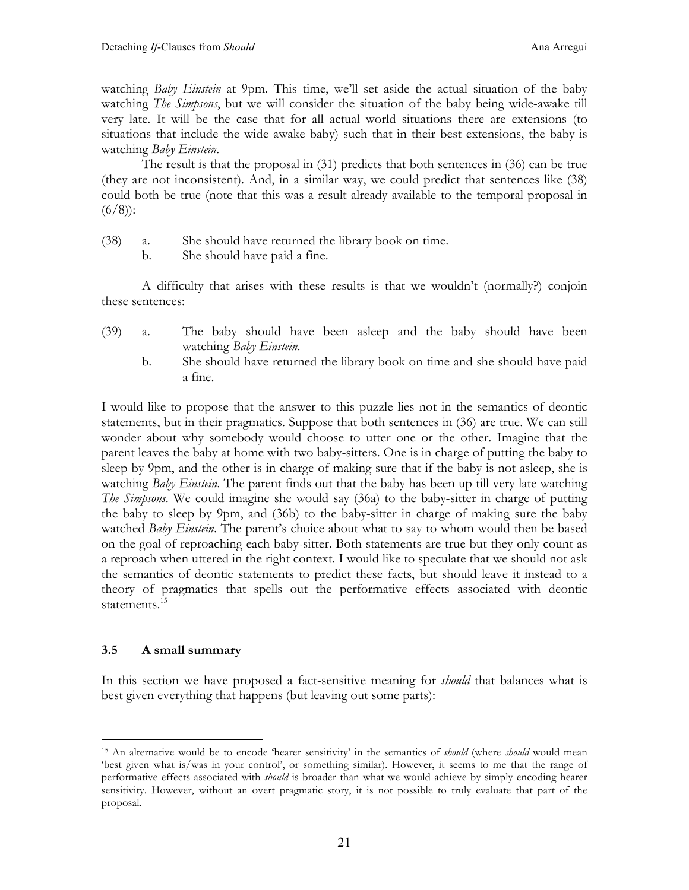watching *Baby Einstein* at 9pm. This time, we'll set aside the actual situation of the baby watching *The Simpsons*, but we will consider the situation of the baby being wide-awake till very late. It will be the case that for all actual world situations there are extensions (to situations that include the wide awake baby) such that in their best extensions, the baby is watching *Baby Einstein*.

The result is that the proposal in (31) predicts that both sentences in (36) can be true (they are not inconsistent). And, in a similar way, we could predict that sentences like (38) could both be true (note that this was a result already available to the temporal proposal in (6/8)):

(38) a. She should have returned the library book on time.
b. She should have paid a fine.

A difficulty that arises with these results is that we wouldn't (normally?) conjoin these sentences:

(39) a. The baby should have been asleep and the baby should have been watching *Baby Einstein*.
b. She should have returned the library book on time and she should have paid a fine.

I would like to propose that the answer to this puzzle lies not in the semantics of deontic statements, but in their pragmatics. Suppose that both sentences in (36) are true. We can still wonder about why somebody would choose to utter one or the other. Imagine that the parent leaves the baby at home with two baby-sitters. One is in charge of putting the baby to sleep by 9pm, and the other is in charge of making sure that if the baby is not asleep, she is watching *Baby Einstein*. The parent finds out that the baby has been up till very late watching *The Simpsons*. We could imagine she would say (36a) to the baby-sitter in charge of putting the baby to sleep by 9pm, and (36b) to the baby-sitter in charge of making sure the baby watched *Baby Einstein*. The parent's choice about what to say to whom would then be based on the goal of reproaching each baby-sitter. Both statements are true but they only count as a reproach when uttered in the right context. I would like to speculate that we should not ask the semantics of deontic statements to predict these facts, but should leave it instead to a theory of pragmatics that spells out the performative effects associated with deontic statements.[15]

### 3.5 A small summary

In this section we have proposed a fact-sensitive meaning for *should* that balances what is best given everything that happens (but leaving out some parts):

---

[15] An alternative would be to encode 'hearer sensitivity' in the semantics of *should* (where *should* would mean 'best given what is/was in your control', or something similar). However, it seems to me that the range of performative effects associated with *should* is broader than what we would achieve by simply encoding hearer sensitivity. However, without an overt pragmatic story, it is not possible to truly evaluate that part of the proposal.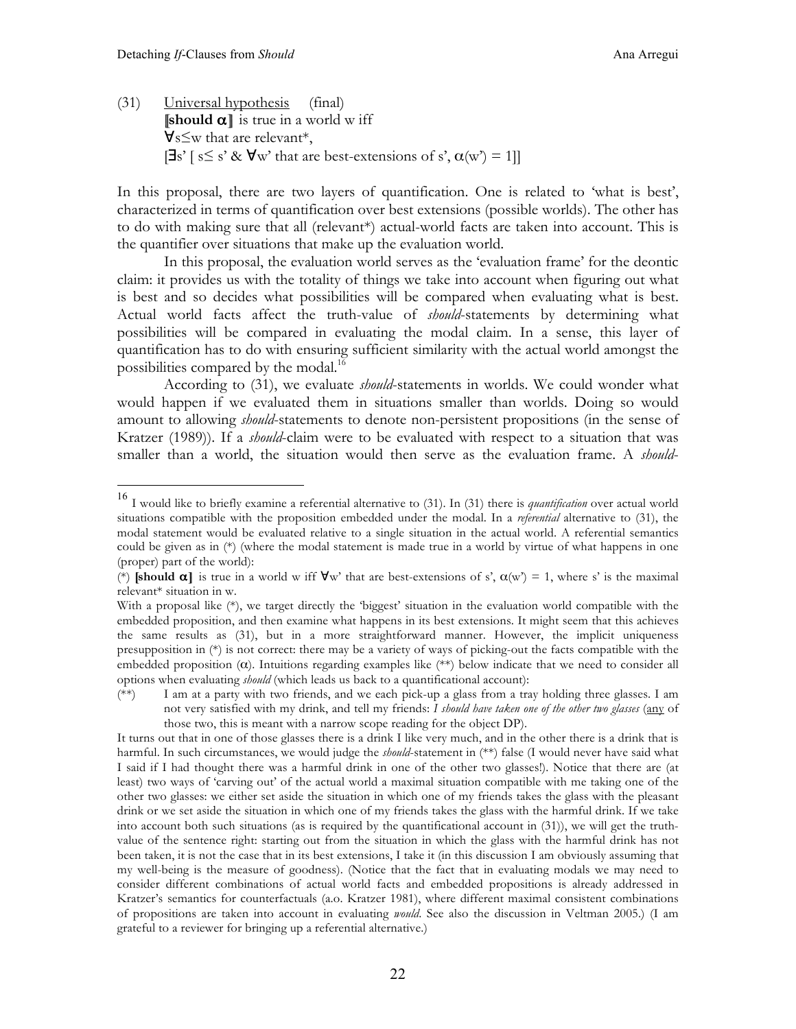(31) Universal hypothesis (final)
⟦**should** $\alpha$⟧ is true in a world w iff
$\forall s \leq w$ that are relevant*,
$[\exists s' [\, s \leq s' \;\&\; \forall w'$ that are best-extensions of s', $\alpha(w') = 1]]$

In this proposal, there are two layers of quantification. One is related to 'what is best', characterized in terms of quantification over best extensions (possible worlds). The other has to do with making sure that all (relevant*) actual-world facts are taken into account. This is the quantifier over situations that make up the evaluation world.

In this proposal, the evaluation world serves as the 'evaluation frame' for the deontic claim: it provides us with the totality of things we take into account when figuring out what is best and so decides what possibilities will be compared when evaluating what is best. Actual world facts affect the truth-value of *should*-statements by determining what possibilities will be compared in evaluating the modal claim. In a sense, this layer of quantification has to do with ensuring sufficient similarity with the actual world amongst the possibilities compared by the modal.[16]

According to (31), we evaluate *should*-statements in worlds. We could wonder what would happen if we evaluated them in situations smaller than worlds. Doing so would amount to allowing *should*-statements to denote non-persistent propositions (in the sense of Kratzer (1989)). If a *should*-claim were to be evaluated with respect to a situation that was smaller than a world, the situation would then serve as the evaluation frame. A *should*-

---

[16] I would like to briefly examine a referential alternative to (31). In (31) there is *quantification* over actual world situations compatible with the proposition embedded under the modal. In a *referential* alternative to (31), the modal statement would be evaluated relative to a single situation in the actual world. A referential semantics could be given as in (*) (where the modal statement is made true in a world by virtue of what happens in one (proper) part of the world):

(*) ⟦**should** $\alpha$⟧ is true in a world w iff $\forall$w' that are best-extensions of s', $\alpha(w') = 1$, where s' is the maximal relevant* situation in w.

With a proposal like (*), we target directly the 'biggest' situation in the evaluation world compatible with the embedded proposition, and then examine what happens in its best extensions. It might seem that this achieves the same results as (31), but in a more straightforward manner. However, the implicit uniqueness presupposition in (*) is not correct: there may be a variety of ways of picking-out the facts compatible with the embedded proposition ($\alpha$). Intuitions regarding examples like (**) below indicate that we need to consider all options when evaluating *should* (which leads us back to a quantificational account):

(**) I am at a party with two friends, and we each pick-up a glass from a tray holding three glasses. I am not very satisfied with my drink, and tell my friends: *I should have taken one of the other two glasses* (any of those two, this is meant with a narrow scope reading for the object DP).

It turns out that in one of those glasses there is a drink I like very much, and in the other there is a drink that is harmful. In such circumstances, we would judge the *should*-statement in (**) false (I would never have said what I said if I had thought there was a harmful drink in one of the other two glasses!). Notice that there are (at least) two ways of 'carving out' of the actual world a maximal situation compatible with me taking one of the other two glasses: we either set aside the situation in which one of my friends takes the glass with the pleasant drink or we set aside the situation in which one of my friends takes the glass with the harmful drink. If we take into account both such situations (as is required by the quantificational account in (31)), we will get the truth-value of the sentence right: starting out from the situation in which the glass with the harmful drink has not been taken, it is not the case that in its best extensions, I take it (in this discussion I am obviously assuming that my well-being is the measure of goodness). (Notice that the fact that in evaluating modals we may need to consider different combinations of actual world facts and embedded propositions is already addressed in Kratzer's semantics for counterfactuals (a.o. Kratzer 1981), where different maximal consistent combinations of propositions are taken into account in evaluating *would*. See also the discussion in Veltman 2005.) (I am grateful to a reviewer for bringing up a referential alternative.)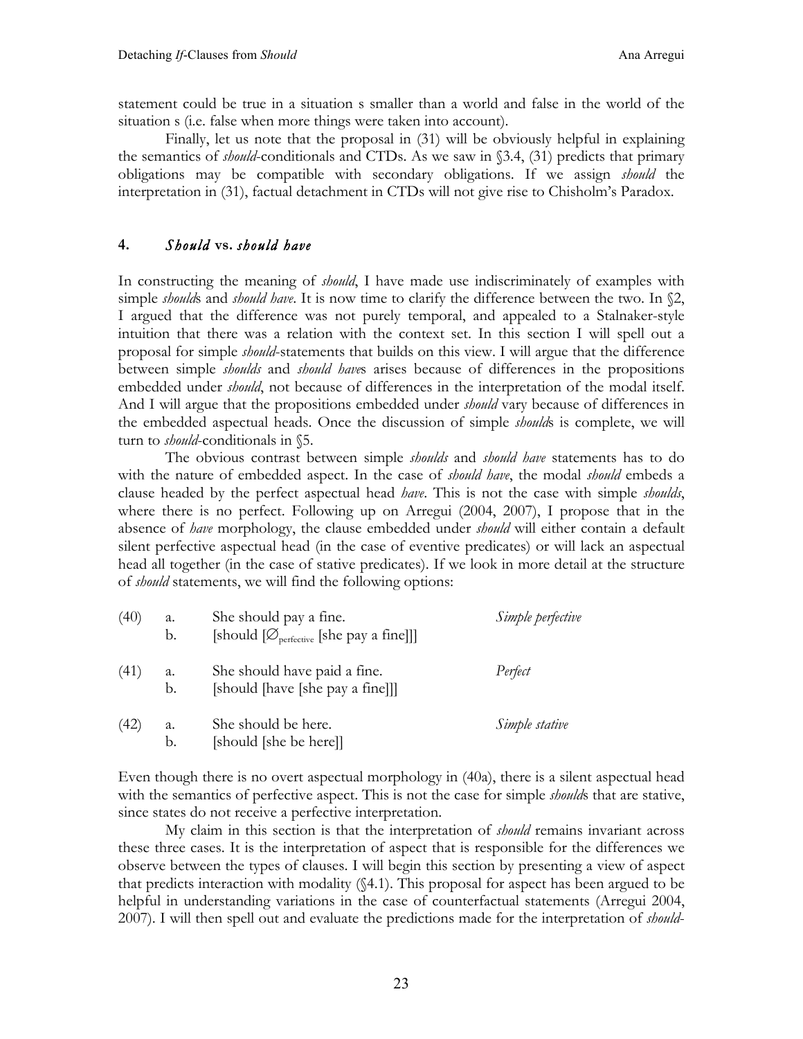statement could be true in a situation s smaller than a world and false in the world of the situation s (i.e. false when more things were taken into account).

Finally, let us note that the proposal in (31) will be obviously helpful in explaining the semantics of *should*-conditionals and CTDs. As we saw in §3.4, (31) predicts that primary obligations may be compatible with secondary obligations. If we assign *should* the interpretation in (31), factual detachment in CTDs will not give rise to Chisholm's Paradox.

## 4. *Should* vs. *should have*

In constructing the meaning of *should*, I have made use indiscriminately of examples with simple *should*s and *should have*. It is now time to clarify the difference between the two. In §2, I argued that the difference was not purely temporal, and appealed to a Stalnaker-style intuition that there was a relation with the context set. In this section I will spell out a proposal for simple *should*-statements that builds on this view. I will argue that the difference between simple *shoulds* and *should have*s arises because of differences in the propositions embedded under *should*, not because of differences in the interpretation of the modal itself. And I will argue that the propositions embedded under *should* vary because of differences in the embedded aspectual heads. Once the discussion of simple *should*s is complete, we will turn to *should*-conditionals in §5.

The obvious contrast between simple *shoulds* and *should have* statements has to do with the nature of embedded aspect. In the case of *should have*, the modal *should* embeds a clause headed by the perfect aspectual head *have*. This is not the case with simple *shoulds*, where there is no perfect. Following up on Arregui (2004, 2007), I propose that in the absence of *have* morphology, the clause embedded under *should* will either contain a default silent perfective aspectual head (in the case of eventive predicates) or will lack an aspectual head all together (in the case of stative predicates). If we look in more detail at the structure of *should* statements, we will find the following options:

(40) a. She should pay a fine. *Simple perfective*
b. [should [$\varnothing_{\text{perfective}}$ [she pay a fine]]]

(41) a. She should have paid a fine. *Perfect*
b. [should [have [she pay a fine]]]

(42) a. She should be here. *Simple stative*
b. [should [she be here]]

Even though there is no overt aspectual morphology in (40a), there is a silent aspectual head with the semantics of perfective aspect. This is not the case for simple *should*s that are stative, since states do not receive a perfective interpretation.

My claim in this section is that the interpretation of *should* remains invariant across these three cases. It is the interpretation of aspect that is responsible for the differences we observe between the types of clauses. I will begin this section by presenting a view of aspect that predicts interaction with modality (§4.1). This proposal for aspect has been argued to be helpful in understanding variations in the case of counterfactual statements (Arregui 2004, 2007). I will then spell out and evaluate the predictions made for the interpretation of *should*-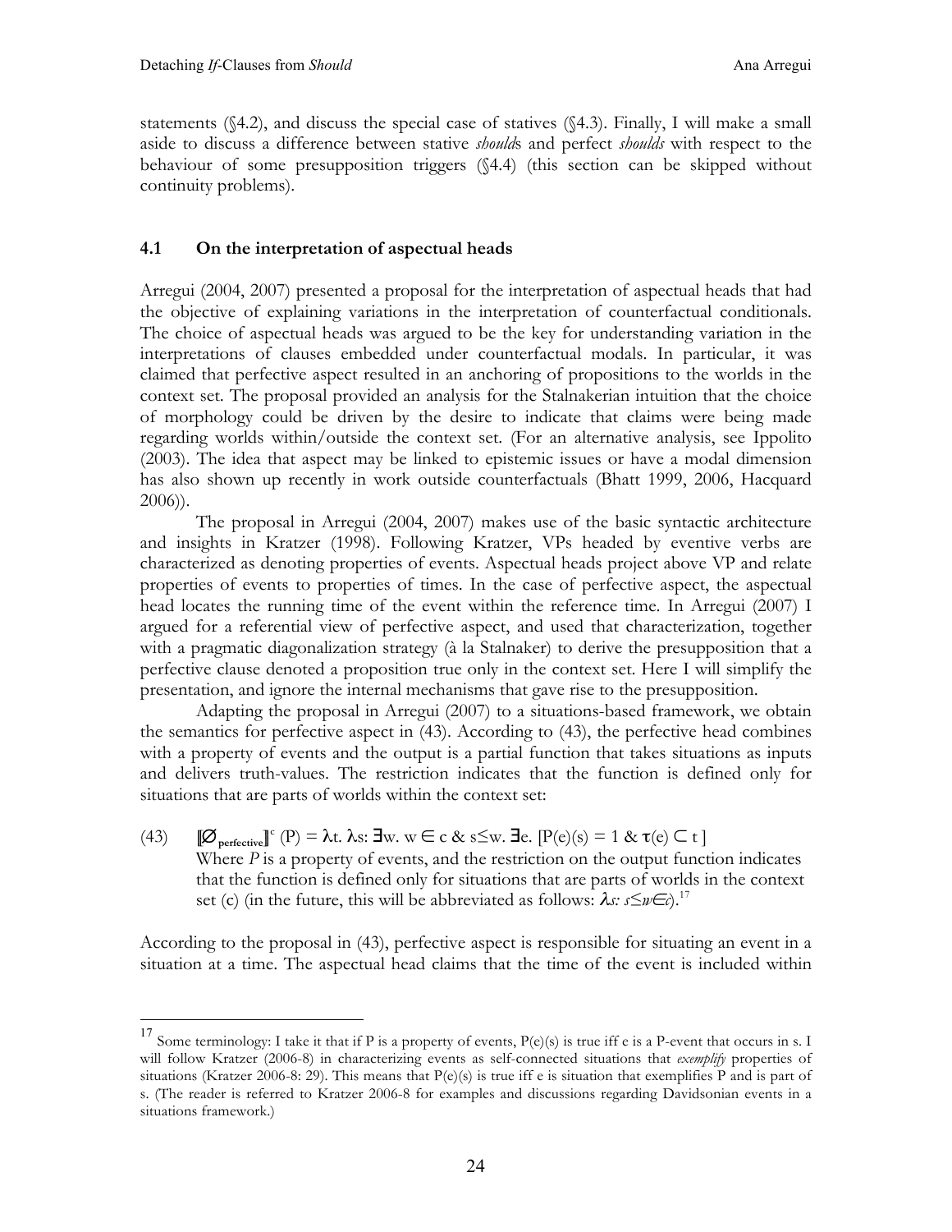statements (§4.2), and discuss the special case of statives (§4.3). Finally, I will make a small aside to discuss a difference between stative *should*s and perfect *shoulds* with respect to the behaviour of some presupposition triggers (§4.4) (this section can be skipped without continuity problems).

### 4.1 On the interpretation of aspectual heads

Arregui (2004, 2007) presented a proposal for the interpretation of aspectual heads that had the objective of explaining variations in the interpretation of counterfactual conditionals. The choice of aspectual heads was argued to be the key for understanding variation in the interpretations of clauses embedded under counterfactual modals. In particular, it was claimed that perfective aspect resulted in an anchoring of propositions to the worlds in the context set. The proposal provided an analysis for the Stalnakerian intuition that the choice of morphology could be driven by the desire to indicate that claims were being made regarding worlds within/outside the context set. (For an alternative analysis, see Ippolito (2003). The idea that aspect may be linked to epistemic issues or have a modal dimension has also shown up recently in work outside counterfactuals (Bhatt 1999, 2006, Hacquard 2006)).

The proposal in Arregui (2004, 2007) makes use of the basic syntactic architecture and insights in Kratzer (1998). Following Kratzer, VPs headed by eventive verbs are characterized as denoting properties of events. Aspectual heads project above VP and relate properties of events to properties of times. In the case of perfective aspect, the aspectual head locates the running time of the event within the reference time. In Arregui (2007) I argued for a referential view of perfective aspect, and used that characterization, together with a pragmatic diagonalization strategy (à la Stalnaker) to derive the presupposition that a perfective clause denoted a proposition true only in the context set. Here I will simplify the presentation, and ignore the internal mechanisms that gave rise to the presupposition.

Adapting the proposal in Arregui (2007) to a situations-based framework, we obtain the semantics for perfective aspect in (43). According to (43), the perfective head combines with a property of events and the output is a partial function that takes situations as inputs and delivers truth-values. The restriction indicates that the function is defined only for situations that are parts of worlds within the context set:

(43) $[\![\varnothing_{\text{perfective}}]\!]^c (P) = \lambda t.\ \lambda s{:}\ \exists w.\ w \in c\ \&\ s \leq w.\ \exists e.\ [P(e)(s) = 1\ \&\ \tau(e) \subset t\ ]$
Where *P* is a property of events, and the restriction on the output function indicates that the function is defined only for situations that are parts of worlds in the context set (c) (in the future, this will be abbreviated as follows: $\lambda s{:}\ s \leq w \in c$).[17]

According to the proposal in (43), perfective aspect is responsible for situating an event in a situation at a time. The aspectual head claims that the time of the event is included within

[17] Some terminology: I take it that if P is a property of events, P(e)(s) is true iff e is a P-event that occurs in s. I will follow Kratzer (2006-8) in characterizing events as self-connected situations that *exemplify* properties of situations (Kratzer 2006-8: 29). This means that P(e)(s) is true iff e is situation that exemplifies P and is part of s. (The reader is referred to Kratzer 2006-8 for examples and discussions regarding Davidsonian events in a situations framework.)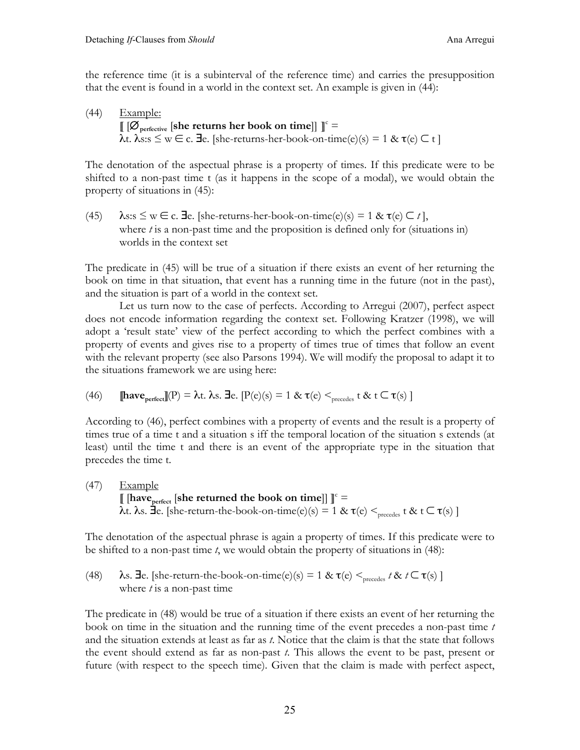the reference time (it is a subinterval of the reference time) and carries the presupposition that the event is found in a world in the context set. An example is given in (44):

(44) Example:

$[\![ [\varnothing_{\text{perfective}} [\textbf{she returns her book on time}]] ]\!]^c =$
$\lambda t.\ \lambda s{:}s \leq w \in c.\ \exists e.\ [\text{she-returns-her-book-on-time}(e)(s) = 1\ \&\ \tau(e) \subset t\ ]$

The denotation of the aspectual phrase is a property of times. If this predicate were to be shifted to a non-past time t (as it happens in the scope of a modal), we would obtain the property of situations in (45):

(45) $\lambda s{:}s \leq w \in c.\ \exists e.\ [\text{she-returns-her-book-on-time}(e)(s) = 1\ \&\ \tau(e) \subset t\ ]$,
where *t* is a non-past time and the proposition is defined only for (situations in) worlds in the context set

The predicate in (45) will be true of a situation if there exists an event of her returning the book on time in that situation, that event has a running time in the future (not in the past), and the situation is part of a world in the context set.

Let us turn now to the case of perfects. According to Arregui (2007), perfect aspect does not encode information regarding the context set. Following Kratzer (1998), we will adopt a 'result state' view of the perfect according to which the perfect combines with a property of events and gives rise to a property of times true of times that follow an event with the relevant property (see also Parsons 1994). We will modify the proposal to adapt it to the situations framework we are using here:

(46) $[\![\textbf{have}_{\text{perfect}}]\!](P) = \lambda t.\ \lambda s.\ \exists e.\ [P(e)(s) = 1\ \&\ \tau(e) <_{\text{precedes}} t\ \&\ t \subset \tau(s)\ ]$

According to (46), perfect combines with a property of events and the result is a property of times true of a time t and a situation s iff the temporal location of the situation s extends (at least) until the time t and there is an event of the appropriate type in the situation that precedes the time t.

(47) Example

$[\![ [\textbf{have}_{\text{perfect}} [\textbf{she returned the book on time}]] ]\!]^c =$
$\lambda t.\ \lambda s.\ \exists e.\ [\text{she-return-the-book-on-time}(e)(s) = 1\ \&\ \tau(e) <_{\text{precedes}} t\ \&\ t \subset \tau(s)\ ]$

The denotation of the aspectual phrase is again a property of times. If this predicate were to be shifted to a non-past time *t*, we would obtain the property of situations in (48):

(48) $\lambda s.\ \exists e.\ [\text{she-return-the-book-on-time}(e)(s) = 1\ \&\ \tau(e) <_{\text{precedes}} t\ \&\ t \subset \tau(s)\ ]$
where *t* is a non-past time

The predicate in (48) would be true of a situation if there exists an event of her returning the book on time in the situation and the running time of the event precedes a non-past time *t* and the situation extends at least as far as *t*. Notice that the claim is that the state that follows the event should extend as far as non-past *t*. This allows the event to be past, present or future (with respect to the speech time). Given that the claim is made with perfect aspect,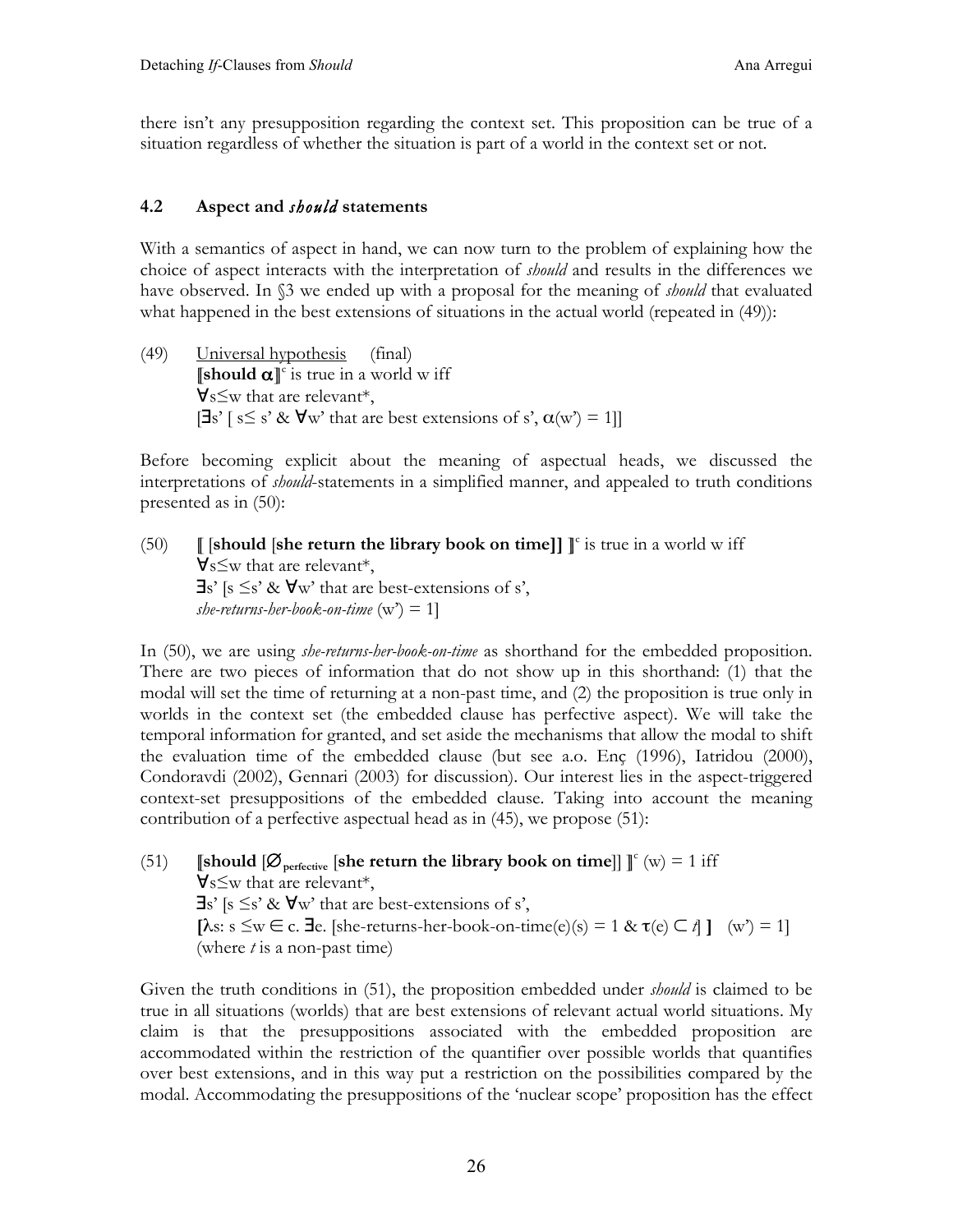there isn't any presupposition regarding the context set. This proposition can be true of a situation regardless of whether the situation is part of a world in the context set or not.

### 4.2 Aspect and *should* statements

With a semantics of aspect in hand, we can now turn to the problem of explaining how the choice of aspect interacts with the interpretation of *should* and results in the differences we have observed. In §3 we ended up with a proposal for the meaning of *should* that evaluated what happened in the best extensions of situations in the actual world (repeated in (49)):

(49) Universal hypothesis (final)
$[\![$**should** $\boldsymbol{\alpha}]\!]^c$ is true in a world w iff
$\forall s \leq w$ that are relevant*,
$[\exists s'\ [\, s \leq s'\ \&\ \forall w'$ that are best extensions of s', $\alpha(w') = 1]]$

Before becoming explicit about the meaning of aspectual heads, we discussed the interpretations of *should*-statements in a simplified manner, and appealed to truth conditions presented as in (50):

(50) $[\![$ [**should** [**she return the library book on time**]] $]\!]^c$ is true in a world w iff
$\forall s \leq w$ that are relevant*,
$\exists s'\ [s \leq s'\ \&\ \forall w'$ that are best-extensions of s',
*she-returns-her-book-on-time* $(w') = 1]$

In (50), we are using *she-returns-her-book-on-time* as shorthand for the embedded proposition. There are two pieces of information that do not show up in this shorthand: (1) that the modal will set the time of returning at a non-past time, and (2) the proposition is true only in worlds in the context set (the embedded clause has perfective aspect). We will take the temporal information for granted, and set aside the mechanisms that allow the modal to shift the evaluation time of the embedded clause (but see a.o. Enç (1996), Iatridou (2000), Condoravdi (2002), Gennari (2003) for discussion). Our interest lies in the aspect-triggered context-set presuppositions of the embedded clause. Taking into account the meaning contribution of a perfective aspectual head as in (45), we propose (51):

(51) $[\![$**should** [$\varnothing_{\text{perfective}}$ [**she return the library book on time**]] $]\!]^c(w) = 1$ iff
$\forall s \leq w$ that are relevant*,
$\exists s'\ [s \leq s'\ \&\ \forall w'$ that are best-extensions of s',
$[\lambda s\!: s \leq w \in c.\ \exists e.\ [\text{she-returns-her-book-on-time}(e)(s) = 1\ \&\ \tau(e) \subset t]\,]\ \ (w') = 1]$
(where $t$ is a non-past time)

Given the truth conditions in (51), the proposition embedded under *should* is claimed to be true in all situations (worlds) that are best extensions of relevant actual world situations. My claim is that the presuppositions associated with the embedded proposition are accommodated within the restriction of the quantifier over possible worlds that quantifies over best extensions, and in this way put a restriction on the possibilities compared by the modal. Accommodating the presuppositions of the 'nuclear scope' proposition has the effect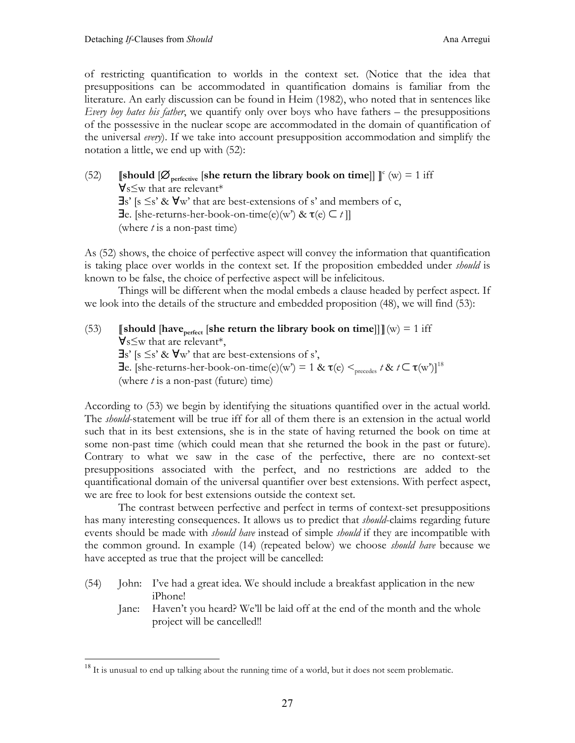of restricting quantification to worlds in the context set. (Notice that the idea that presuppositions can be accommodated in quantification domains is familiar from the literature. An early discussion can be found in Heim (1982), who noted that in sentences like *Every boy hates his father*, we quantify only over boys who have fathers – the presuppositions of the possessive in the nuclear scope are accommodated in the domain of quantification of the universal *every*). If we take into account presupposition accommodation and simplify the notation a little, we end up with (52):

(52) $[\![$**should** $[\varnothing_{\text{perfective}}$ **[she return the library book on time]]** $]\!]^c$ (w) = 1 iff
$\forall$s≤w that are relevant*
$\exists$s' [s ≤s' & $\forall$w' that are best-extensions of s' and members of c,
$\exists$e. [she-returns-her-book-on-time(e)(w') & $\tau$(e) $\subset$ *t* ]]
(where *t* is a non-past time)

As (52) shows, the choice of perfective aspect will convey the information that quantification is taking place over worlds in the context set. If the proposition embedded under *should* is known to be false, the choice of perfective aspect will be infelicitous.

Things will be different when the modal embeds a clause headed by perfect aspect. If we look into the details of the structure and embedded proposition (48), we will find (53):

(53) $[\![$**should** [**have**$_{\text{perfect}}$ **[she return the library book on time]]**$]\!]$(w) = 1 iff
$\forall$s≤w that are relevant*,
$\exists$s' [s ≤s' & $\forall$w' that are best-extensions of s',
$\exists$e. [she-returns-her-book-on-time(e)(w') = 1 & $\tau$(e) $<_{\text{precedes}}$ *t* & *t* $\subset$ $\tau$(w')][18]
(where *t* is a non-past (future) time)

According to (53) we begin by identifying the situations quantified over in the actual world. The *should*-statement will be true iff for all of them there is an extension in the actual world such that in its best extensions, she is in the state of having returned the book on time at some non-past time (which could mean that she returned the book in the past or future). Contrary to what we saw in the case of the perfective, there are no context-set presuppositions associated with the perfect, and no restrictions are added to the quantificational domain of the universal quantifier over best extensions. With perfect aspect, we are free to look for best extensions outside the context set.

The contrast between perfective and perfect in terms of context-set presuppositions has many interesting consequences. It allows us to predict that *should*-claims regarding future events should be made with *should have* instead of simple *should* if they are incompatible with the common ground. In example (14) (repeated below) we choose *should have* because we have accepted as true that the project will be cancelled:

(54) John: I've had a great idea. We should include a breakfast application in the new iPhone!
Jane: Haven't you heard? We'll be laid off at the end of the month and the whole project will be cancelled!!

---

[18] It is unusual to end up talking about the running time of a world, but it does not seem problematic.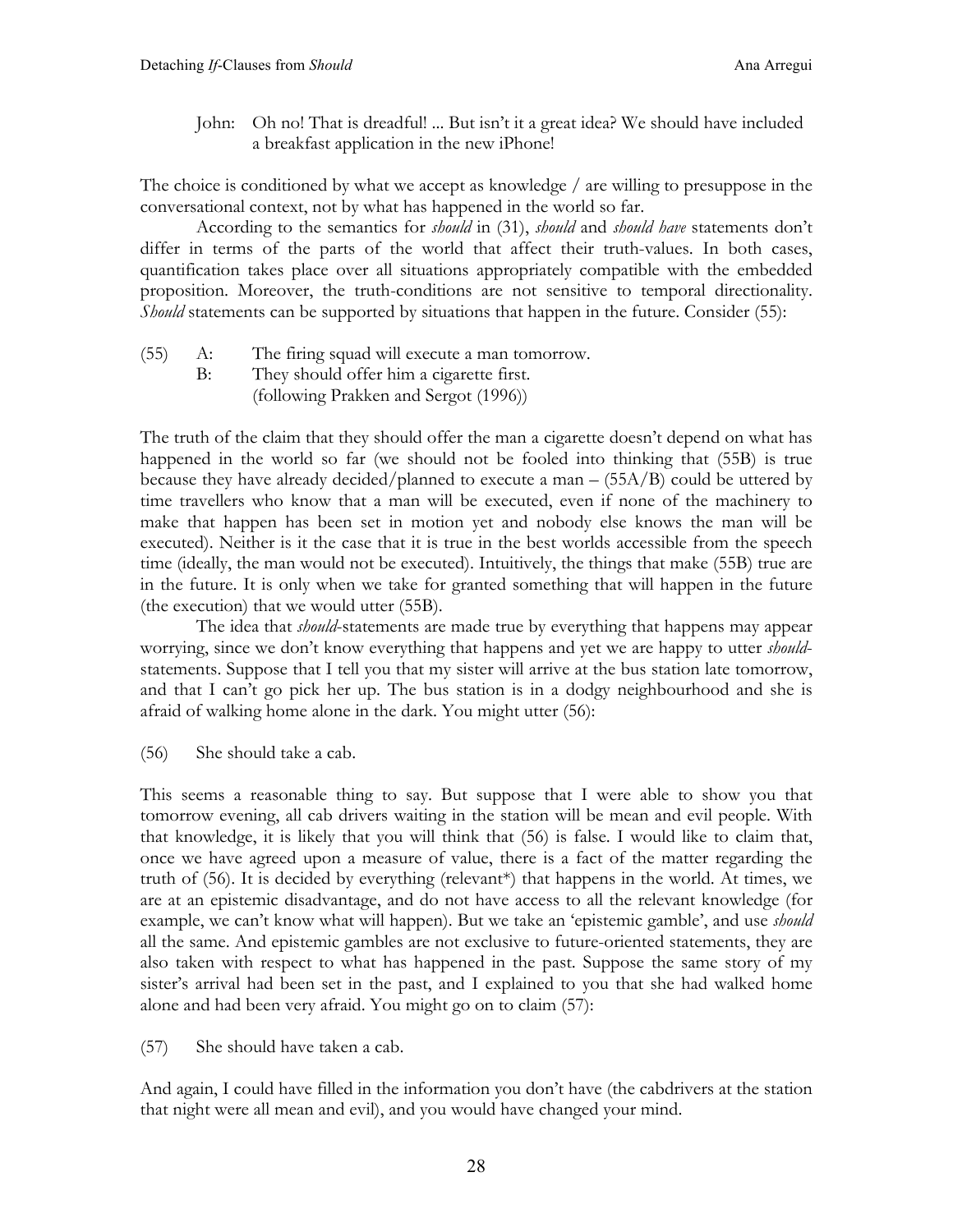John: Oh no! That is dreadful! ... But isn't it a great idea? We should have included a breakfast application in the new iPhone!

The choice is conditioned by what we accept as knowledge / are willing to presuppose in the conversational context, not by what has happened in the world so far.

According to the semantics for *should* in (31), *should* and *should have* statements don't differ in terms of the parts of the world that affect their truth-values. In both cases, quantification takes place over all situations appropriately compatible with the embedded proposition. Moreover, the truth-conditions are not sensitive to temporal directionality. *Should* statements can be supported by situations that happen in the future. Consider (55):

(55) A: The firing squad will execute a man tomorrow.
B: They should offer him a cigarette first.
(following Prakken and Sergot (1996))

The truth of the claim that they should offer the man a cigarette doesn't depend on what has happened in the world so far (we should not be fooled into thinking that (55B) is true because they have already decided/planned to execute a man – (55A/B) could be uttered by time travellers who know that a man will be executed, even if none of the machinery to make that happen has been set in motion yet and nobody else knows the man will be executed). Neither is it the case that it is true in the best worlds accessible from the speech time (ideally, the man would not be executed). Intuitively, the things that make (55B) true are in the future. It is only when we take for granted something that will happen in the future (the execution) that we would utter (55B).

The idea that *should*-statements are made true by everything that happens may appear worrying, since we don't know everything that happens and yet we are happy to utter *should*-statements. Suppose that I tell you that my sister will arrive at the bus station late tomorrow, and that I can't go pick her up. The bus station is in a dodgy neighbourhood and she is afraid of walking home alone in the dark. You might utter (56):

(56) She should take a cab.

This seems a reasonable thing to say. But suppose that I were able to show you that tomorrow evening, all cab drivers waiting in the station will be mean and evil people. With that knowledge, it is likely that you will think that (56) is false. I would like to claim that, once we have agreed upon a measure of value, there is a fact of the matter regarding the truth of (56). It is decided by everything (relevant*) that happens in the world. At times, we are at an epistemic disadvantage, and do not have access to all the relevant knowledge (for example, we can't know what will happen). But we take an 'epistemic gamble', and use *should* all the same. And epistemic gambles are not exclusive to future-oriented statements, they are also taken with respect to what has happened in the past. Suppose the same story of my sister's arrival had been set in the past, and I explained to you that she had walked home alone and had been very afraid. You might go on to claim (57):

(57) She should have taken a cab.

And again, I could have filled in the information you don't have (the cabdrivers at the station that night were all mean and evil), and you would have changed your mind.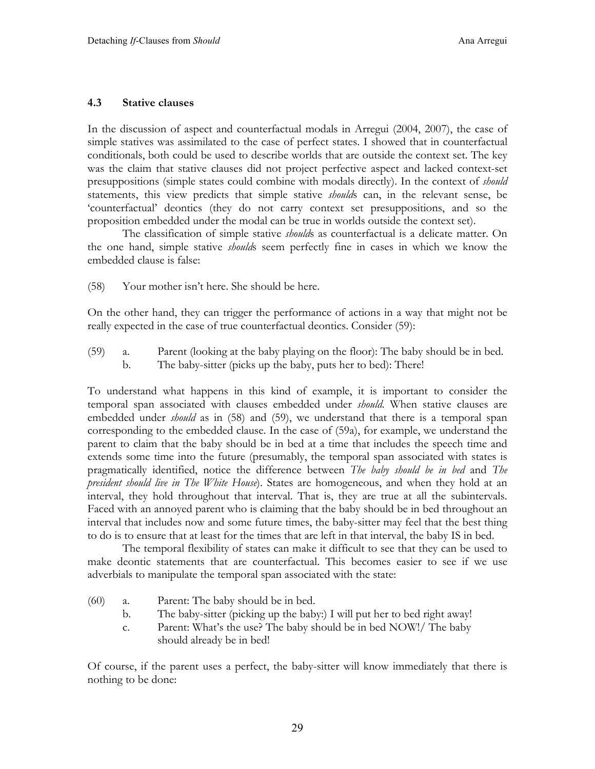### 4.3 Stative clauses

In the discussion of aspect and counterfactual modals in Arregui (2004, 2007), the case of simple statives was assimilated to the case of perfect states. I showed that in counterfactual conditionals, both could be used to describe worlds that are outside the context set. The key was the claim that stative clauses did not project perfective aspect and lacked context-set presuppositions (simple states could combine with modals directly). In the context of *should* statements, this view predicts that simple stative *should*s can, in the relevant sense, be 'counterfactual' deontics (they do not carry context set presuppositions, and so the proposition embedded under the modal can be true in worlds outside the context set).

The classification of simple stative *should*s as counterfactual is a delicate matter. On the one hand, simple stative *should*s seem perfectly fine in cases in which we know the embedded clause is false:

(58) Your mother isn't here. She should be here.

On the other hand, they can trigger the performance of actions in a way that might not be really expected in the case of true counterfactual deontics. Consider (59):

(59) a. Parent (looking at the baby playing on the floor): The baby should be in bed.
   b. The baby-sitter (picks up the baby, puts her to bed): There!

To understand what happens in this kind of example, it is important to consider the temporal span associated with clauses embedded under *should*. When stative clauses are embedded under *should* as in (58) and (59), we understand that there is a temporal span corresponding to the embedded clause. In the case of (59a), for example, we understand the parent to claim that the baby should be in bed at a time that includes the speech time and extends some time into the future (presumably, the temporal span associated with states is pragmatically identified, notice the difference between *The baby should be in bed* and *The president should live in The White House*). States are homogeneous, and when they hold at an interval, they hold throughout that interval. That is, they are true at all the subintervals. Faced with an annoyed parent who is claiming that the baby should be in bed throughout an interval that includes now and some future times, the baby-sitter may feel that the best thing to do is to ensure that at least for the times that are left in that interval, the baby IS in bed.

The temporal flexibility of states can make it difficult to see that they can be used to make deontic statements that are counterfactual. This becomes easier to see if we use adverbials to manipulate the temporal span associated with the state:

(60) a. Parent: The baby should be in bed.
   b. The baby-sitter (picking up the baby:) I will put her to bed right away!
   c. Parent: What's the use? The baby should be in bed NOW!/ The baby should already be in bed!

Of course, if the parent uses a perfect, the baby-sitter will know immediately that there is nothing to be done: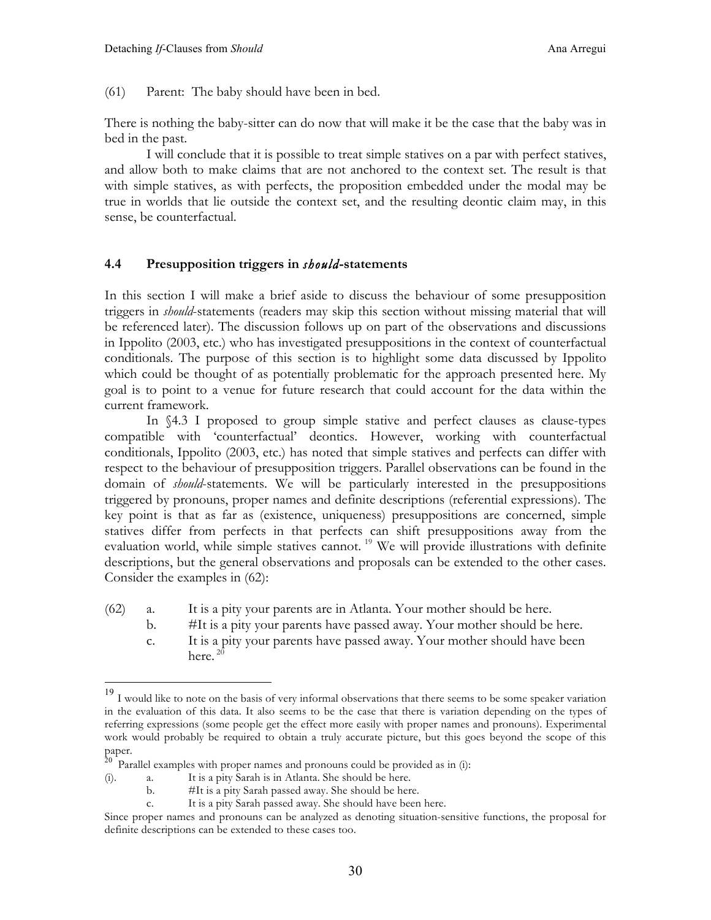(61) Parent: The baby should have been in bed.

There is nothing the baby-sitter can do now that will make it be the case that the baby was in bed in the past.

I will conclude that it is possible to treat simple statives on a par with perfect statives, and allow both to make claims that are not anchored to the context set. The result is that with simple statives, as with perfects, the proposition embedded under the modal may be true in worlds that lie outside the context set, and the resulting deontic claim may, in this sense, be counterfactual.

### 4.4 Presupposition triggers in *should*-statements

In this section I will make a brief aside to discuss the behaviour of some presupposition triggers in *should*-statements (readers may skip this section without missing material that will be referenced later). The discussion follows up on part of the observations and discussions in Ippolito (2003, etc.) who has investigated presuppositions in the context of counterfactual conditionals. The purpose of this section is to highlight some data discussed by Ippolito which could be thought of as potentially problematic for the approach presented here. My goal is to point to a venue for future research that could account for the data within the current framework.

In §4.3 I proposed to group simple stative and perfect clauses as clause-types compatible with 'counterfactual' deontics. However, working with counterfactual conditionals, Ippolito (2003, etc.) has noted that simple statives and perfects can differ with respect to the behaviour of presupposition triggers. Parallel observations can be found in the domain of *should*-statements. We will be particularly interested in the presuppositions triggered by pronouns, proper names and definite descriptions (referential expressions). The key point is that as far as (existence, uniqueness) presuppositions are concerned, simple statives differ from perfects in that perfects can shift presuppositions away from the evaluation world, while simple statives cannot. [19] We will provide illustrations with definite descriptions, but the general observations and proposals can be extended to the other cases. Consider the examples in (62):

(62) a. It is a pity your parents are in Atlanta. Your mother should be here.
b. #It is a pity your parents have passed away. Your mother should be here.
c. It is a pity your parents have passed away. Your mother should have been here. [20]

---

[19] I would like to note on the basis of very informal observations that there seems to be some speaker variation in the evaluation of this data. It also seems to be the case that there is variation depending on the types of referring expressions (some people get the effect more easily with proper names and pronouns). Experimental work would probably be required to obtain a truly accurate picture, but this goes beyond the scope of this paper.

[20] Parallel examples with proper names and pronouns could be provided as in (i):

(i). a. It is a pity Sarah is in Atlanta. She should be here.
b. #It is a pity Sarah passed away. She should be here.
c. It is a pity Sarah passed away. She should have been here.

Since proper names and pronouns can be analyzed as denoting situation-sensitive functions, the proposal for definite descriptions can be extended to these cases too.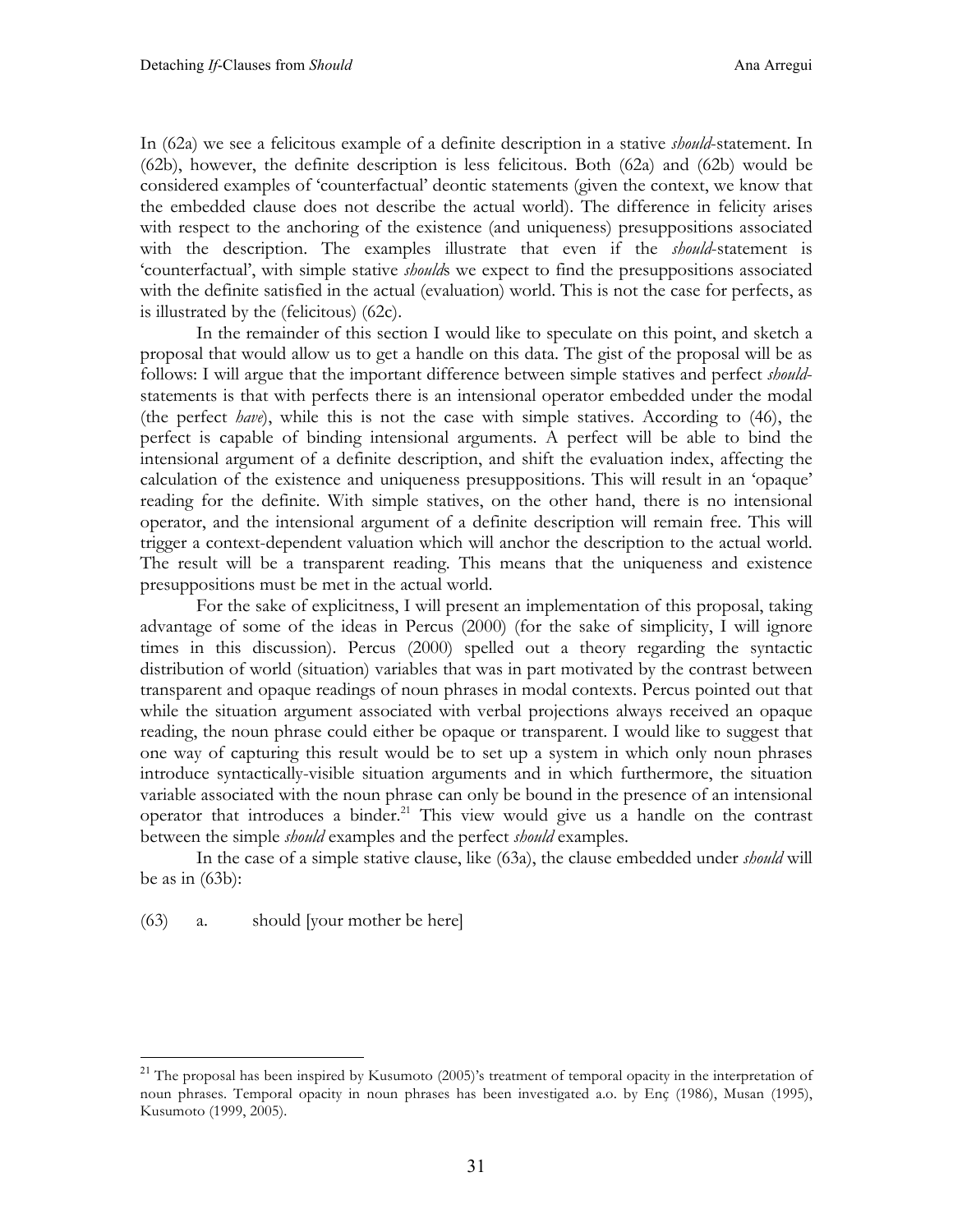In (62a) we see a felicitous example of a definite description in a stative *should*-statement. In (62b), however, the definite description is less felicitous. Both (62a) and (62b) would be considered examples of 'counterfactual' deontic statements (given the context, we know that the embedded clause does not describe the actual world). The difference in felicity arises with respect to the anchoring of the existence (and uniqueness) presuppositions associated with the description. The examples illustrate that even if the *should*-statement is 'counterfactual', with simple stative *should*s we expect to find the presuppositions associated with the definite satisfied in the actual (evaluation) world. This is not the case for perfects, as is illustrated by the (felicitous) (62c).

In the remainder of this section I would like to speculate on this point, and sketch a proposal that would allow us to get a handle on this data. The gist of the proposal will be as follows: I will argue that the important difference between simple statives and perfect *should*-statements is that with perfects there is an intensional operator embedded under the modal (the perfect *have*), while this is not the case with simple statives. According to (46), the perfect is capable of binding intensional arguments. A perfect will be able to bind the intensional argument of a definite description, and shift the evaluation index, affecting the calculation of the existence and uniqueness presuppositions. This will result in an 'opaque' reading for the definite. With simple statives, on the other hand, there is no intensional operator, and the intensional argument of a definite description will remain free. This will trigger a context-dependent valuation which will anchor the description to the actual world. The result will be a transparent reading. This means that the uniqueness and existence presuppositions must be met in the actual world.

For the sake of explicitness, I will present an implementation of this proposal, taking advantage of some of the ideas in Percus (2000) (for the sake of simplicity, I will ignore times in this discussion). Percus (2000) spelled out a theory regarding the syntactic distribution of world (situation) variables that was in part motivated by the contrast between transparent and opaque readings of noun phrases in modal contexts. Percus pointed out that while the situation argument associated with verbal projections always received an opaque reading, the noun phrase could either be opaque or transparent. I would like to suggest that one way of capturing this result would be to set up a system in which only noun phrases introduce syntactically-visible situation arguments and in which furthermore, the situation variable associated with the noun phrase can only be bound in the presence of an intensional operator that introduces a binder.[21] This view would give us a handle on the contrast between the simple *should* examples and the perfect *should* examples.

In the case of a simple stative clause, like (63a), the clause embedded under *should* will be as in (63b):

(63) a. should [your mother be here]

[21] The proposal has been inspired by Kusumoto (2005)'s treatment of temporal opacity in the interpretation of noun phrases. Temporal opacity in noun phrases has been investigated a.o. by Enç (1986), Musan (1995), Kusumoto (1999, 2005).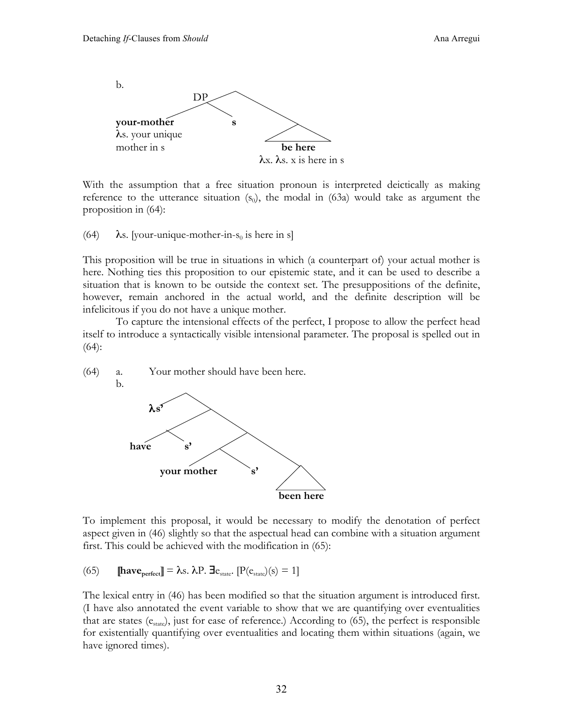b.

```
                 DP
               /    \
    your-mother      s
    λs. your unique        be here
    mother in s            λx. λs. x is here in s
```

With the assumption that a free situation pronoun is interpreted deictically as making reference to the utterance situation ($s_0$), the modal in (63a) would take as argument the proposition in (64):

(64) $\lambda$s. [your-unique-mother-in-$s_0$ is here in s]

This proposition will be true in situations in which (a counterpart of) your actual mother is here. Nothing ties this proposition to our epistemic state, and it can be used to describe a situation that is known to be outside the context set. The presuppositions of the definite, however, remain anchored in the actual world, and the definite description will be infelicitous if you do not have a unique mother.

To capture the intensional effects of the perfect, I propose to allow the perfect head itself to introduce a syntactically visible intensional parameter. The proposal is spelled out in (64):

(64) a. Your mother should have been here.

b.

```
λs'
    have   s'
        your mother   s'
                          been here
```

To implement this proposal, it would be necessary to modify the denotation of perfect aspect given in (46) slightly so that the aspectual head can combine with a situation argument first. This could be achieved with the modification in (65):

(65) $[\![\textbf{have}_{\textbf{perfect}}]\!] = \lambda s.\ \lambda P.\ \exists e_{state}.\ [P(e_{state})(s) = 1]$

The lexical entry in (46) has been modified so that the situation argument is introduced first. (I have also annotated the event variable to show that we are quantifying over eventualities that are states ($e_{state}$), just for ease of reference.) According to (65), the perfect is responsible for existentially quantifying over eventualities and locating them within situations (again, we have ignored times).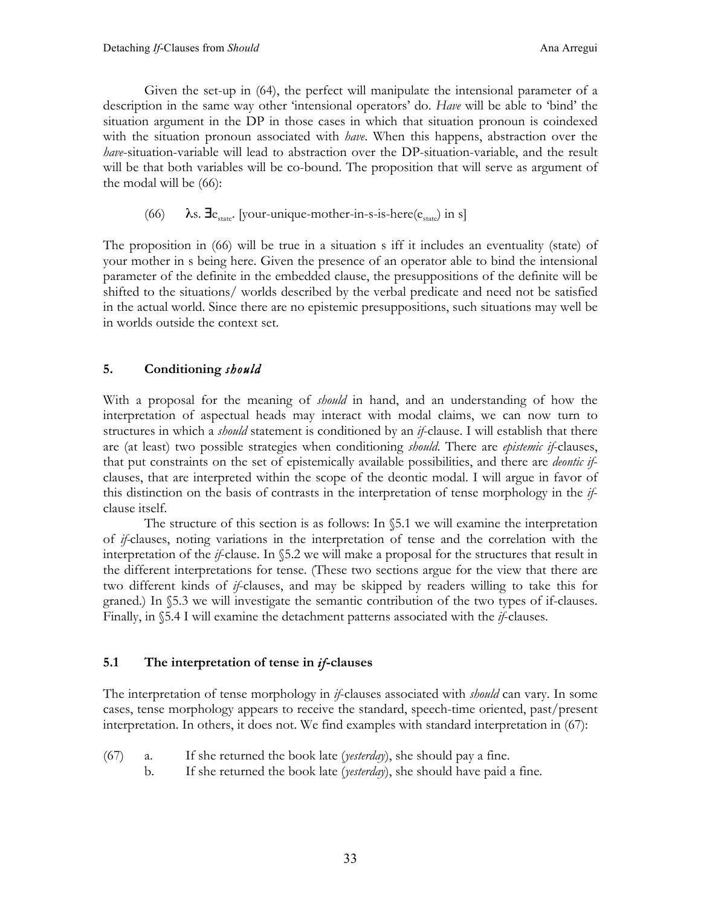Given the set-up in (64), the perfect will manipulate the intensional parameter of a description in the same way other 'intensional operators' do. *Have* will be able to 'bind' the situation argument in the DP in those cases in which that situation pronoun is coindexed with the situation pronoun associated with *have*. When this happens, abstraction over the *have*-situation-variable will lead to abstraction over the DP-situation-variable, and the result will be that both variables will be co-bound. The proposition that will serve as argument of the modal will be (66):

(66) $\lambda$s. $\exists e_{state}$. [your-unique-mother-in-s-is-here($e_{state}$) in s]

The proposition in (66) will be true in a situation s iff it includes an eventuality (state) of your mother in s being here. Given the presence of an operator able to bind the intensional parameter of the definite in the embedded clause, the presuppositions of the definite will be shifted to the situations/ worlds described by the verbal predicate and need not be satisfied in the actual world. Since there are no epistemic presuppositions, such situations may well be in worlds outside the context set.

## 5. Conditioning *should*

With a proposal for the meaning of *should* in hand, and an understanding of how the interpretation of aspectual heads may interact with modal claims, we can now turn to structures in which a *should* statement is conditioned by an *if*-clause. I will establish that there are (at least) two possible strategies when conditioning *should*. There are *epistemic if*-clauses, that put constraints on the set of epistemically available possibilities, and there are *deontic if*-clauses, that are interpreted within the scope of the deontic modal. I will argue in favor of this distinction on the basis of contrasts in the interpretation of tense morphology in the *if*-clause itself.

The structure of this section is as follows: In §5.1 we will examine the interpretation of *if*-clauses, noting variations in the interpretation of tense and the correlation with the interpretation of the *if*-clause. In §5.2 we will make a proposal for the structures that result in the different interpretations for tense. (These two sections argue for the view that there are two different kinds of *if*-clauses, and may be skipped by readers willing to take this for graned.) In §5.3 we will investigate the semantic contribution of the two types of if-clauses. Finally, in §5.4 I will examine the detachment patterns associated with the *if*-clauses.

### 5.1 The interpretation of tense in *if*-clauses

The interpretation of tense morphology in *if*-clauses associated with *should* can vary. In some cases, tense morphology appears to receive the standard, speech-time oriented, past/present interpretation. In others, it does not. We find examples with standard interpretation in (67):

(67) a. If she returned the book late (*yesterday*), she should pay a fine.
b. If she returned the book late (*yesterday*), she should have paid a fine.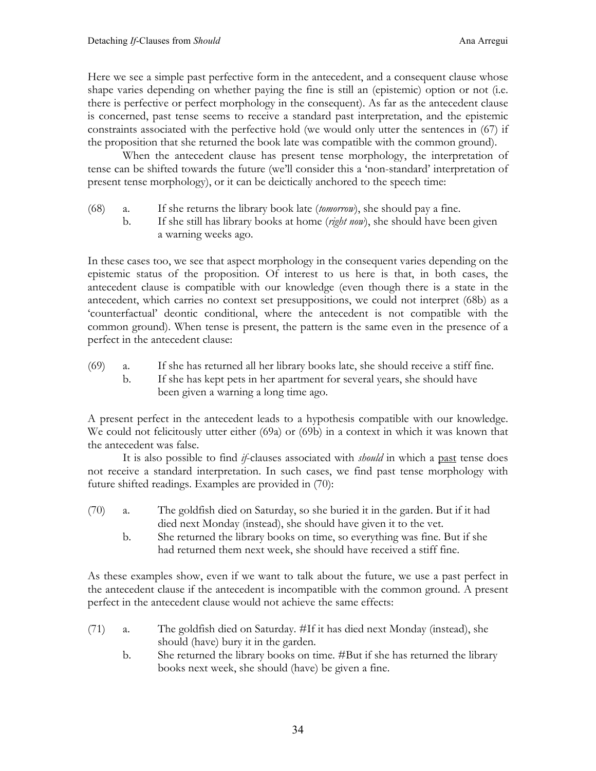Here we see a simple past perfective form in the antecedent, and a consequent clause whose shape varies depending on whether paying the fine is still an (epistemic) option or not (i.e. there is perfective or perfect morphology in the consequent). As far as the antecedent clause is concerned, past tense seems to receive a standard past interpretation, and the epistemic constraints associated with the perfective hold (we would only utter the sentences in (67) if the proposition that she returned the book late was compatible with the common ground).

When the antecedent clause has present tense morphology, the interpretation of tense can be shifted towards the future (we'll consider this a 'non-standard' interpretation of present tense morphology), or it can be deictically anchored to the speech time:

(68) a. If she returns the library book late (*tomorrow*), she should pay a fine.
b. If she still has library books at home (*right now*), she should have been given a warning weeks ago.

In these cases too, we see that aspect morphology in the consequent varies depending on the epistemic status of the proposition. Of interest to us here is that, in both cases, the antecedent clause is compatible with our knowledge (even though there is a state in the antecedent, which carries no context set presuppositions, we could not interpret (68b) as a 'counterfactual' deontic conditional, where the antecedent is not compatible with the common ground). When tense is present, the pattern is the same even in the presence of a perfect in the antecedent clause:

(69) a. If she has returned all her library books late, she should receive a stiff fine.
b. If she has kept pets in her apartment for several years, she should have been given a warning a long time ago.

A present perfect in the antecedent leads to a hypothesis compatible with our knowledge. We could not felicitously utter either (69a) or (69b) in a context in which it was known that the antecedent was false.

It is also possible to find *if*-clauses associated with *should* in which a <u>past</u> tense does not receive a standard interpretation. In such cases, we find past tense morphology with future shifted readings. Examples are provided in (70):

(70) a. The goldfish died on Saturday, so she buried it in the garden. But if it had died next Monday (instead), she should have given it to the vet.
b. She returned the library books on time, so everything was fine. But if she had returned them next week, she should have received a stiff fine.

As these examples show, even if we want to talk about the future, we use a past perfect in the antecedent clause if the antecedent is incompatible with the common ground. A present perfect in the antecedent clause would not achieve the same effects:

(71) a. The goldfish died on Saturday. #If it has died next Monday (instead), she should (have) bury it in the garden.
b. She returned the library books on time. #But if she has returned the library books next week, she should (have) be given a fine.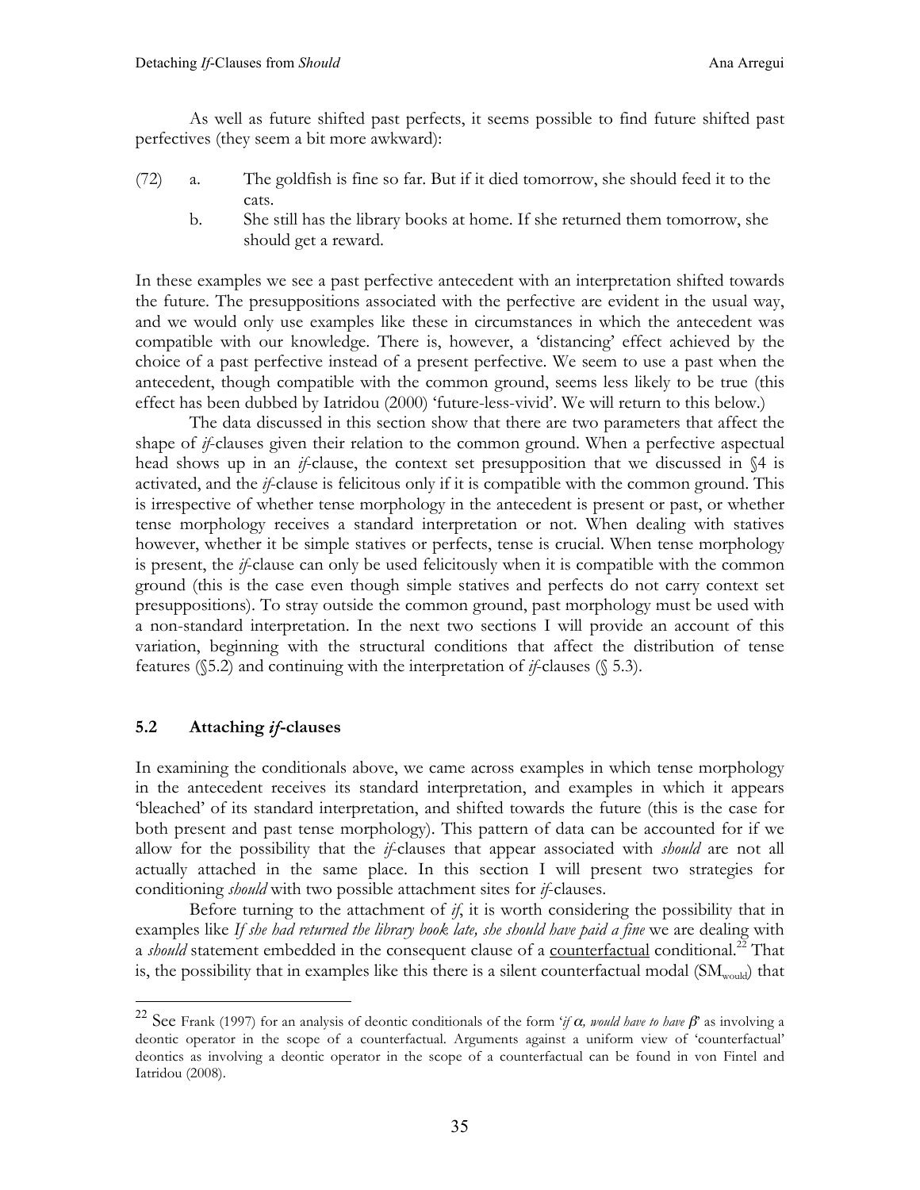As well as future shifted past perfects, it seems possible to find future shifted past perfectives (they seem a bit more awkward):

(72) a. The goldfish is fine so far. But if it died tomorrow, she should feed it to the cats.

b. She still has the library books at home. If she returned them tomorrow, she should get a reward.

In these examples we see a past perfective antecedent with an interpretation shifted towards the future. The presuppositions associated with the perfective are evident in the usual way, and we would only use examples like these in circumstances in which the antecedent was compatible with our knowledge. There is, however, a 'distancing' effect achieved by the choice of a past perfective instead of a present perfective. We seem to use a past when the antecedent, though compatible with the common ground, seems less likely to be true (this effect has been dubbed by Iatridou (2000) 'future-less-vivid'. We will return to this below.)

The data discussed in this section show that there are two parameters that affect the shape of *if*-clauses given their relation to the common ground. When a perfective aspectual head shows up in an *if*-clause, the context set presupposition that we discussed in §4 is activated, and the *if*-clause is felicitous only if it is compatible with the common ground. This is irrespective of whether tense morphology in the antecedent is present or past, or whether tense morphology receives a standard interpretation or not. When dealing with statives however, whether it be simple statives or perfects, tense is crucial. When tense morphology is present, the *if*-clause can only be used felicitously when it is compatible with the common ground (this is the case even though simple statives and perfects do not carry context set presuppositions). To stray outside the common ground, past morphology must be used with a non-standard interpretation. In the next two sections I will provide an account of this variation, beginning with the structural conditions that affect the distribution of tense features (§5.2) and continuing with the interpretation of *if*-clauses (§ 5.3).

## 5.2 Attaching *if*-clauses

In examining the conditionals above, we came across examples in which tense morphology in the antecedent receives its standard interpretation, and examples in which it appears 'bleached' of its standard interpretation, and shifted towards the future (this is the case for both present and past tense morphology). This pattern of data can be accounted for if we allow for the possibility that the *if*-clauses that appear associated with *should* are not all actually attached in the same place. In this section I will present two strategies for conditioning *should* with two possible attachment sites for *if*-clauses.

Before turning to the attachment of *if*, it is worth considering the possibility that in examples like *If she had returned the library book late, she should have paid a fine* we are dealing with a *should* statement embedded in the consequent clause of a <u>counterfactual</u> conditional.[22] That is, the possibility that in examples like this there is a silent counterfactual modal ($SM_{would}$) that

---

[22] See Frank (1997) for an analysis of deontic conditionals of the form '*if $\alpha$, would have to have $\beta$*' as involving a deontic operator in the scope of a counterfactual. Arguments against a uniform view of 'counterfactual' deontics as involving a deontic operator in the scope of a counterfactual can be found in von Fintel and Iatridou (2008).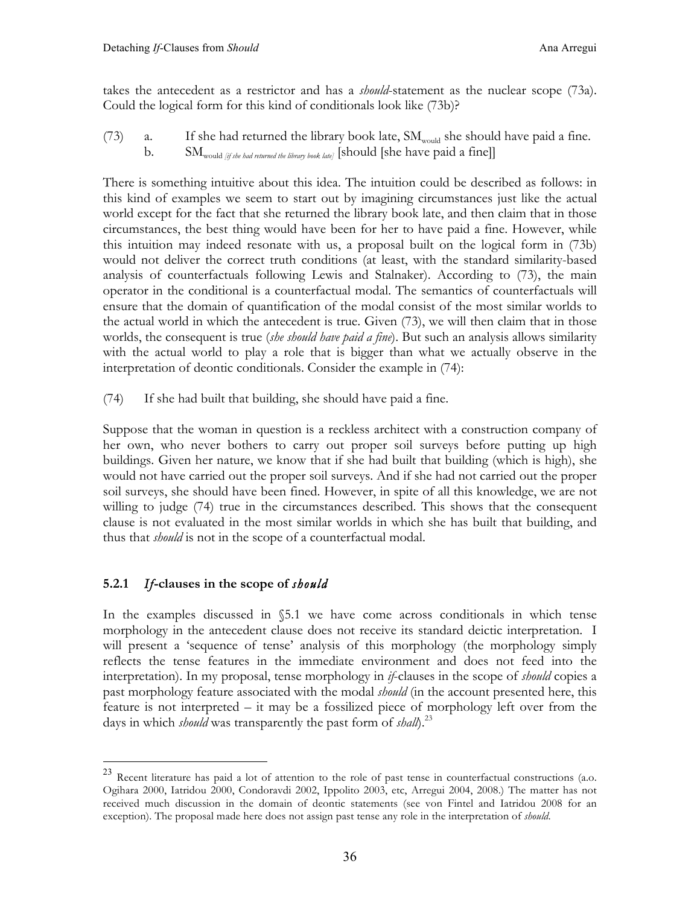takes the antecedent as a restrictor and has a *should*-statement as the nuclear scope (73a). Could the logical form for this kind of conditionals look like (73b)?

(73) a. If she had returned the library book late, $SM_{would}$ she should have paid a fine.
b. $SM_{would}$ *[if she had returned the library book late]* [should [she have paid a fine]]

There is something intuitive about this idea. The intuition could be described as follows: in this kind of examples we seem to start out by imagining circumstances just like the actual world except for the fact that she returned the library book late, and then claim that in those circumstances, the best thing would have been for her to have paid a fine. However, while this intuition may indeed resonate with us, a proposal built on the logical form in (73b) would not deliver the correct truth conditions (at least, with the standard similarity-based analysis of counterfactuals following Lewis and Stalnaker). According to (73), the main operator in the conditional is a counterfactual modal. The semantics of counterfactuals will ensure that the domain of quantification of the modal consist of the most similar worlds to the actual world in which the antecedent is true. Given (73), we will then claim that in those worlds, the consequent is true (*she should have paid a fine*). But such an analysis allows similarity with the actual world to play a role that is bigger than what we actually observe in the interpretation of deontic conditionals. Consider the example in (74):

(74) If she had built that building, she should have paid a fine.

Suppose that the woman in question is a reckless architect with a construction company of her own, who never bothers to carry out proper soil surveys before putting up high buildings. Given her nature, we know that if she had built that building (which is high), she would not have carried out the proper soil surveys. And if she had not carried out the proper soil surveys, she should have been fined. However, in spite of all this knowledge, we are not willing to judge (74) true in the circumstances described. This shows that the consequent clause is not evaluated in the most similar worlds in which she has built that building, and thus that *should* is not in the scope of a counterfactual modal.

### 5.2.1 *If*-clauses in the scope of *should*

In the examples discussed in §5.1 we have come across conditionals in which tense morphology in the antecedent clause does not receive its standard deictic interpretation. I will present a 'sequence of tense' analysis of this morphology (the morphology simply reflects the tense features in the immediate environment and does not feed into the interpretation). In my proposal, tense morphology in *if*-clauses in the scope of *should* copies a past morphology feature associated with the modal *should* (in the account presented here, this feature is not interpreted – it may be a fossilized piece of morphology left over from the days in which *should* was transparently the past form of *shall*).[23]

---

[23] Recent literature has paid a lot of attention to the role of past tense in counterfactual constructions (a.o. Ogihara 2000, Iatridou 2000, Condoravdi 2002, Ippolito 2003, etc, Arregui 2004, 2008.) The matter has not received much discussion in the domain of deontic statements (see von Fintel and Iatridou 2008 for an exception). The proposal made here does not assign past tense any role in the interpretation of *should*.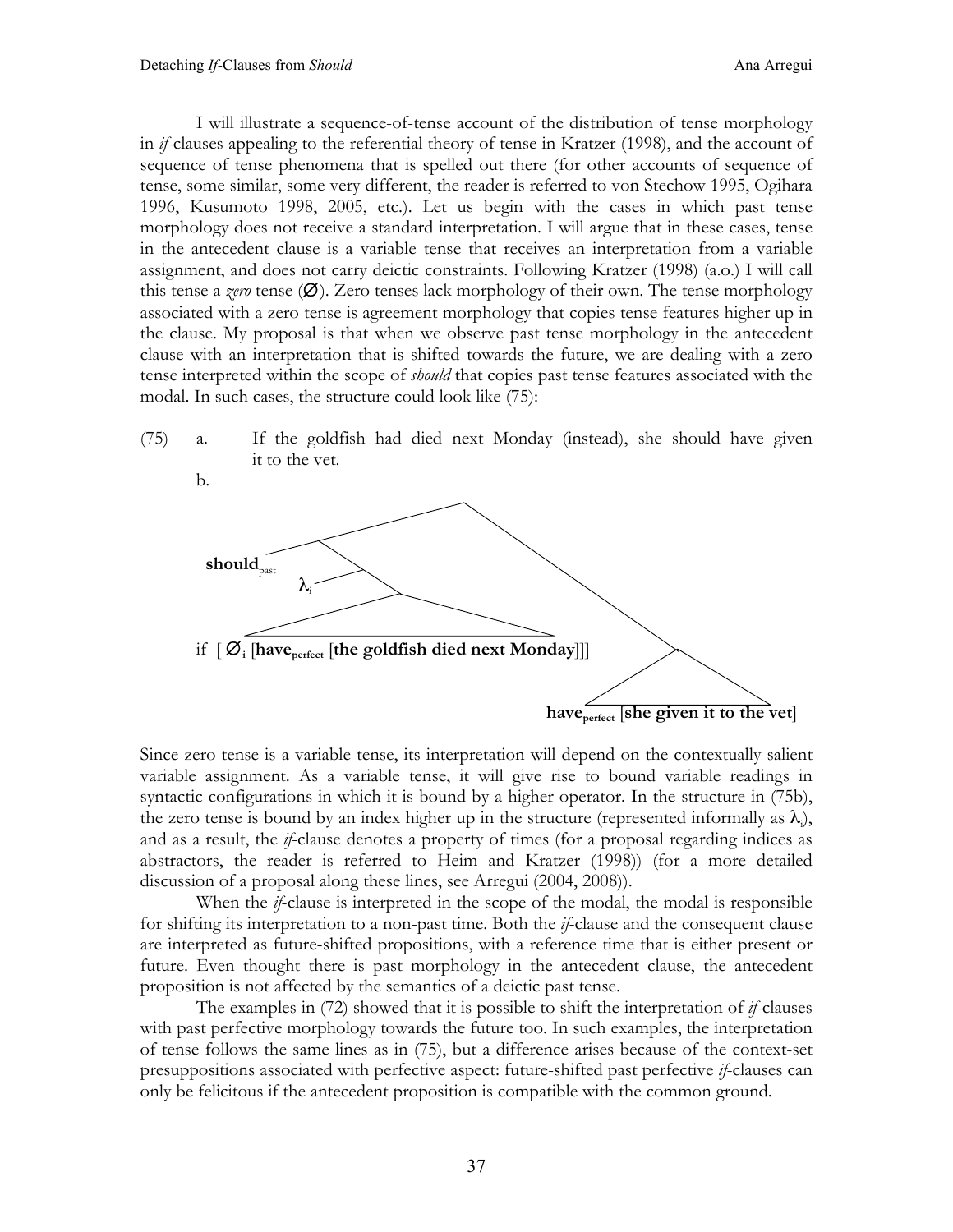I will illustrate a sequence-of-tense account of the distribution of tense morphology in *if*-clauses appealing to the referential theory of tense in Kratzer (1998), and the account of sequence of tense phenomena that is spelled out there (for other accounts of sequence of tense, some similar, some very different, the reader is referred to von Stechow 1995, Ogihara 1996, Kusumoto 1998, 2005, etc.). Let us begin with the cases in which past tense morphology does not receive a standard interpretation. I will argue that in these cases, tense in the antecedent clause is a variable tense that receives an interpretation from a variable assignment, and does not carry deictic constraints. Following Kratzer (1998) (a.o.) I will call this tense a *zero* tense (Ø). Zero tenses lack morphology of their own. The tense morphology associated with a zero tense is agreement morphology that copies tense features higher up in the clause. My proposal is that when we observe past tense morphology in the antecedent clause with an interpretation that is shifted towards the future, we are dealing with a zero tense interpreted within the scope of *should* that copies past tense features associated with the modal. In such cases, the structure could look like (75):

(75) a. If the goldfish had died next Monday (instead), she should have given it to the vet.

b.

```
[ should_past [ [ λ_i [ if [ Ø_i [have_perfect [the goldfish died next Monday]]] ] ] [ have_perfect [she given it to the vet] ] ] ]
```

Since zero tense is a variable tense, its interpretation will depend on the contextually salient variable assignment. As a variable tense, it will give rise to bound variable readings in syntactic configurations in which it is bound by a higher operator. In the structure in (75b), the zero tense is bound by an index higher up in the structure (represented informally as $\lambda_i$), and as a result, the *if*-clause denotes a property of times (for a proposal regarding indices as abstractors, the reader is referred to Heim and Kratzer (1998)) (for a more detailed discussion of a proposal along these lines, see Arregui (2004, 2008)).

When the *if*-clause is interpreted in the scope of the modal, the modal is responsible for shifting its interpretation to a non-past time. Both the *if*-clause and the consequent clause are interpreted as future-shifted propositions, with a reference time that is either present or future. Even thought there is past morphology in the antecedent clause, the antecedent proposition is not affected by the semantics of a deictic past tense.

The examples in (72) showed that it is possible to shift the interpretation of *if*-clauses with past perfective morphology towards the future too. In such examples, the interpretation of tense follows the same lines as in (75), but a difference arises because of the context-set presuppositions associated with perfective aspect: future-shifted past perfective *if*-clauses can only be felicitous if the antecedent proposition is compatible with the common ground.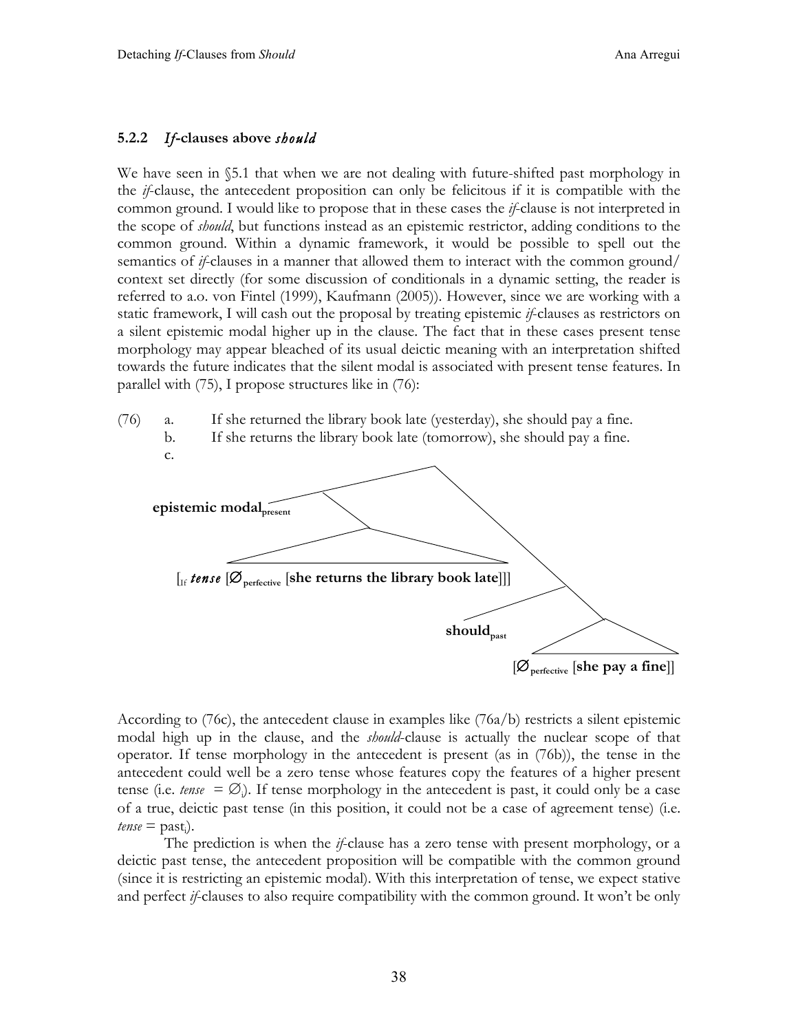### 5.2.2 *If*-clauses above *should*

We have seen in §5.1 that when we are not dealing with future-shifted past morphology in the *if*-clause, the antecedent proposition can only be felicitous if it is compatible with the common ground. I would like to propose that in these cases the *if*-clause is not interpreted in the scope of *should*, but functions instead as an epistemic restrictor, adding conditions to the common ground. Within a dynamic framework, it would be possible to spell out the semantics of *if*-clauses in a manner that allowed them to interact with the common ground/ context set directly (for some discussion of conditionals in a dynamic setting, the reader is referred to a.o. von Fintel (1999), Kaufmann (2005)). However, since we are working with a static framework, I will cash out the proposal by treating epistemic *if*-clauses as restrictors on a silent epistemic modal higher up in the clause. The fact that in these cases present tense morphology may appear bleached of its usual deictic meaning with an interpretation shifted towards the future indicates that the silent modal is associated with present tense features. In parallel with (75), I propose structures like in (76):

(76) a. If she returned the library book late (yesterday), she should pay a fine.
   b. If she returns the library book late (tomorrow), she should pay a fine.
   c.

```
                    /\
                   /  \
 epistemic modal_present   \
          /\                \
         /  \                \
 [_If tense [Ø_perfective [she returns the library book late]]]
                              /\
                             /  \
                  should_past    \
                                 /\
                  [Ø_perfective [she pay a fine]]
```

According to (76c), the antecedent clause in examples like (76a/b) restricts a silent epistemic modal high up in the clause, and the *should*-clause is actually the nuclear scope of that operator. If tense morphology in the antecedent is present (as in (76b)), the tense in the antecedent could well be a zero tense whose features copy the features of a higher present tense (i.e. *tense* $= \varnothing_i$). If tense morphology in the antecedent is past, it could only be a case of a true, deictic past tense (in this position, it could not be a case of agreement tense) (i.e. *tense* = $past_i$).

The prediction is when the *if*-clause has a zero tense with present morphology, or a deictic past tense, the antecedent proposition will be compatible with the common ground (since it is restricting an epistemic modal). With this interpretation of tense, we expect stative and perfect *if*-clauses to also require compatibility with the common ground. It won't be only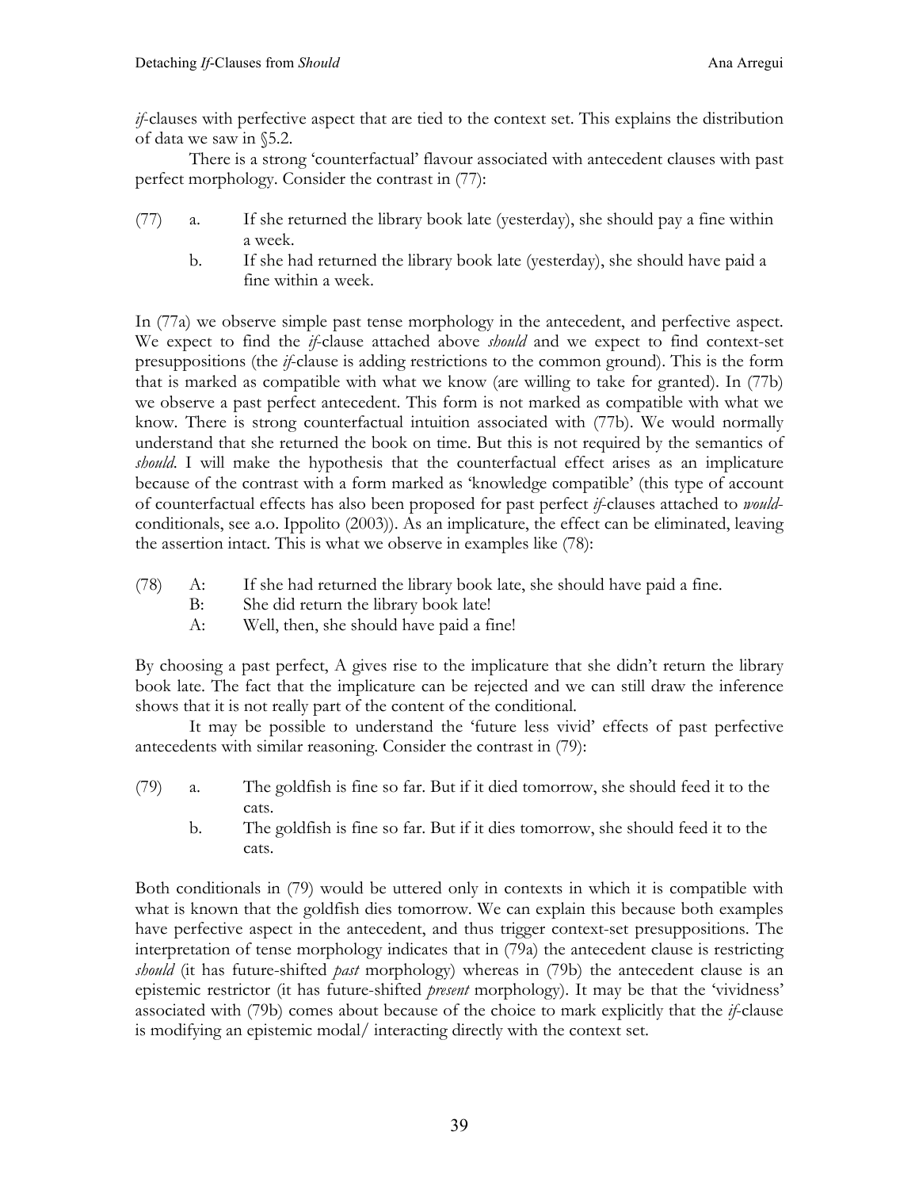*if*-clauses with perfective aspect that are tied to the context set. This explains the distribution of data we saw in §5.2.

There is a strong 'counterfactual' flavour associated with antecedent clauses with past perfect morphology. Consider the contrast in (77):

(77) a. If she returned the library book late (yesterday), she should pay a fine within a week.
  b. If she had returned the library book late (yesterday), she should have paid a fine within a week.

In (77a) we observe simple past tense morphology in the antecedent, and perfective aspect. We expect to find the *if*-clause attached above *should* and we expect to find context-set presuppositions (the *if*-clause is adding restrictions to the common ground). This is the form that is marked as compatible with what we know (are willing to take for granted). In (77b) we observe a past perfect antecedent. This form is not marked as compatible with what we know. There is strong counterfactual intuition associated with (77b). We would normally understand that she returned the book on time. But this is not required by the semantics of *should*. I will make the hypothesis that the counterfactual effect arises as an implicature because of the contrast with a form marked as 'knowledge compatible' (this type of account of counterfactual effects has also been proposed for past perfect *if*-clauses attached to *would*-conditionals, see a.o. Ippolito (2003)). As an implicature, the effect can be eliminated, leaving the assertion intact. This is what we observe in examples like (78):

(78) A: If she had returned the library book late, she should have paid a fine.
  B: She did return the library book late!
  A: Well, then, she should have paid a fine!

By choosing a past perfect, A gives rise to the implicature that she didn't return the library book late. The fact that the implicature can be rejected and we can still draw the inference shows that it is not really part of the content of the conditional.

It may be possible to understand the 'future less vivid' effects of past perfective antecedents with similar reasoning. Consider the contrast in (79):

(79) a. The goldfish is fine so far. But if it died tomorrow, she should feed it to the cats.
  b. The goldfish is fine so far. But if it dies tomorrow, she should feed it to the cats.

Both conditionals in (79) would be uttered only in contexts in which it is compatible with what is known that the goldfish dies tomorrow. We can explain this because both examples have perfective aspect in the antecedent, and thus trigger context-set presuppositions. The interpretation of tense morphology indicates that in (79a) the antecedent clause is restricting *should* (it has future-shifted *past* morphology) whereas in (79b) the antecedent clause is an epistemic restrictor (it has future-shifted *present* morphology). It may be that the 'vividness' associated with (79b) comes about because of the choice to mark explicitly that the *if*-clause is modifying an epistemic modal/ interacting directly with the context set.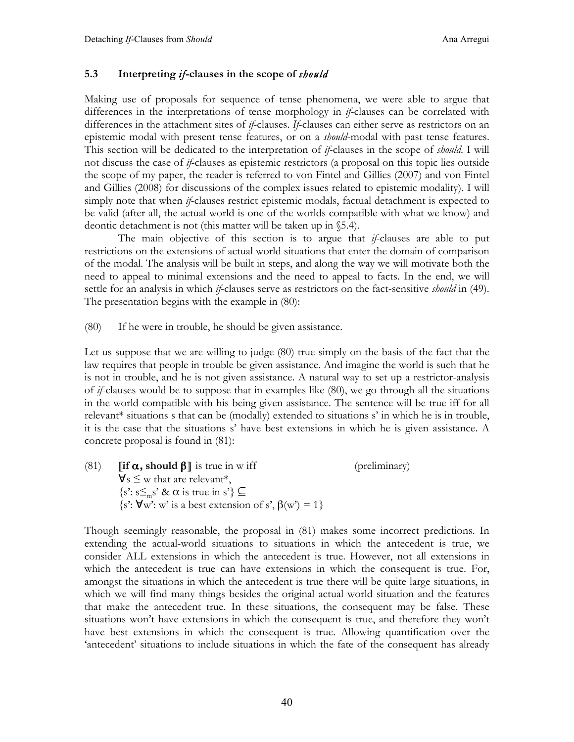### 5.3 Interpreting *if*-clauses in the scope of *should*

Making use of proposals for sequence of tense phenomena, we were able to argue that differences in the interpretations of tense morphology in *if*-clauses can be correlated with differences in the attachment sites of *if*-clauses. *If*-clauses can either serve as restrictors on an epistemic modal with present tense features, or on a *should*-modal with past tense features. This section will be dedicated to the interpretation of *if*-clauses in the scope of *should*. I will not discuss the case of *if*-clauses as epistemic restrictors (a proposal on this topic lies outside the scope of my paper, the reader is referred to von Fintel and Gillies (2007) and von Fintel and Gillies (2008) for discussions of the complex issues related to epistemic modality). I will simply note that when *if*-clauses restrict epistemic modals, factual detachment is expected to be valid (after all, the actual world is one of the worlds compatible with what we know) and deontic detachment is not (this matter will be taken up in §5.4).

The main objective of this section is to argue that *if*-clauses are able to put restrictions on the extensions of actual world situations that enter the domain of comparison of the modal. The analysis will be built in steps, and along the way we will motivate both the need to appeal to minimal extensions and the need to appeal to facts. In the end, we will settle for an analysis in which *if*-clauses serve as restrictors on the fact-sensitive *should* in (49). The presentation begins with the example in (80):

(80) If he were in trouble, he should be given assistance.

Let us suppose that we are willing to judge (80) true simply on the basis of the fact that the law requires that people in trouble be given assistance. And imagine the world is such that he is not in trouble, and he is not given assistance. A natural way to set up a restrictor-analysis of *if*-clauses would be to suppose that in examples like (80), we go through all the situations in the world compatible with his being given assistance. The sentence will be true iff for all relevant* situations s that can be (modally) extended to situations s' in which he is in trouble, it is the case that the situations s' have best extensions in which he is given assistance. A concrete proposal is found in (81):

(81) $[\![$**if** $\alpha$**, should** $\beta]\!]$ is true in w iff (preliminary)
$\forall s \leq w$ that are relevant*,
$\{s': s \leq_m s' \ \& \ \alpha \text{ is true in } s'\} \subseteq$
$\{s': \forall w': w' \text{ is a best extension of } s', \beta(w') = 1\}$

Though seemingly reasonable, the proposal in (81) makes some incorrect predictions. In extending the actual-world situations to situations in which the antecedent is true, we consider ALL extensions in which the antecedent is true. However, not all extensions in which the antecedent is true can have extensions in which the consequent is true. For, amongst the situations in which the antecedent is true there will be quite large situations, in which we will find many things besides the original actual world situation and the features that make the antecedent true. In these situations, the consequent may be false. These situations won't have extensions in which the consequent is true, and therefore they won't have best extensions in which the consequent is true. Allowing quantification over the 'antecedent' situations to include situations in which the fate of the consequent has already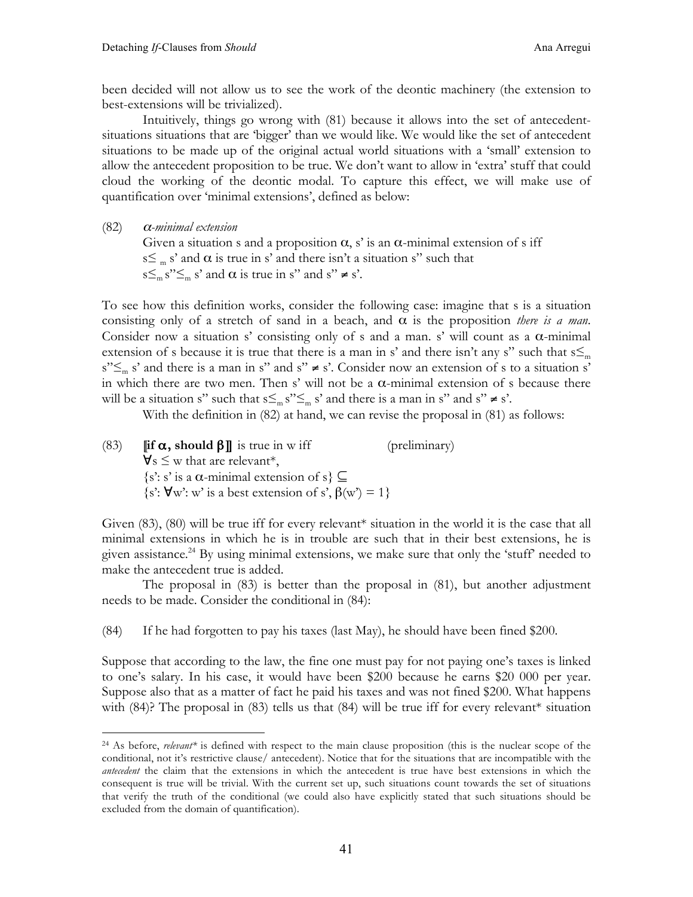been decided will not allow us to see the work of the deontic machinery (the extension to best-extensions will be trivialized).

Intuitively, things go wrong with (81) because it allows into the set of antecedent-situations situations that are 'bigger' than we would like. We would like the set of antecedent situations to be made up of the original actual world situations with a 'small' extension to allow the antecedent proposition to be true. We don't want to allow in 'extra' stuff that could cloud the working of the deontic modal. To capture this effect, we will make use of quantification over 'minimal extensions', defined as below:

(82) *$\alpha$-minimal extension*
Given a situation s and a proposition $\alpha$, s' is an $\alpha$-minimal extension of s iff $s \leq_m s'$ and $\alpha$ is true in s' and there isn't a situation s'' such that $s \leq_m s'' \leq_m s'$ and $\alpha$ is true in s'' and $s'' \neq s'$.

To see how this definition works, consider the following case: imagine that s is a situation consisting only of a stretch of sand in a beach, and $\alpha$ is the proposition *there is a man*. Consider now a situation s' consisting only of s and a man. s' will count as a $\alpha$-minimal extension of s because it is true that there is a man in s' and there isn't any s'' such that $s \leq_m s'' \leq_m s'$ and there is a man in s'' and $s'' \neq s'$. Consider now an extension of s to a situation s' in which there are two men. Then s' will not be a $\alpha$-minimal extension of s because there will be a situation s'' such that $s \leq_m s'' \leq_m s'$ and there is a man in s'' and $s'' \neq s'$.

With the definition in (82) at hand, we can revise the proposal in (81) as follows:

(83) $[\![$**if $\alpha$, should $\beta$**$]\!]$ is true in w iff (preliminary)
$\forall s \leq w$ that are relevant*,
$\{s'$: s' is a $\alpha$-minimal extension of s$\} \subseteq$
$\{s'$: $\forall w'$: w' is a best extension of s', $\beta(w') = 1\}$

Given (83), (80) will be true iff for every relevant* situation in the world it is the case that all minimal extensions in which he is in trouble are such that in their best extensions, he is given assistance.[24] By using minimal extensions, we make sure that only the 'stuff' needed to make the antecedent true is added.

The proposal in (83) is better than the proposal in (81), but another adjustment needs to be made. Consider the conditional in (84):

(84) If he had forgotten to pay his taxes (last May), he should have been fined \$200.

Suppose that according to the law, the fine one must pay for not paying one's taxes is linked to one's salary. In his case, it would have been \$200 because he earns \$20 000 per year. Suppose also that as a matter of fact he paid his taxes and was not fined \$200. What happens with (84)? The proposal in (83) tells us that (84) will be true iff for every relevant* situation

---

[24] As before, *relevant** is defined with respect to the main clause proposition (this is the nuclear scope of the conditional, not it's restrictive clause/ antecedent). Notice that for the situations that are incompatible with the *antecedent* the claim that the extensions in which the antecedent is true have best extensions in which the consequent is true will be trivial. With the current set up, such situations count towards the set of situations that verify the truth of the conditional (we could also have explicitly stated that such situations should be excluded from the domain of quantification).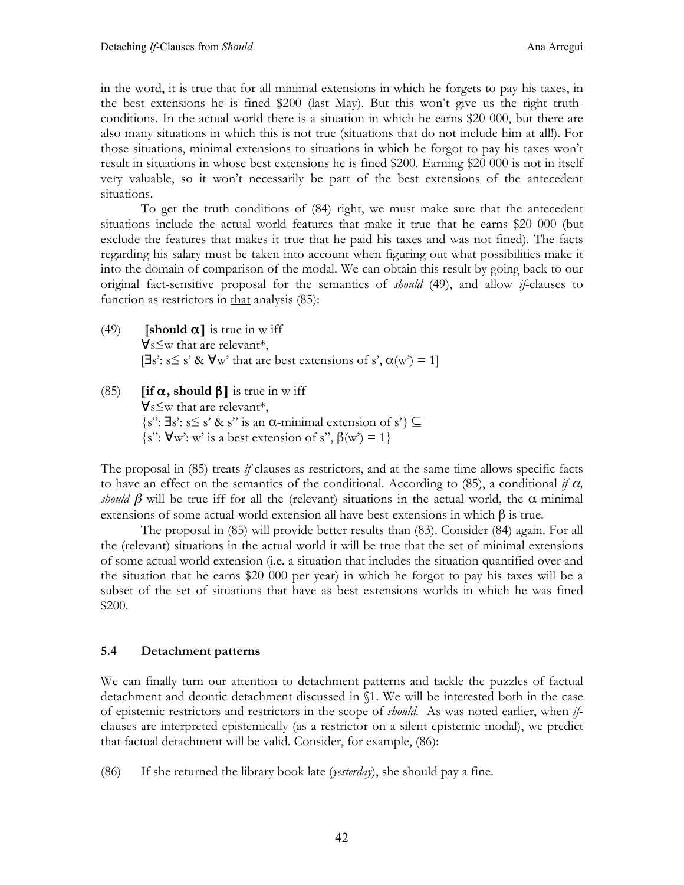in the word, it is true that for all minimal extensions in which he forgets to pay his taxes, in the best extensions he is fined $200 (last May). But this won't give us the right truth-conditions. In the actual world there is a situation in which he earns $20 000, but there are also many situations in which this is not true (situations that do not include him at all!). For those situations, minimal extensions to situations in which he forgot to pay his taxes won't result in situations in whose best extensions he is fined $200. Earning $20 000 is not in itself very valuable, so it won't necessarily be part of the best extensions of the antecedent situations.

To get the truth conditions of (84) right, we must make sure that the antecedent situations include the actual world features that make it true that he earns $20 000 (but exclude the features that makes it true that he paid his taxes and was not fined). The facts regarding his salary must be taken into account when figuring out what possibilities make it into the domain of comparison of the modal. We can obtain this result by going back to our original fact-sensitive proposal for the semantics of *should* (49), and allow *if*-clauses to function as restrictors in <u>that</u> analysis (85):

(49) $[\![\textbf{should } \alpha]\!]$ is true in w iff
$\forall$s$\leq$w that are relevant*,
[$\exists$s': s$\leq$ s' & $\forall$w' that are best extensions of s', $\alpha$(w') = 1]

(85) $[\![\textbf{if } \alpha\textbf{, should } \beta]\!]$ is true in w iff
$\forall$s$\leq$w that are relevant*,
{s'': $\exists$s': s$\leq$ s' & s'' is an $\alpha$-minimal extension of s'} $\subseteq$
{s'': $\forall$w': w' is a best extension of s'', $\beta$(w') = 1}

The proposal in (85) treats *if*-clauses as restrictors, and at the same time allows specific facts to have an effect on the semantics of the conditional. According to (85), a conditional *if $\alpha$, should $\beta$* will be true iff for all the (relevant) situations in the actual world, the $\alpha$-minimal extensions of some actual-world extension all have best-extensions in which $\beta$ is true.

The proposal in (85) will provide better results than (83). Consider (84) again. For all the (relevant) situations in the actual world it will be true that the set of minimal extensions of some actual world extension (i.e. a situation that includes the situation quantified over and the situation that he earns $20 000 per year) in which he forgot to pay his taxes will be a subset of the set of situations that have as best extensions worlds in which he was fined $200.

### 5.4 Detachment patterns

We can finally turn our attention to detachment patterns and tackle the puzzles of factual detachment and deontic detachment discussed in §1. We will be interested both in the case of epistemic restrictors and restrictors in the scope of *should*. As was noted earlier, when *if*-clauses are interpreted epistemically (as a restrictor on a silent epistemic modal), we predict that factual detachment will be valid. Consider, for example, (86):

(86) If she returned the library book late (*yesterday*), she should pay a fine.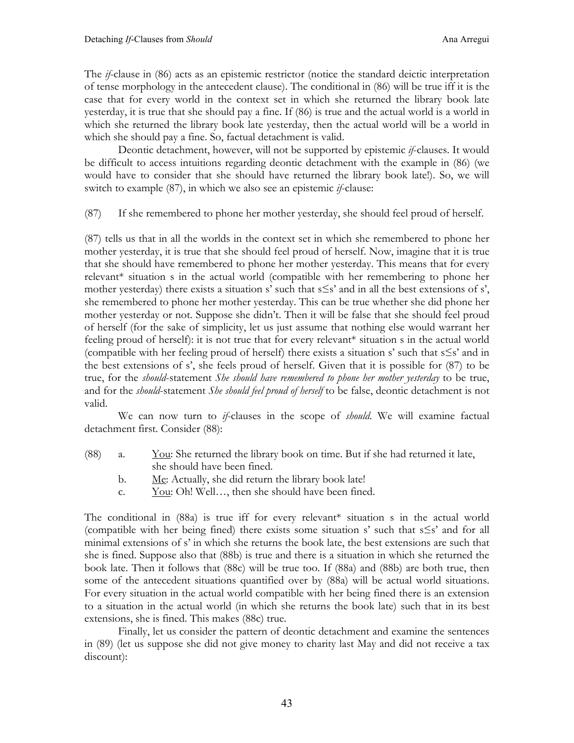The *if*-clause in (86) acts as an epistemic restrictor (notice the standard deictic interpretation of tense morphology in the antecedent clause). The conditional in (86) will be true iff it is the case that for every world in the context set in which she returned the library book late yesterday, it is true that she should pay a fine. If (86) is true and the actual world is a world in which she returned the library book late yesterday, then the actual world will be a world in which she should pay a fine. So, factual detachment is valid.

Deontic detachment, however, will not be supported by epistemic *if*-clauses. It would be difficult to access intuitions regarding deontic detachment with the example in (86) (we would have to consider that she should have returned the library book late!). So, we will switch to example (87), in which we also see an epistemic *if*-clause:

(87) If she remembered to phone her mother yesterday, she should feel proud of herself.

(87) tells us that in all the worlds in the context set in which she remembered to phone her mother yesterday, it is true that she should feel proud of herself. Now, imagine that it is true that she should have remembered to phone her mother yesterday. This means that for every relevant* situation s in the actual world (compatible with her remembering to phone her mother yesterday) there exists a situation s' such that s≤s' and in all the best extensions of s', she remembered to phone her mother yesterday. This can be true whether she did phone her mother yesterday or not. Suppose she didn't. Then it will be false that she should feel proud of herself (for the sake of simplicity, let us just assume that nothing else would warrant her feeling proud of herself): it is not true that for every relevant* situation s in the actual world (compatible with her feeling proud of herself) there exists a situation s' such that s≤s' and in the best extensions of s', she feels proud of herself. Given that it is possible for (87) to be true, for the *should*-statement *She should have remembered to phone her mother yesterday* to be true, and for the *should*-statement *She should feel proud of herself* to be false, deontic detachment is not valid.

We can now turn to *if*-clauses in the scope of *should*. We will examine factual detachment first. Consider (88):

(88) a. <u>You</u>: She returned the library book on time. But if she had returned it late, she should have been fined.
  b. <u>Me</u>: Actually, she did return the library book late!
  c. <u>You</u>: Oh! Well…, then she should have been fined.

The conditional in (88a) is true iff for every relevant* situation s in the actual world (compatible with her being fined) there exists some situation s' such that s≤s' and for all minimal extensions of s' in which she returns the book late, the best extensions are such that she is fined. Suppose also that (88b) is true and there is a situation in which she returned the book late. Then it follows that (88c) will be true too. If (88a) and (88b) are both true, then some of the antecedent situations quantified over by (88a) will be actual world situations. For every situation in the actual world compatible with her being fined there is an extension to a situation in the actual world (in which she returns the book late) such that in its best extensions, she is fined. This makes (88c) true.

Finally, let us consider the pattern of deontic detachment and examine the sentences in (89) (let us suppose she did not give money to charity last May and did not receive a tax discount):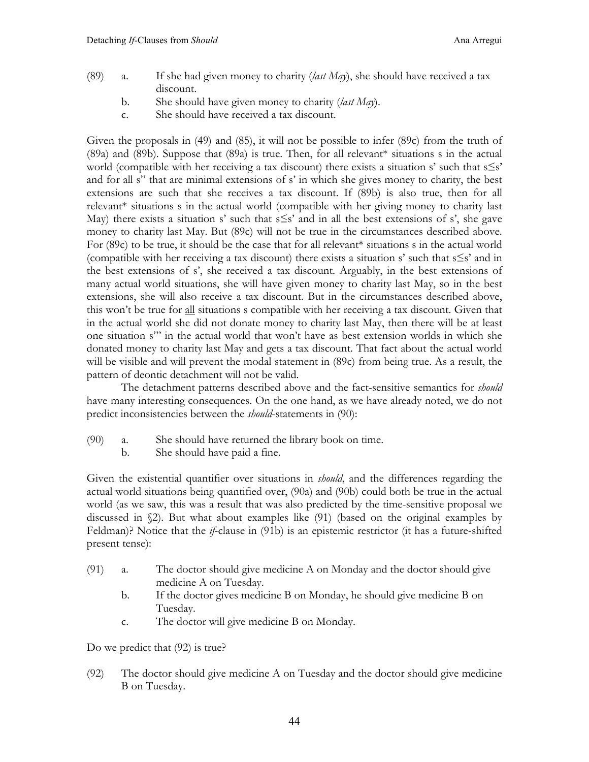(89) a. If she had given money to charity (*last May*), she should have received a tax discount.
     b. She should have given money to charity (*last May*).
     c. She should have received a tax discount.

Given the proposals in (49) and (85), it will not be possible to infer (89c) from the truth of (89a) and (89b). Suppose that (89a) is true. Then, for all relevant* situations s in the actual world (compatible with her receiving a tax discount) there exists a situation s' such that s≤s' and for all s" that are minimal extensions of s' in which she gives money to charity, the best extensions are such that she receives a tax discount. If (89b) is also true, then for all relevant* situations s in the actual world (compatible with her giving money to charity last May) there exists a situation s' such that s≤s' and in all the best extensions of s', she gave money to charity last May. But (89c) will not be true in the circumstances described above. For (89c) to be true, it should be the case that for all relevant* situations s in the actual world (compatible with her receiving a tax discount) there exists a situation s' such that s≤s' and in the best extensions of s', she received a tax discount. Arguably, in the best extensions of many actual world situations, she will have given money to charity last May, so in the best extensions, she will also receive a tax discount. But in the circumstances described above, this won't be true for <u>all</u> situations s compatible with her receiving a tax discount. Given that in the actual world she did not donate money to charity last May, then there will be at least one situation s''' in the actual world that won't have as best extension worlds in which she donated money to charity last May and gets a tax discount. That fact about the actual world will be visible and will prevent the modal statement in (89c) from being true. As a result, the pattern of deontic detachment will not be valid.

The detachment patterns described above and the fact-sensitive semantics for *should* have many interesting consequences. On the one hand, as we have already noted, we do not predict inconsistencies between the *should*-statements in (90):

(90) a. She should have returned the library book on time.
     b. She should have paid a fine.

Given the existential quantifier over situations in *should*, and the differences regarding the actual world situations being quantified over, (90a) and (90b) could both be true in the actual world (as we saw, this was a result that was also predicted by the time-sensitive proposal we discussed in §2). But what about examples like (91) (based on the original examples by Feldman)? Notice that the *if*-clause in (91b) is an epistemic restrictor (it has a future-shifted present tense):

(91) a. The doctor should give medicine A on Monday and the doctor should give medicine A on Tuesday.
     b. If the doctor gives medicine B on Monday, he should give medicine B on Tuesday.
     c. The doctor will give medicine B on Monday.

Do we predict that (92) is true?

(92) The doctor should give medicine A on Tuesday and the doctor should give medicine B on Tuesday.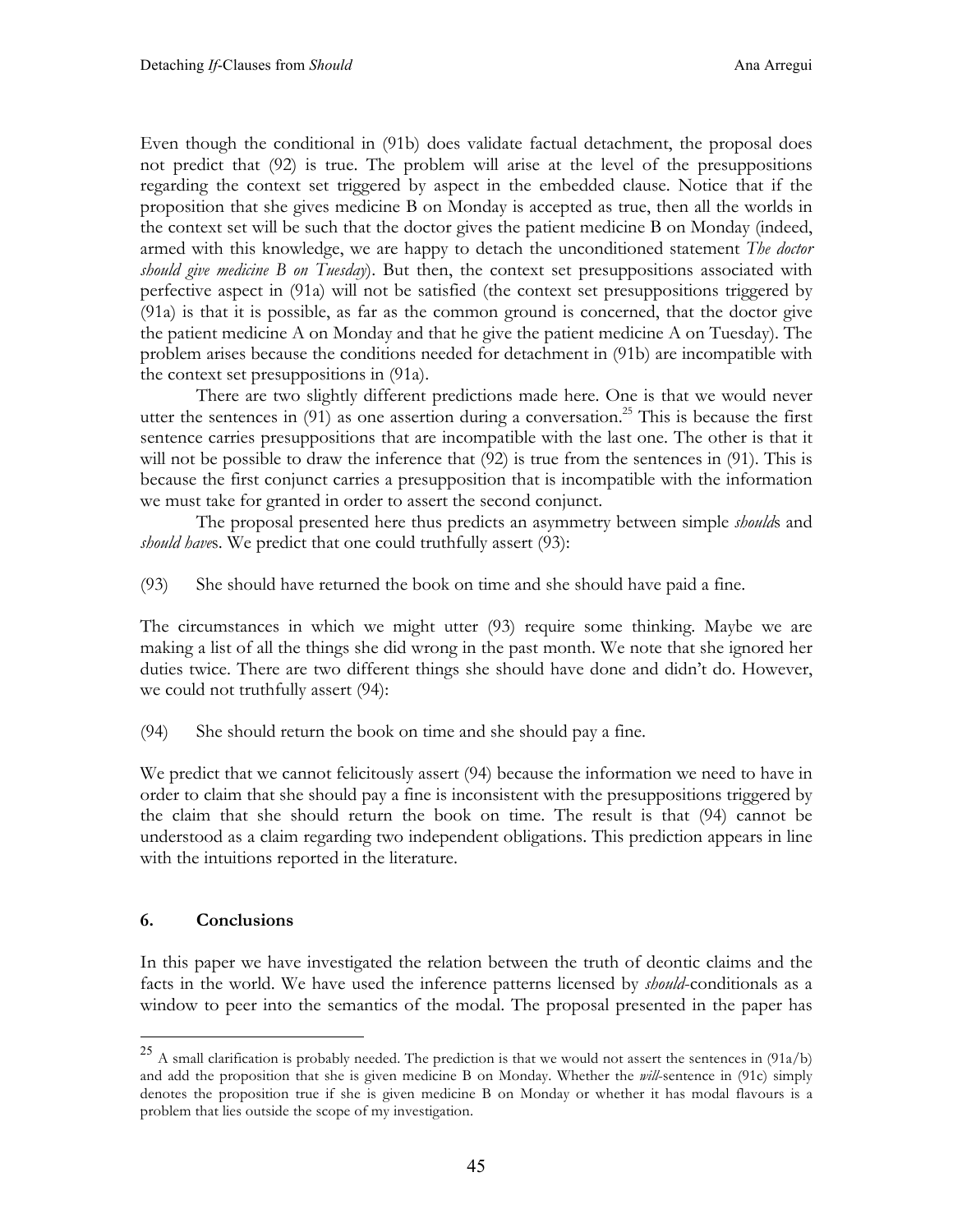Even though the conditional in (91b) does validate factual detachment, the proposal does not predict that (92) is true. The problem will arise at the level of the presuppositions regarding the context set triggered by aspect in the embedded clause. Notice that if the proposition that she gives medicine B on Monday is accepted as true, then all the worlds in the context set will be such that the doctor gives the patient medicine B on Monday (indeed, armed with this knowledge, we are happy to detach the unconditioned statement *The doctor should give medicine B on Tuesday*). But then, the context set presuppositions associated with perfective aspect in (91a) will not be satisfied (the context set presuppositions triggered by (91a) is that it is possible, as far as the common ground is concerned, that the doctor give the patient medicine A on Monday and that he give the patient medicine A on Tuesday). The problem arises because the conditions needed for detachment in (91b) are incompatible with the context set presuppositions in (91a).

There are two slightly different predictions made here. One is that we would never utter the sentences in (91) as one assertion during a conversation.[25] This is because the first sentence carries presuppositions that are incompatible with the last one. The other is that it will not be possible to draw the inference that (92) is true from the sentences in (91). This is because the first conjunct carries a presupposition that is incompatible with the information we must take for granted in order to assert the second conjunct.

The proposal presented here thus predicts an asymmetry between simple *should*s and *should have*s. We predict that one could truthfully assert (93):

(93) She should have returned the book on time and she should have paid a fine.

The circumstances in which we might utter (93) require some thinking. Maybe we are making a list of all the things she did wrong in the past month. We note that she ignored her duties twice. There are two different things she should have done and didn't do. However, we could not truthfully assert (94):

(94) She should return the book on time and she should pay a fine.

We predict that we cannot felicitously assert (94) because the information we need to have in order to claim that she should pay a fine is inconsistent with the presuppositions triggered by the claim that she should return the book on time. The result is that (94) cannot be understood as a claim regarding two independent obligations. This prediction appears in line with the intuitions reported in the literature.

## 6. Conclusions

In this paper we have investigated the relation between the truth of deontic claims and the facts in the world. We have used the inference patterns licensed by *should*-conditionals as a window to peer into the semantics of the modal. The proposal presented in the paper has

---

[25] A small clarification is probably needed. The prediction is that we would not assert the sentences in (91a/b) and add the proposition that she is given medicine B on Monday. Whether the *will*-sentence in (91c) simply denotes the proposition true if she is given medicine B on Monday or whether it has modal flavours is a problem that lies outside the scope of my investigation.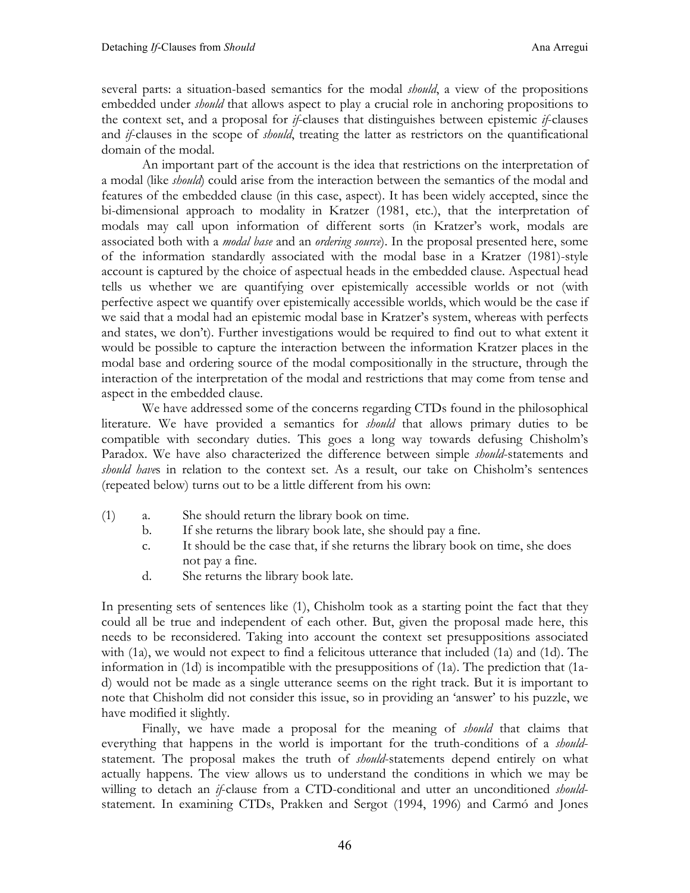several parts: a situation-based semantics for the modal *should*, a view of the propositions embedded under *should* that allows aspect to play a crucial role in anchoring propositions to the context set, and a proposal for *if*-clauses that distinguishes between epistemic *if*-clauses and *if*-clauses in the scope of *should*, treating the latter as restrictors on the quantificational domain of the modal.

An important part of the account is the idea that restrictions on the interpretation of a modal (like *should*) could arise from the interaction between the semantics of the modal and features of the embedded clause (in this case, aspect). It has been widely accepted, since the bi-dimensional approach to modality in Kratzer (1981, etc.), that the interpretation of modals may call upon information of different sorts (in Kratzer's work, modals are associated both with a *modal base* and an *ordering source*). In the proposal presented here, some of the information standardly associated with the modal base in a Kratzer (1981)-style account is captured by the choice of aspectual heads in the embedded clause. Aspectual head tells us whether we are quantifying over epistemically accessible worlds or not (with perfective aspect we quantify over epistemically accessible worlds, which would be the case if we said that a modal had an epistemic modal base in Kratzer's system, whereas with perfects and states, we don't). Further investigations would be required to find out to what extent it would be possible to capture the interaction between the information Kratzer places in the modal base and ordering source of the modal compositionally in the structure, through the interaction of the interpretation of the modal and restrictions that may come from tense and aspect in the embedded clause.

We have addressed some of the concerns regarding CTDs found in the philosophical literature. We have provided a semantics for *should* that allows primary duties to be compatible with secondary duties. This goes a long way towards defusing Chisholm's Paradox. We have also characterized the difference between simple *should*-statements and *should have*s in relation to the context set. As a result, our take on Chisholm's sentences (repeated below) turns out to be a little different from his own:

(1) a. She should return the library book on time.
  b. If she returns the library book late, she should pay a fine.
  c. It should be the case that, if she returns the library book on time, she does not pay a fine.
  d. She returns the library book late.

In presenting sets of sentences like (1), Chisholm took as a starting point the fact that they could all be true and independent of each other. But, given the proposal made here, this needs to be reconsidered. Taking into account the context set presuppositions associated with (1a), we would not expect to find a felicitous utterance that included (1a) and (1d). The information in (1d) is incompatible with the presuppositions of (1a). The prediction that (1a-d) would not be made as a single utterance seems on the right track. But it is important to note that Chisholm did not consider this issue, so in providing an 'answer' to his puzzle, we have modified it slightly.

Finally, we have made a proposal for the meaning of *should* that claims that everything that happens in the world is important for the truth-conditions of a *should*-statement. The proposal makes the truth of *should*-statements depend entirely on what actually happens. The view allows us to understand the conditions in which we may be willing to detach an *if*-clause from a CTD-conditional and utter an unconditioned *should*-statement. In examining CTDs, Prakken and Sergot (1994, 1996) and Carmó and Jones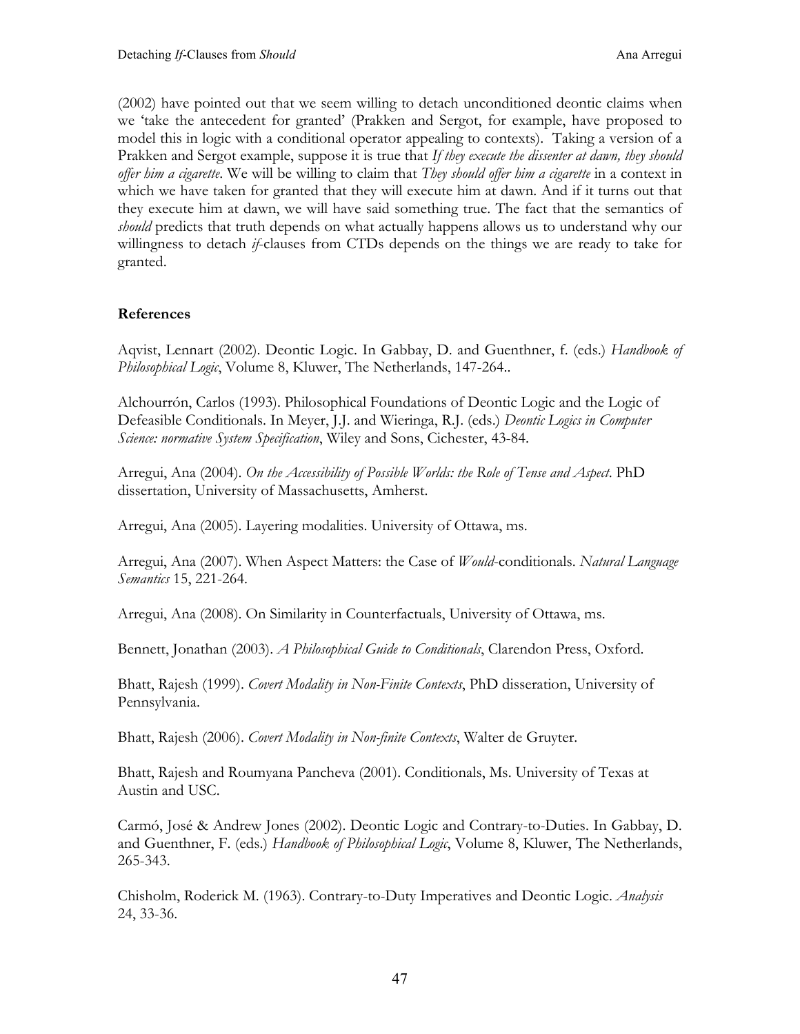(2002) have pointed out that we seem willing to detach unconditioned deontic claims when we 'take the antecedent for granted' (Prakken and Sergot, for example, have proposed to model this in logic with a conditional operator appealing to contexts). Taking a version of a Prakken and Sergot example, suppose it is true that *If they execute the dissenter at dawn, they should offer him a cigarette*. We will be willing to claim that *They should offer him a cigarette* in a context in which we have taken for granted that they will execute him at dawn. And if it turns out that they execute him at dawn, we will have said something true. The fact that the semantics of *should* predicts that truth depends on what actually happens allows us to understand why our willingness to detach *if*-clauses from CTDs depends on the things we are ready to take for granted.

## References

Aqvist, Lennart (2002). Deontic Logic. In Gabbay, D. and Guenthner, f. (eds.) *Handbook of Philosophical Logic*, Volume 8, Kluwer, The Netherlands, 147-264..

Alchourrón, Carlos (1993). Philosophical Foundations of Deontic Logic and the Logic of Defeasible Conditionals. In Meyer, J.J. and Wieringa, R.J. (eds.) *Deontic Logics in Computer Science: normative System Specification*, Wiley and Sons, Cichester, 43-84.

Arregui, Ana (2004). *On the Accessibility of Possible Worlds: the Role of Tense and Aspect*. PhD dissertation, University of Massachusetts, Amherst.

Arregui, Ana (2005). Layering modalities. University of Ottawa, ms.

Arregui, Ana (2007). When Aspect Matters: the Case of *Would*-conditionals. *Natural Language Semantics* 15, 221-264.

Arregui, Ana (2008). On Similarity in Counterfactuals, University of Ottawa, ms.

Bennett, Jonathan (2003). *A Philosophical Guide to Conditionals*, Clarendon Press, Oxford.

Bhatt, Rajesh (1999). *Covert Modality in Non-Finite Contexts*, PhD disseration, University of Pennsylvania.

Bhatt, Rajesh (2006). *Covert Modality in Non-finite Contexts*, Walter de Gruyter.

Bhatt, Rajesh and Roumyana Pancheva (2001). Conditionals, Ms. University of Texas at Austin and USC.

Carmó, José & Andrew Jones (2002). Deontic Logic and Contrary-to-Duties. In Gabbay, D. and Guenthner, F. (eds.) *Handbook of Philosophical Logic*, Volume 8, Kluwer, The Netherlands, 265-343.

Chisholm, Roderick M. (1963). Contrary-to-Duty Imperatives and Deontic Logic. *Analysis* 24, 33-36.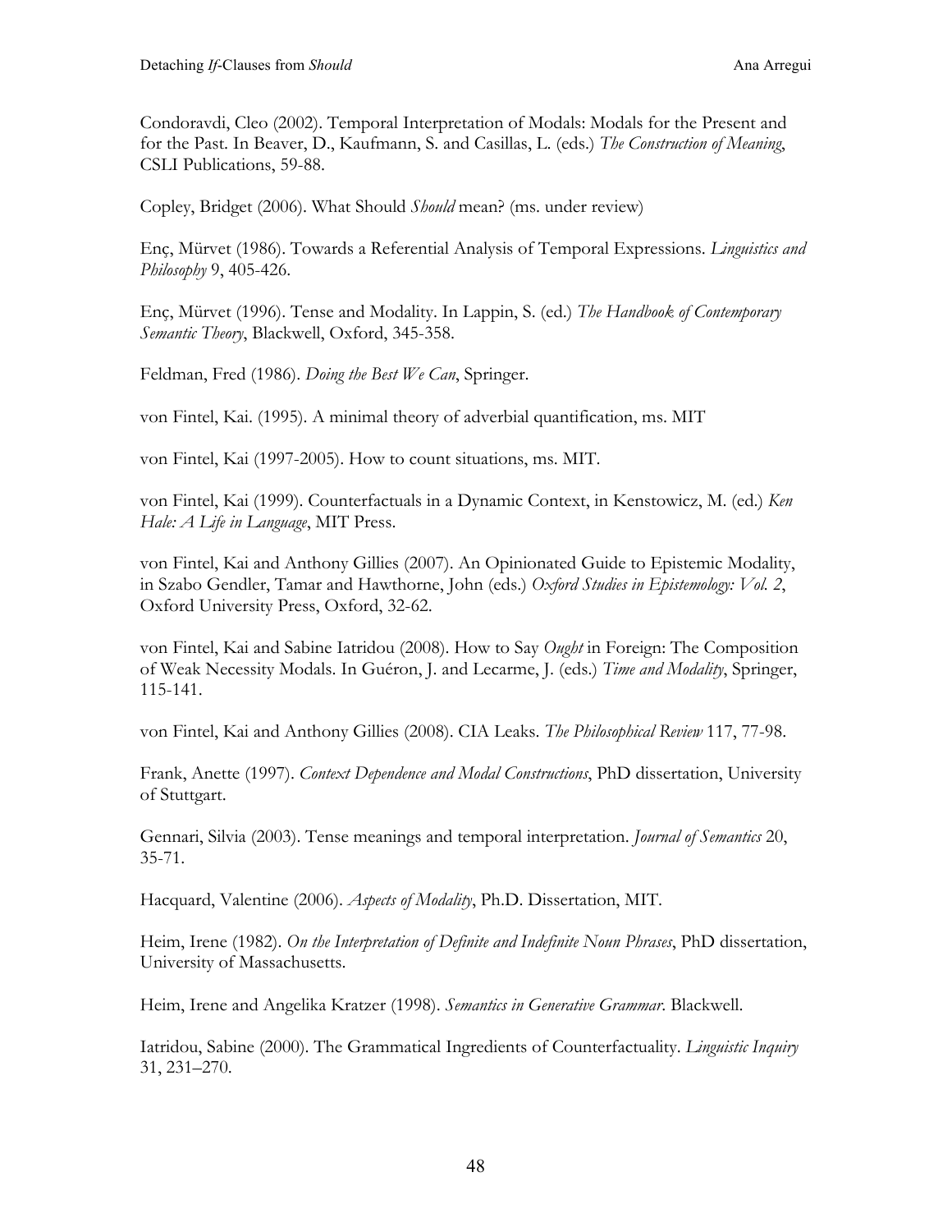Condoravdi, Cleo (2002). Temporal Interpretation of Modals: Modals for the Present and for the Past. In Beaver, D., Kaufmann, S. and Casillas, L. (eds.) *The Construction of Meaning*, CSLI Publications, 59-88.

Copley, Bridget (2006). What Should *Should* mean? (ms. under review)

Enç, Mürvet (1986). Towards a Referential Analysis of Temporal Expressions. *Linguistics and Philosophy* 9, 405-426.

Enç, Mürvet (1996). Tense and Modality. In Lappin, S. (ed.) *The Handbook of Contemporary Semantic Theory*, Blackwell, Oxford, 345-358.

Feldman, Fred (1986). *Doing the Best We Can*, Springer.

von Fintel, Kai. (1995). A minimal theory of adverbial quantification, ms. MIT

von Fintel, Kai (1997-2005). How to count situations, ms. MIT.

von Fintel, Kai (1999). Counterfactuals in a Dynamic Context, in Kenstowicz, M. (ed.) *Ken Hale: A Life in Language*, MIT Press.

von Fintel, Kai and Anthony Gillies (2007). An Opinionated Guide to Epistemic Modality, in Szabo Gendler, Tamar and Hawthorne, John (eds.) *Oxford Studies in Epistemology: Vol. 2*, Oxford University Press, Oxford, 32-62.

von Fintel, Kai and Sabine Iatridou (2008). How to Say *Ought* in Foreign: The Composition of Weak Necessity Modals. In Guéron, J. and Lecarme, J. (eds.) *Time and Modality*, Springer, 115-141.

von Fintel, Kai and Anthony Gillies (2008). CIA Leaks. *The Philosophical Review* 117, 77-98.

Frank, Anette (1997). *Context Dependence and Modal Constructions*, PhD dissertation, University of Stuttgart.

Gennari, Silvia (2003). Tense meanings and temporal interpretation. *Journal of Semantics* 20, 35-71.

Hacquard, Valentine (2006). *Aspects of Modality*, Ph.D. Dissertation, MIT.

Heim, Irene (1982). *On the Interpretation of Definite and Indefinite Noun Phrases*, PhD dissertation, University of Massachusetts.

Heim, Irene and Angelika Kratzer (1998). *Semantics in Generative Grammar*. Blackwell.

Iatridou, Sabine (2000). The Grammatical Ingredients of Counterfactuality. *Linguistic Inquiry* 31, 231–270.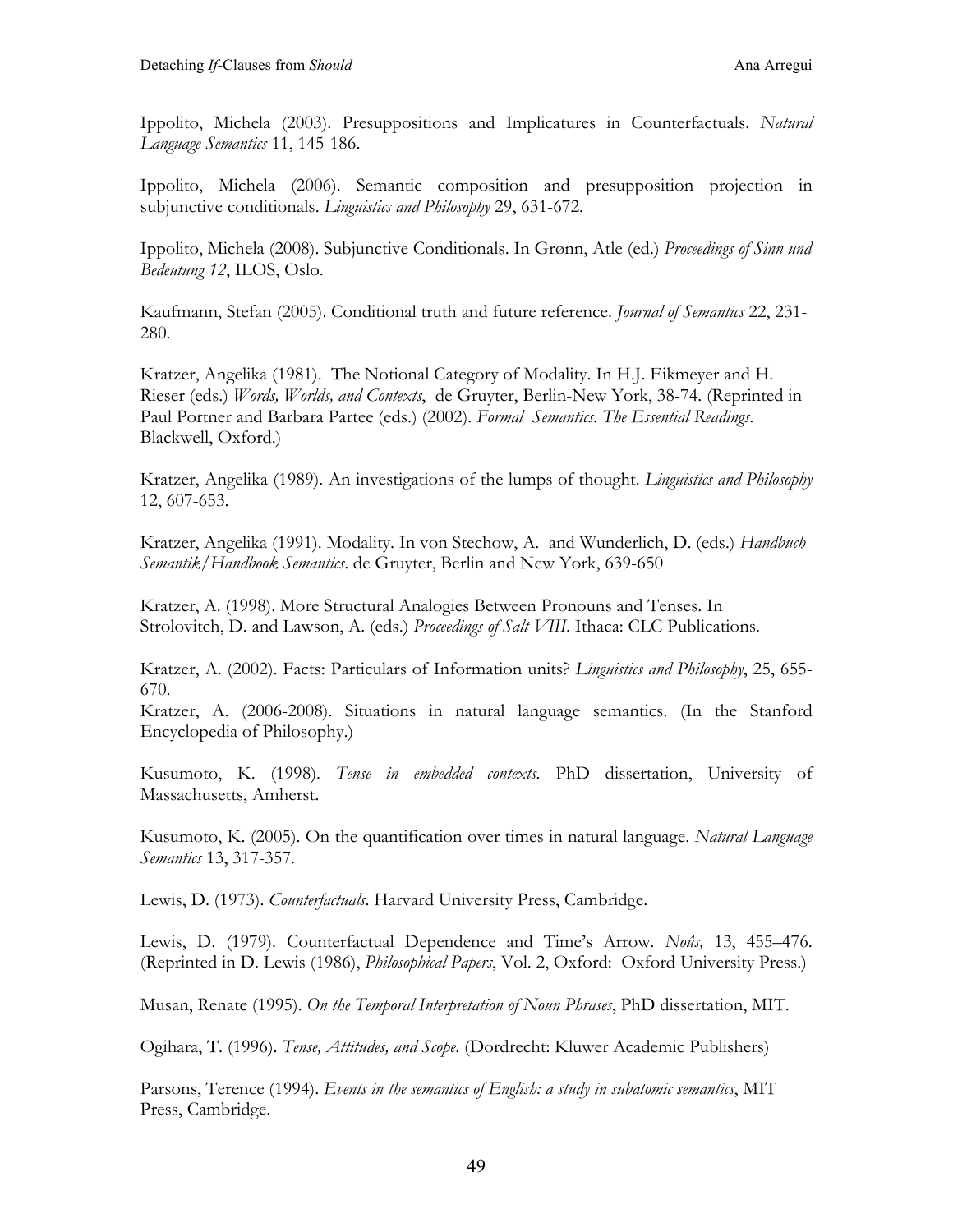Ippolito, Michela (2003). Presuppositions and Implicatures in Counterfactuals. *Natural Language Semantics* 11, 145-186.

Ippolito, Michela (2006). Semantic composition and presupposition projection in subjunctive conditionals. *Linguistics and Philosophy* 29, 631-672.

Ippolito, Michela (2008). Subjunctive Conditionals. In Grønn, Atle (ed.) *Proceedings of Sinn und Bedeutung 12*, ILOS, Oslo.

Kaufmann, Stefan (2005). Conditional truth and future reference. *Journal of Semantics* 22, 231-280.

Kratzer, Angelika (1981). The Notional Category of Modality. In H.J. Eikmeyer and H. Rieser (eds.) *Words, Worlds, and Contexts*, de Gruyter, Berlin-New York, 38-74. (Reprinted in Paul Portner and Barbara Partee (eds.) (2002). *Formal Semantics. The Essential Readings.* Blackwell, Oxford.)

Kratzer, Angelika (1989). An investigations of the lumps of thought. *Linguistics and Philosophy* 12, 607-653.

Kratzer, Angelika (1991). Modality. In von Stechow, A. and Wunderlich, D. (eds.) *Handbuch Semantik/Handbook Semantics*. de Gruyter, Berlin and New York, 639-650

Kratzer, A. (1998). More Structural Analogies Between Pronouns and Tenses. In Strolovitch, D. and Lawson, A. (eds.) *Proceedings of Salt VIII*. Ithaca: CLC Publications.

Kratzer, A. (2002). Facts: Particulars of Information units? *Linguistics and Philosophy*, 25, 655-670.

Kratzer, A. (2006-2008). Situations in natural language semantics. (In the Stanford Encyclopedia of Philosophy.)

Kusumoto, K. (1998). *Tense in embedded contexts.* PhD dissertation, University of Massachusetts, Amherst.

Kusumoto, K. (2005). On the quantification over times in natural language. *Natural Language Semantics* 13, 317-357.

Lewis, D. (1973). *Counterfactuals*. Harvard University Press, Cambridge.

Lewis, D. (1979). Counterfactual Dependence and Time's Arrow. *Noûs,* 13, 455–476. (Reprinted in D. Lewis (1986), *Philosophical Papers*, Vol. 2, Oxford: Oxford University Press.)

Musan, Renate (1995). *On the Temporal Interpretation of Noun Phrases*, PhD dissertation, MIT.

Ogihara, T. (1996). *Tense, Attitudes, and Scope.* (Dordrecht: Kluwer Academic Publishers)

Parsons, Terence (1994). *Events in the semantics of English: a study in subatomic semantics*, MIT Press, Cambridge.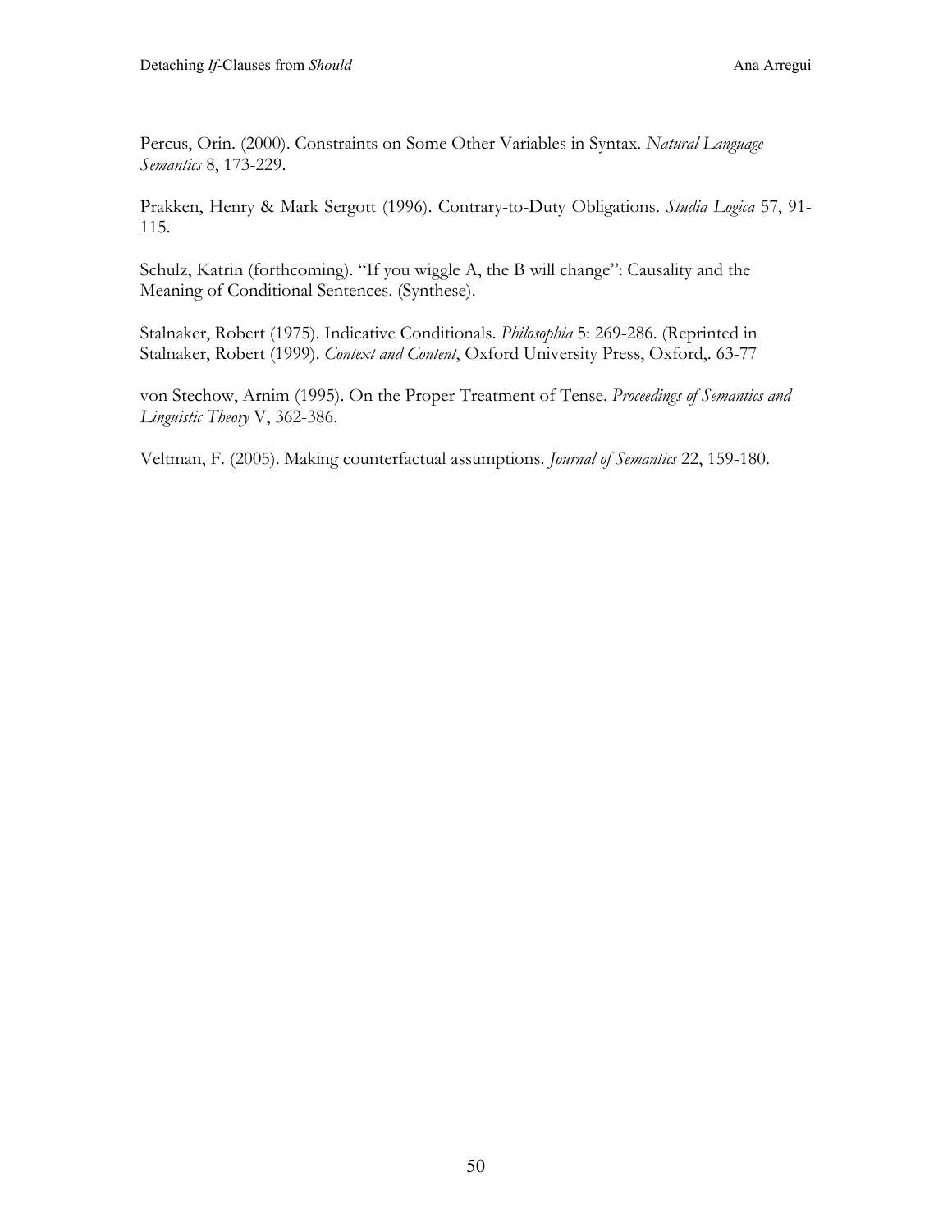Percus, Orin. (2000). Constraints on Some Other Variables in Syntax. *Natural Language Semantics* 8, 173-229.

Prakken, Henry & Mark Sergott (1996). Contrary-to-Duty Obligations. *Studia Logica* 57, 91-115.

Schulz, Katrin (forthcoming). "If you wiggle A, the B will change": Causality and the Meaning of Conditional Sentences. (Synthese).

Stalnaker, Robert (1975). Indicative Conditionals. *Philosophia* 5: 269-286. (Reprinted in Stalnaker, Robert (1999). *Context and Content*, Oxford University Press, Oxford,. 63-77

von Stechow, Arnim (1995). On the Proper Treatment of Tense. *Proceedings of Semantics and Linguistic Theory* V, 362-386.

Veltman, F. (2005). Making counterfactual assumptions. *Journal of Semantics* 22, 159-180.